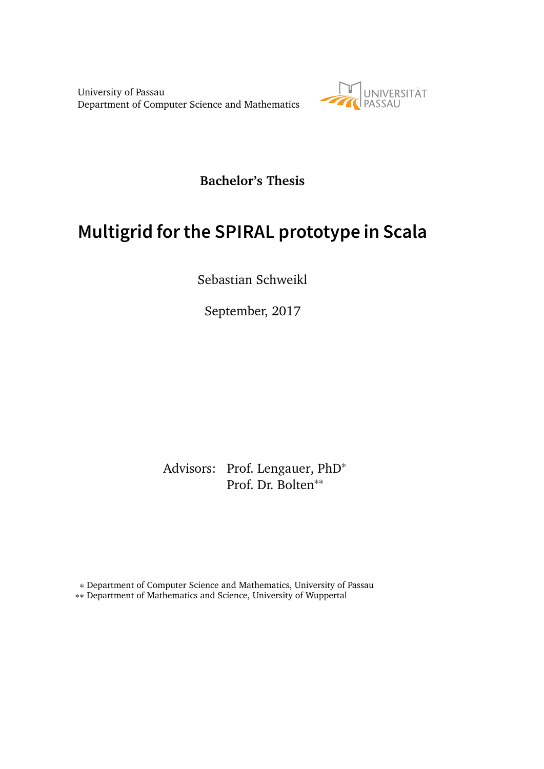University of Passau
Department of Computer Science and Mathematics

UNIVERSITÄT PASSAU

**Bachelor's Thesis**

# Multigrid for the SPIRAL prototype in Scala

Sebastian Schweikl

September, 2017

Advisors: Prof. Lengauer, PhD*
Prof. Dr. Bolten**

* Department of Computer Science and Mathematics, University of Passau
** Department of Mathematics and Science, University of Wuppertal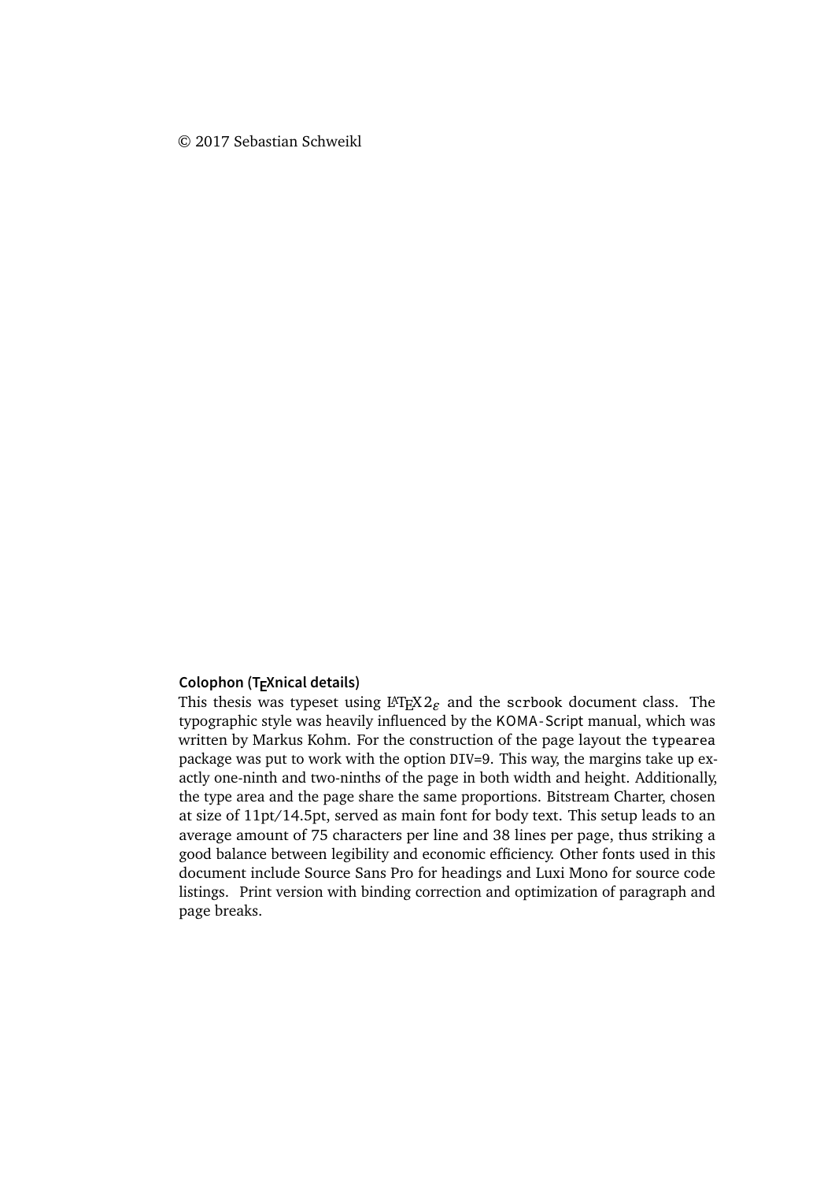© 2017 Sebastian Schweikl

**Colophon (TEXnical details)**

This thesis was typeset using LaTeX $2_\varepsilon$ and the `scrbook` document class. The typographic style was heavily influenced by the KOMA-Script manual, which was written by Markus Kohm. For the construction of the page layout the `typearea` package was put to work with the option `DIV=9`. This way, the margins take up exactly one-ninth and two-ninths of the page in both width and height. Additionally, the type area and the page share the same proportions. Bitstream Charter, chosen at size of 11pt/14.5pt, served as main font for body text. This setup leads to an average amount of 75 characters per line and 38 lines per page, thus striking a good balance between legibility and economic efficiency. Other fonts used in this document include Source Sans Pro for headings and Luxi Mono for source code listings. Print version with binding correction and optimization of paragraph and page breaks.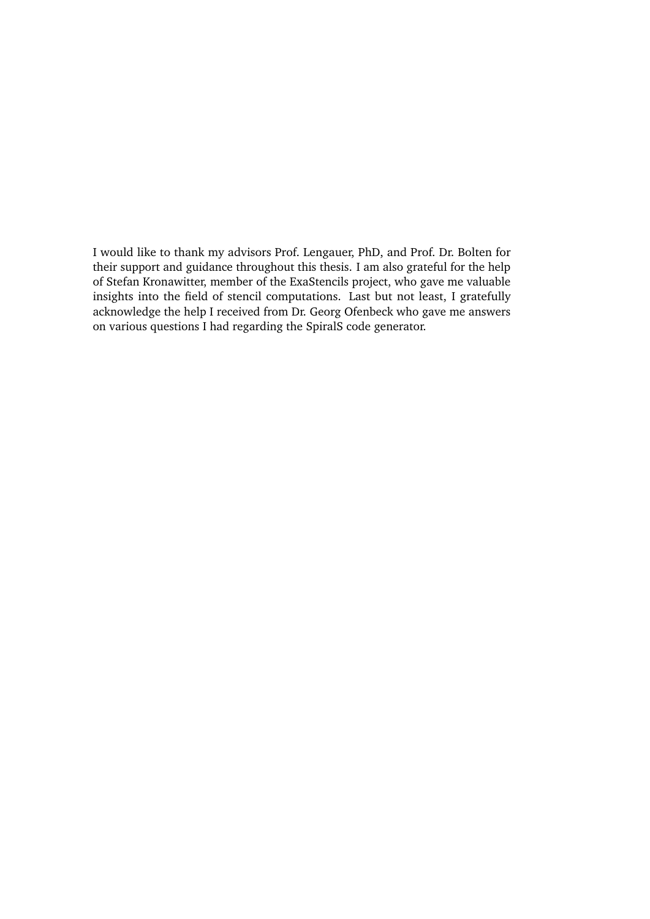I would like to thank my advisors Prof. Lengauer, PhD, and Prof. Dr. Bolten for their support and guidance throughout this thesis. I am also grateful for the help of Stefan Kronawitter, member of the ExaStencils project, who gave me valuable insights into the field of stencil computations. Last but not least, I gratefully acknowledge the help I received from Dr. Georg Ofenbeck who gave me answers on various questions I had regarding the SpiralS code generator.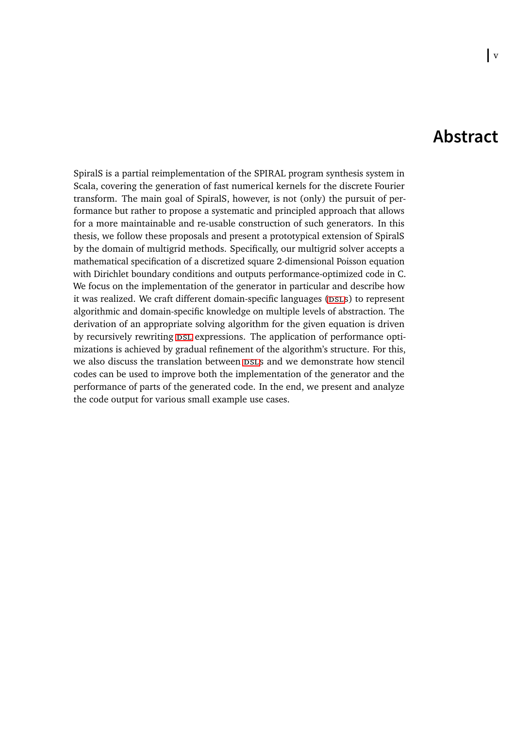# Abstract

SpiralS is a partial reimplementation of the SPIRAL program synthesis system in Scala, covering the generation of fast numerical kernels for the discrete Fourier transform. The main goal of SpiralS, however, is not (only) the pursuit of performance but rather to propose a systematic and principled approach that allows for a more maintainable and re-usable construction of such generators. In this thesis, we follow these proposals and present a prototypical extension of SpiralS by the domain of multigrid methods. Specifically, our multigrid solver accepts a mathematical specification of a discretized square 2-dimensional Poisson equation with Dirichlet boundary conditions and outputs performance-optimized code in C. We focus on the implementation of the generator in particular and describe how it was realized. We craft different domain-specific languages (DSLs) to represent algorithmic and domain-specific knowledge on multiple levels of abstraction. The derivation of an appropriate solving algorithm for the given equation is driven by recursively rewriting DSL expressions. The application of performance optimizations is achieved by gradual refinement of the algorithm's structure. For this, we also discuss the translation between DSLs and we demonstrate how stencil codes can be used to improve both the implementation of the generator and the performance of parts of the generated code. In the end, we present and analyze the code output for various small example use cases.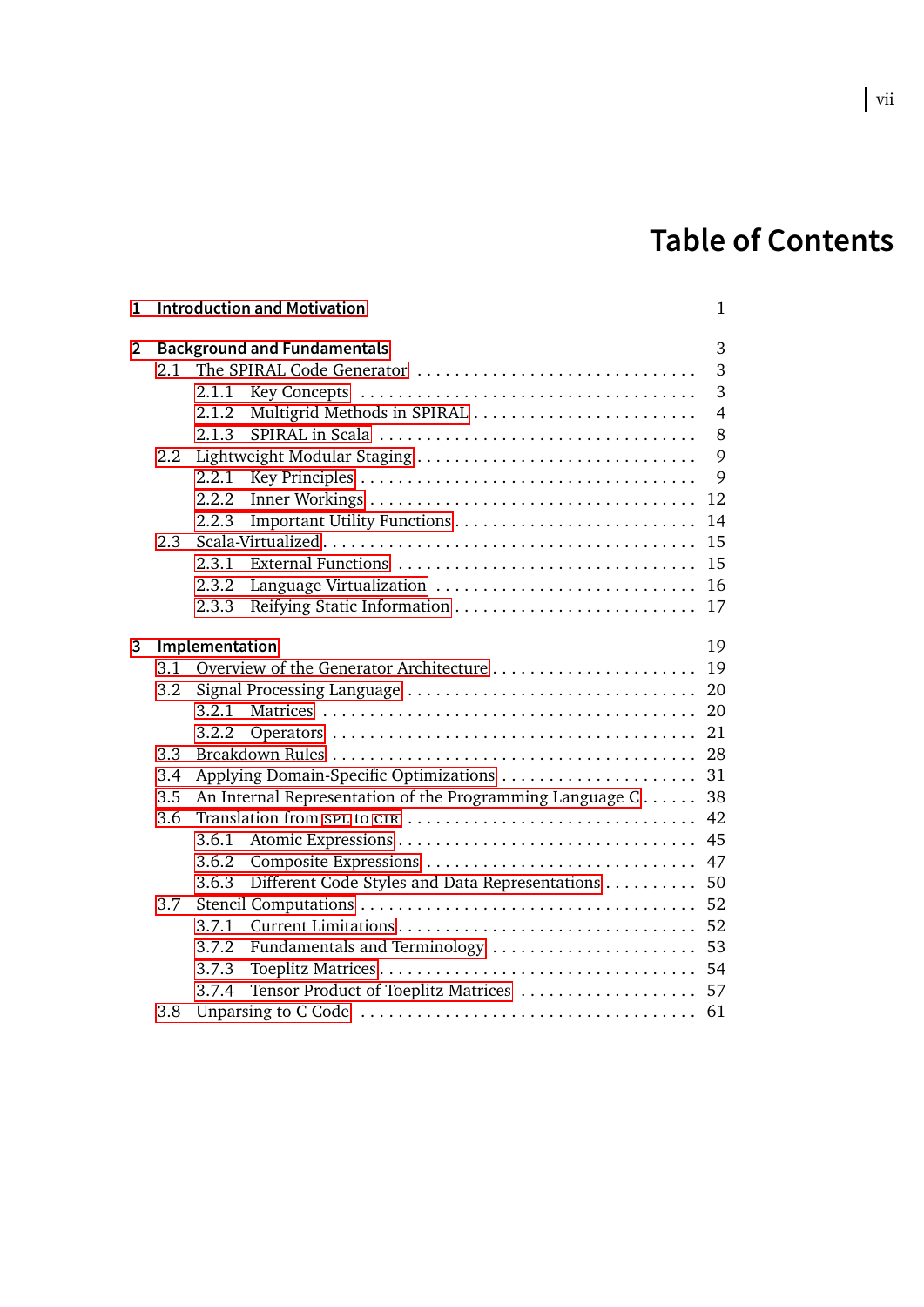# Table of Contents

**1 Introduction and Motivation** 1

**2 Background and Fundamentals** 3

- 2.1 The SPIRAL Code Generator . . . . . 3
  - 2.1.1 Key Concepts . . . . . 3
  - 2.1.2 Multigrid Methods in SPIRAL . . . . . 4
  - 2.1.3 SPIRAL in Scala . . . . . 8
- 2.2 Lightweight Modular Staging . . . . . 9
  - 2.2.1 Key Principles . . . . . 9
  - 2.2.2 Inner Workings . . . . . 12
  - 2.2.3 Important Utility Functions . . . . . 14
- 2.3 Scala-Virtualized . . . . . 15
  - 2.3.1 External Functions . . . . . 15
  - 2.3.2 Language Virtualization . . . . . 16
  - 2.3.3 Reifying Static Information . . . . . 17

**3 Implementation** 19

- 3.1 Overview of the Generator Architecture . . . . . 19
- 3.2 Signal Processing Language . . . . . 20
  - 3.2.1 Matrices . . . . . 20
  - 3.2.2 Operators . . . . . 21
- 3.3 Breakdown Rules . . . . . 28
- 3.4 Applying Domain-Specific Optimizations . . . . . 31
- 3.5 An Internal Representation of the Programming Language C . . . . . 38
- 3.6 Translation from SPL to CIR . . . . . 42
  - 3.6.1 Atomic Expressions . . . . . 45
  - 3.6.2 Composite Expressions . . . . . 47
  - 3.6.3 Different Code Styles and Data Representations . . . . . 50
- 3.7 Stencil Computations . . . . . 52
  - 3.7.1 Current Limitations . . . . . 52
  - 3.7.2 Fundamentals and Terminology . . . . . 53
  - 3.7.3 Toeplitz Matrices . . . . . 54
  - 3.7.4 Tensor Product of Toeplitz Matrices . . . . . 57
- 3.8 Unparsing to C Code . . . . . 61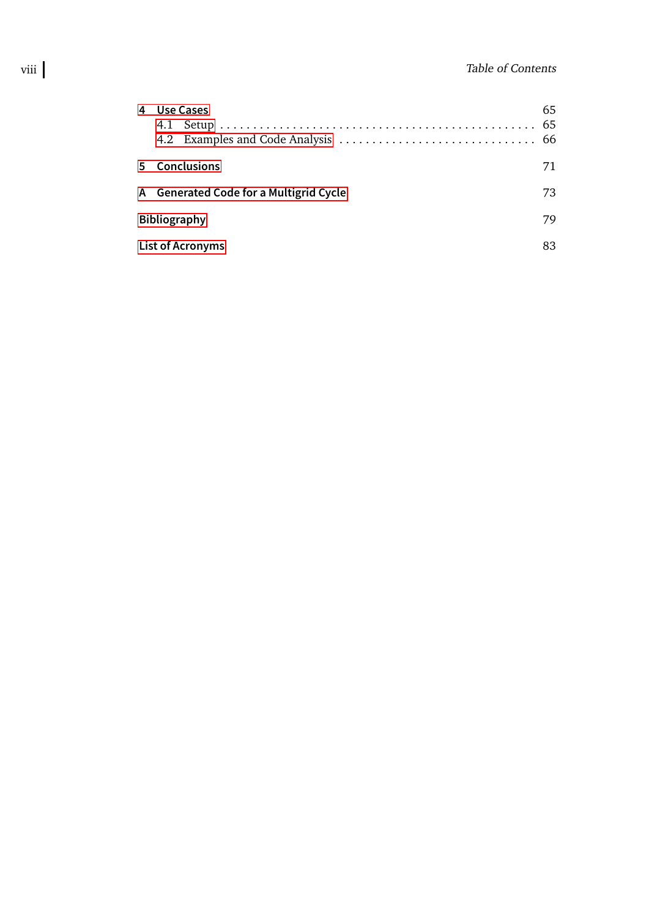**4 Use Cases** 65

- 4.1 Setup . . . . . . . . . . . . . . . . . . . . . . . . . . . . . . . . . . . . . . . . . . . . . 65
- 4.2 Examples and Code Analysis . . . . . . . . . . . . . . . . . . . . . . . . . . . . . 66

**5 Conclusions** 71

**A Generated Code for a Multigrid Cycle** 73

**Bibliography** 79

**List of Acronyms** 83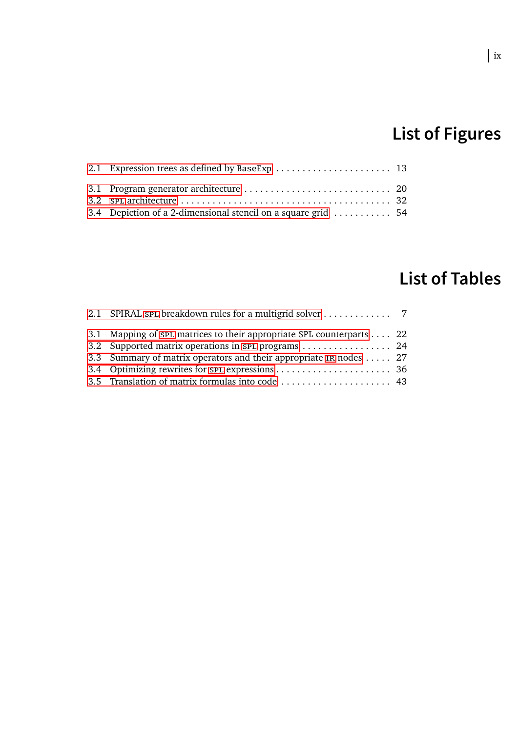# List of Figures

2.1 Expression trees as defined by `BaseExp` . . . . . . . . . . . . . . . . . . . . . . 13

3.1 Program generator architecture . . . . . . . . . . . . . . . . . . . . . . . . . . . . 20
3.2 SPL architecture . . . . . . . . . . . . . . . . . . . . . . . . . . . . . . . . . . . . . 32
3.4 Depiction of a 2-dimensional stencil on a square grid . . . . . . . . . . . 54

# List of Tables

2.1 SPIRAL SPL breakdown rules for a multigrid solver . . . . . . . . . . . . . 7

3.1 Mapping of SPL matrices to their appropriate SPL counterparts . . . . 22
3.2 Supported matrix operations in SPL programs . . . . . . . . . . . . . . . . . 24
3.3 Summary of matrix operators and their appropriate IR nodes . . . . . 27
3.4 Optimizing rewrites for SPL expressions . . . . . . . . . . . . . . . . . . . . . . 36
3.5 Translation of matrix formulas into code . . . . . . . . . . . . . . . . . . . . . 43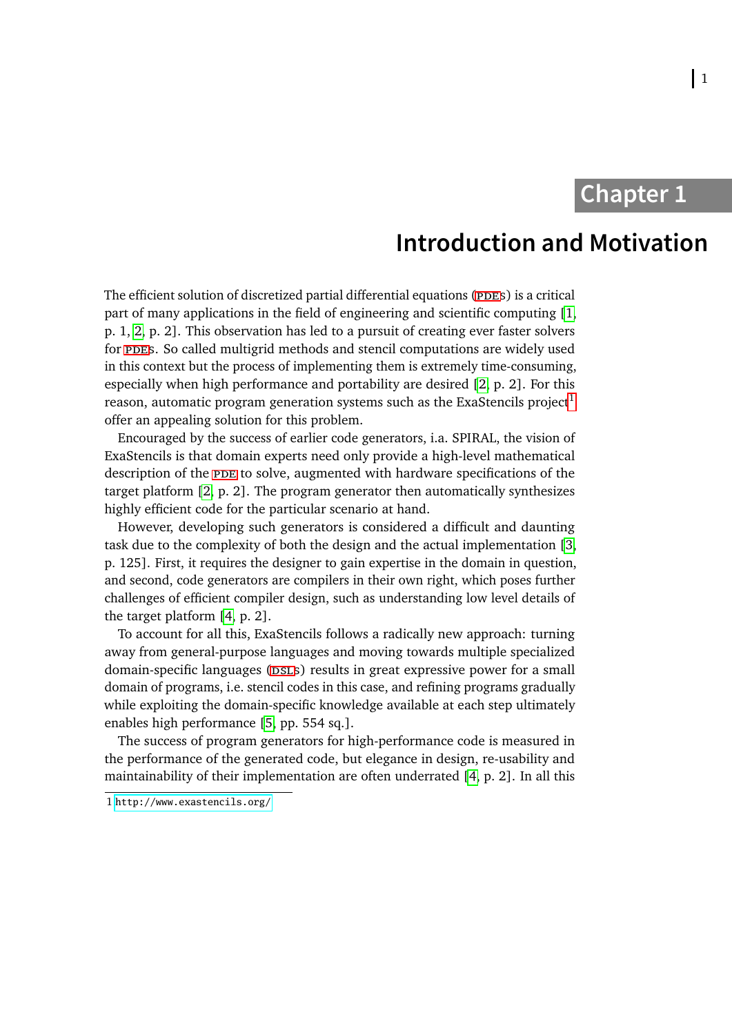# Chapter 1

# Introduction and Motivation

The efficient solution of discretized partial differential equations (PDEs) is a critical part of many applications in the field of engineering and scientific computing [1, p. 1, 2, p. 2]. This observation has led to a pursuit of creating ever faster solvers for PDEs. So called multigrid methods and stencil computations are widely used in this context but the process of implementing them is extremely time-consuming, especially when high performance and portability are desired [2, p. 2]. For this reason, automatic program generation systems such as the ExaStencils project[1] offer an appealing solution for this problem.

Encouraged by the success of earlier code generators, i.a. SPIRAL, the vision of ExaStencils is that domain experts need only provide a high-level mathematical description of the PDE to solve, augmented with hardware specifications of the target platform [2, p. 2]. The program generator then automatically synthesizes highly efficient code for the particular scenario at hand.

However, developing such generators is considered a difficult and daunting task due to the complexity of both the design and the actual implementation [3, p. 125]. First, it requires the designer to gain expertise in the domain in question, and second, code generators are compilers in their own right, which poses further challenges of efficient compiler design, such as understanding low level details of the target platform [4, p. 2].

To account for all this, ExaStencils follows a radically new approach: turning away from general-purpose languages and moving towards multiple specialized domain-specific languages (DSLs) results in great expressive power for a small domain of programs, i.e. stencil codes in this case, and refining programs gradually while exploiting the domain-specific knowledge available at each step ultimately enables high performance [5, pp. 554 sq.].

The success of program generators for high-performance code is measured in the performance of the generated code, but elegance in design, re-usability and maintainability of their implementation are often underrated [4, p. 2]. In all this

1 http://www.exastencils.org/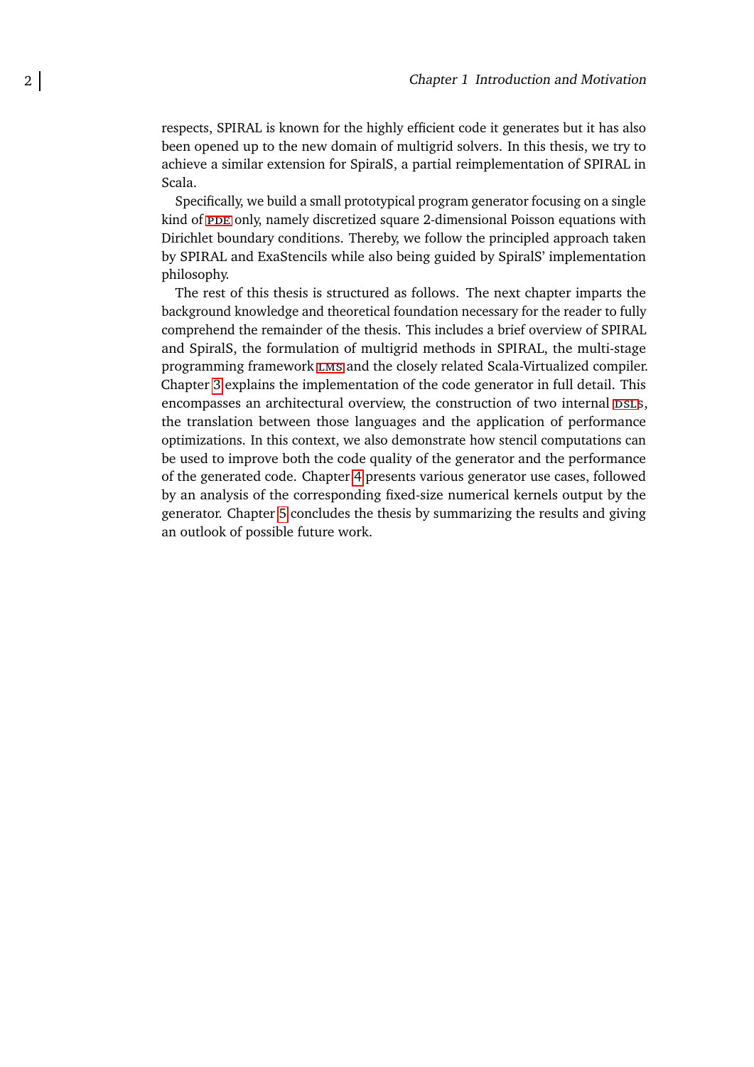respects, SPIRAL is known for the highly efficient code it generates but it has also been opened up to the new domain of multigrid solvers. In this thesis, we try to achieve a similar extension for SpiralS, a partial reimplementation of SPIRAL in Scala.

Specifically, we build a small prototypical program generator focusing on a single kind of PDE only, namely discretized square 2-dimensional Poisson equations with Dirichlet boundary conditions. Thereby, we follow the principled approach taken by SPIRAL and ExaStencils while also being guided by SpiralS' implementation philosophy.

The rest of this thesis is structured as follows. The next chapter imparts the background knowledge and theoretical foundation necessary for the reader to fully comprehend the remainder of the thesis. This includes a brief overview of SPIRAL and SpiralS, the formulation of multigrid methods in SPIRAL, the multi-stage programming framework LMS and the closely related Scala-Virtualized compiler. Chapter 3 explains the implementation of the code generator in full detail. This encompasses an architectural overview, the construction of two internal DSLs, the translation between those languages and the application of performance optimizations. In this context, we also demonstrate how stencil computations can be used to improve both the code quality of the generator and the performance of the generated code. Chapter 4 presents various generator use cases, followed by an analysis of the corresponding fixed-size numerical kernels output by the generator. Chapter 5 concludes the thesis by summarizing the results and giving an outlook of possible future work.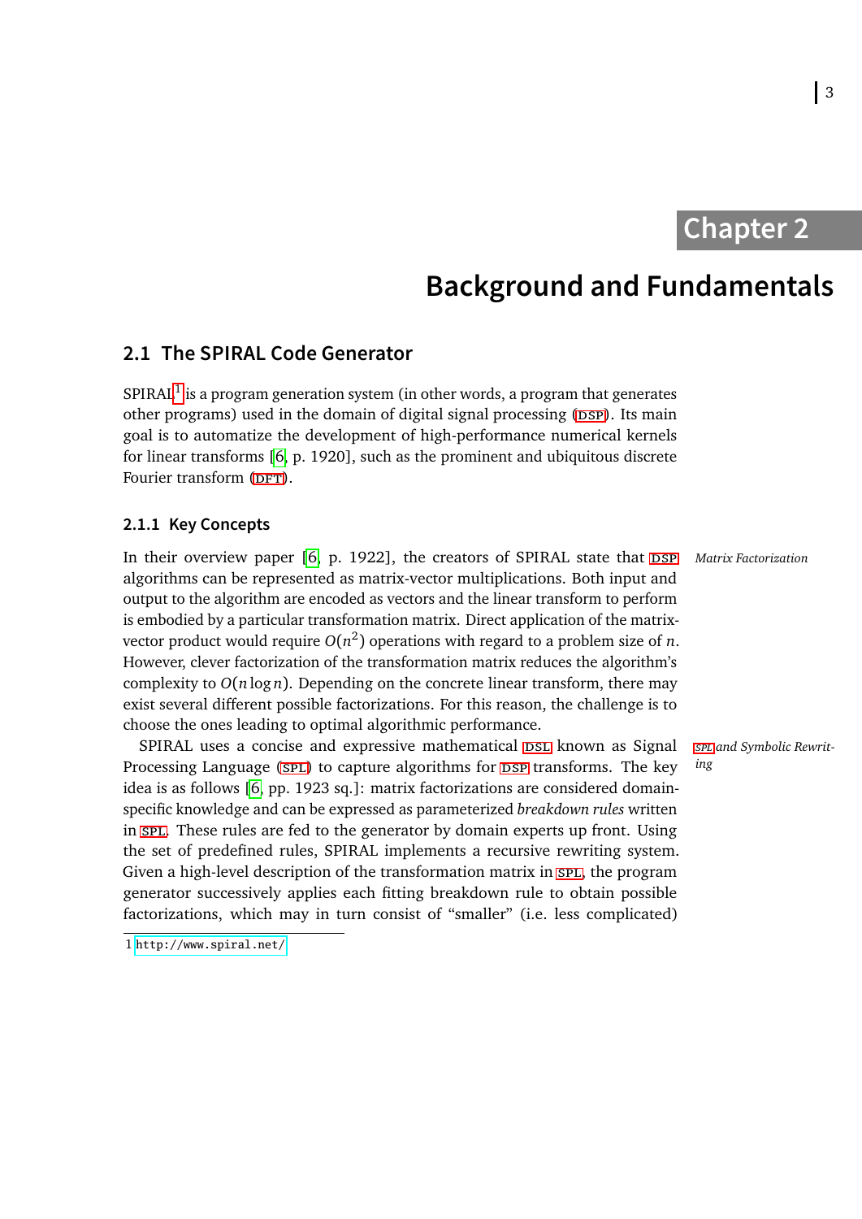// Chapter 2

# Background and Fundamentals

## 2.1 The SPIRAL Code Generator

SPIRAL[1] is a program generation system (in other words, a program that generates other programs) used in the domain of digital signal processing (DSP). Its main goal is to automatize the development of high-performance numerical kernels for linear transforms [6, p. 1920], such as the prominent and ubiquitous discrete Fourier transform (DFT).

### 2.1.1 Key Concepts

*Matrix Factorization*

In their overview paper [6, p. 1922], the creators of SPIRAL state that DSP algorithms can be represented as matrix-vector multiplications. Both input and output to the algorithm are encoded as vectors and the linear transform to perform is embodied by a particular transformation matrix. Direct application of the matrix-vector product would require $O(n^2)$ operations with regard to a problem size of $n$. However, clever factorization of the transformation matrix reduces the algorithm's complexity to $O(n \log n)$. Depending on the concrete linear transform, there may exist several different possible factorizations. For this reason, the challenge is to choose the ones leading to optimal algorithmic performance.

*SPL and Symbolic Rewriting*

SPIRAL uses a concise and expressive mathematical DSL known as Signal Processing Language (SPL) to capture algorithms for DSP transforms. The key idea is as follows [6, pp. 1923 sq.]: matrix factorizations are considered domain-specific knowledge and can be expressed as parameterized *breakdown rules* written in SPL. These rules are fed to the generator by domain experts up front. Using the set of predefined rules, SPIRAL implements a recursive rewriting system. Given a high-level description of the transformation matrix in SPL, the program generator successively applies each fitting breakdown rule to obtain possible factorizations, which may in turn consist of "smaller" (i.e. less complicated)

[1] http://www.spiral.net/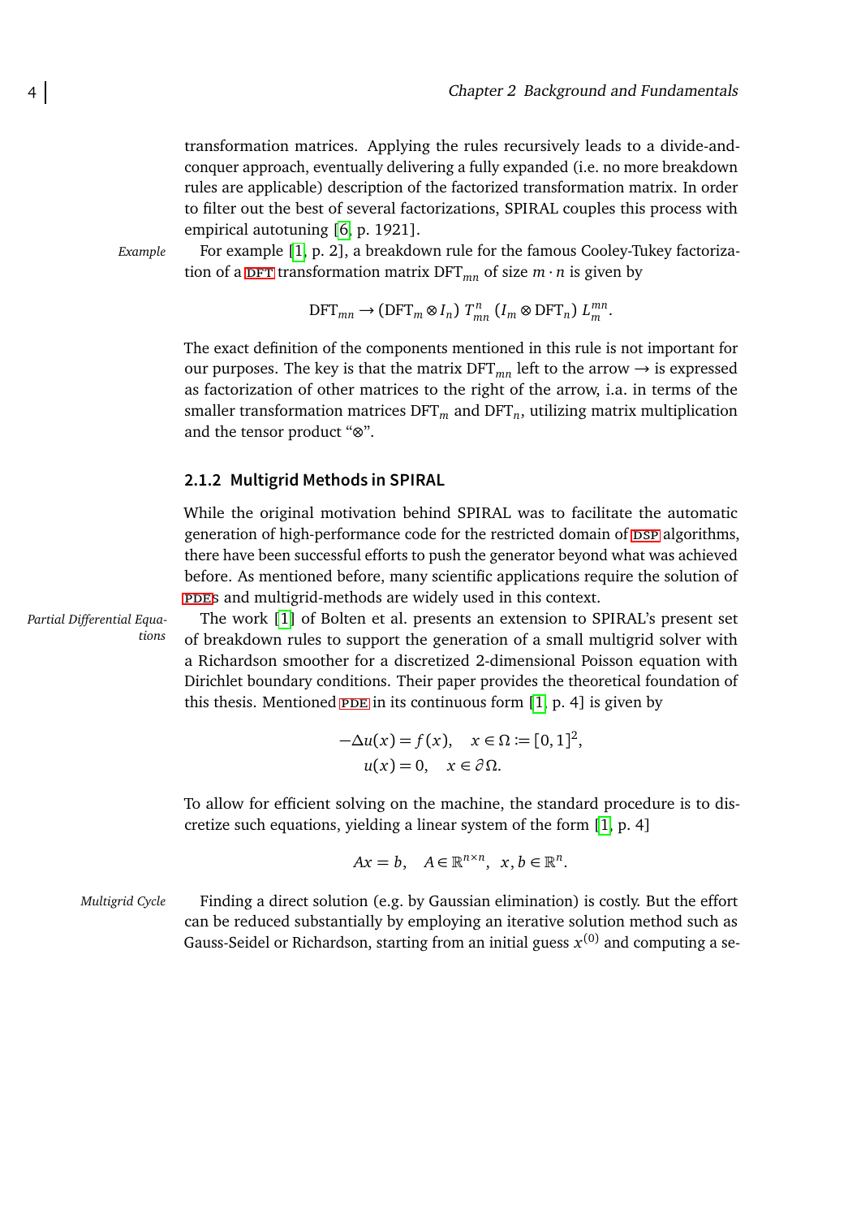transformation matrices. Applying the rules recursively leads to a divide-and-conquer approach, eventually delivering a fully expanded (i.e. no more breakdown rules are applicable) description of the factorized transformation matrix. In order to filter out the best of several factorizations, SPIRAL couples this process with empirical autotuning [6, p. 1921].

*Example*

For example [1, p. 2], a breakdown rule for the famous Cooley-Tukey factorization of a DFT transformation matrix $\text{DFT}_{mn}$ of size $m \cdot n$ is given by

$$\text{DFT}_{mn} \rightarrow (\text{DFT}_m \otimes I_n)\ T^n_{mn}\ (I_m \otimes \text{DFT}_n)\ L^{mn}_m.$$

The exact definition of the components mentioned in this rule is not important for our purposes. The key is that the matrix $\text{DFT}_{mn}$ left to the arrow $\rightarrow$ is expressed as factorization of other matrices to the right of the arrow, i.a. in terms of the smaller transformation matrices $\text{DFT}_m$ and $\text{DFT}_n$, utilizing matrix multiplication and the tensor product "$\otimes$".

### 2.1.2 Multigrid Methods in SPIRAL

While the original motivation behind SPIRAL was to facilitate the automatic generation of high-performance code for the restricted domain of DSP algorithms, there have been successful efforts to push the generator beyond what was achieved before. As mentioned before, many scientific applications require the solution of PDEs and multigrid-methods are widely used in this context.

*Partial Differential Equations*

The work [1] of Bolten et al. presents an extension to SPIRAL's present set of breakdown rules to support the generation of a small multigrid solver with a Richardson smoother for a discretized 2-dimensional Poisson equation with Dirichlet boundary conditions. Their paper provides the theoretical foundation of this thesis. Mentioned PDE in its continuous form [1, p. 4] is given by

$$\begin{aligned} -\Delta u(x) &= f(x), \quad x \in \Omega := [0,1]^2, \\ u(x) &= 0, \quad x \in \partial\Omega. \end{aligned}$$

To allow for efficient solving on the machine, the standard procedure is to discretize such equations, yielding a linear system of the form [1, p. 4]

$$Ax = b, \quad A \in \mathbb{R}^{n \times n}, \ \ x, b \in \mathbb{R}^n.$$

*Multigrid Cycle*

Finding a direct solution (e.g. by Gaussian elimination) is costly. But the effort can be reduced substantially by employing an iterative solution method such as Gauss-Seidel or Richardson, starting from an initial guess $x^{(0)}$ and computing a se-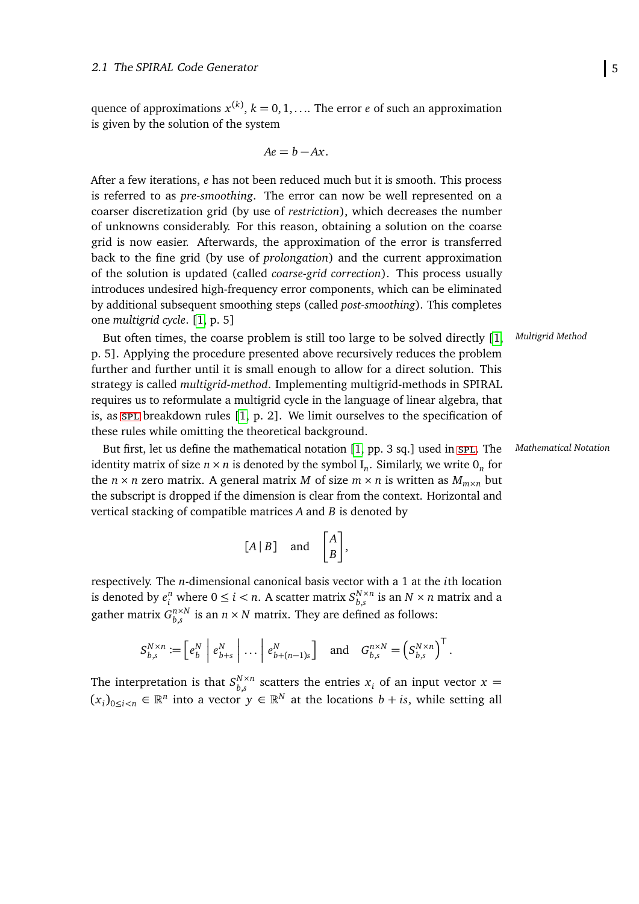quence of approximations $x^{(k)}$, $k = 0, 1, \ldots$. The error $e$ of such an approximation is given by the solution of the system

$$Ae = b - Ax.$$

After a few iterations, $e$ has not been reduced much but it is smooth. This process is referred to as *pre-smoothing*. The error can now be well represented on a coarser discretization grid (by use of *restriction*), which decreases the number of unknowns considerably. For this reason, obtaining a solution on the coarse grid is now easier. Afterwards, the approximation of the error is transferred back to the fine grid (by use of *prolongation*) and the current approximation of the solution is updated (called *coarse-grid correction*). This process usually introduces undesired high-frequency error components, which can be eliminated by additional subsequent smoothing steps (called *post-smoothing*). This completes one *multigrid cycle*. [1, p. 5]

*Multigrid Method*

But often times, the coarse problem is still too large to be solved directly [1, p. 5]. Applying the procedure presented above recursively reduces the problem further and further until it is small enough to allow for a direct solution. This strategy is called *multigrid-method*. Implementing multigrid-methods in SPIRAL requires us to reformulate a multigrid cycle in the language of linear algebra, that is, as SPL breakdown rules [1, p. 2]. We limit ourselves to the specification of these rules while omitting the theoretical background.

*Mathematical Notation*

But first, let us define the mathematical notation [1, pp. 3 sq.] used in SPL. The identity matrix of size $n \times n$ is denoted by the symbol $\mathrm{I}_n$. Similarly, we write $0_n$ for the $n \times n$ zero matrix. A general matrix $M$ of size $m \times n$ is written as $M_{m \times n}$ but the subscript is dropped if the dimension is clear from the context. Horizontal and vertical stacking of compatible matrices $A$ and $B$ is denoted by

$$[A \,|\, B] \quad \text{and} \quad \begin{bmatrix} A \\ B \end{bmatrix},$$

respectively. The $n$-dimensional canonical basis vector with a 1 at the $i$th location is denoted by $e_i^n$ where $0 \le i < n$. A scatter matrix $S_{b,s}^{N \times n}$ is an $N \times n$ matrix and a gather matrix $G_{b,s}^{n \times N}$ is an $n \times N$ matrix. They are defined as follows:

$$S_{b,s}^{N \times n} := \left[ e_b^N \,\middle|\, e_{b+s}^N \,\middle|\, \ldots \,\middle|\, e_{b+(n-1)s}^N \right] \quad \text{and} \quad G_{b,s}^{n \times N} = \left( S_{b,s}^{N \times n} \right)^\top.$$

The interpretation is that $S_{b,s}^{N \times n}$ scatters the entries $x_i$ of an input vector $x = (x_i)_{0 \le i < n} \in \mathbb{R}^n$ into a vector $y \in \mathbb{R}^N$ at the locations $b + is$, while setting all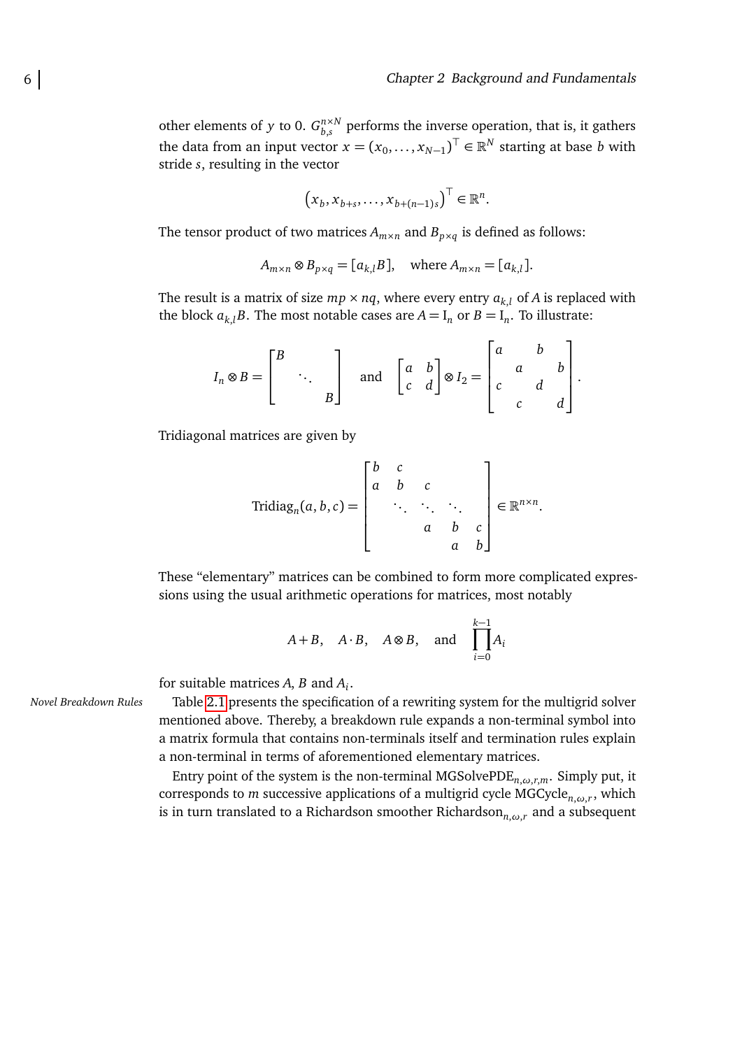other elements of $y$ to 0. $G_{b,s}^{n \times N}$ performs the inverse operation, that is, it gathers the data from an input vector $x = (x_0, \ldots, x_{N-1})^\top \in \mathbb{R}^N$ starting at base $b$ with stride $s$, resulting in the vector

$$\left(x_b, x_{b+s}, \ldots, x_{b+(n-1)s}\right)^\top \in \mathbb{R}^n.$$

The tensor product of two matrices $A_{m \times n}$ and $B_{p \times q}$ is defined as follows:

$$A_{m \times n} \otimes B_{p \times q} = [a_{k,l} B], \quad \text{where } A_{m \times n} = [a_{k,l}].$$

The result is a matrix of size $mp \times nq$, where every entry $a_{k,l}$ of $A$ is replaced with the block $a_{k,l}B$. The most notable cases are $A = \mathrm{I}_n$ or $B = \mathrm{I}_n$. To illustrate:

$$I_n \otimes B = \begin{bmatrix} B & & \\ & \ddots & \\ & & B \end{bmatrix} \quad \text{and} \quad \begin{bmatrix} a & b \\ c & d \end{bmatrix} \otimes I_2 = \begin{bmatrix} a & & b & \\ & a & & b \\ c & & d & \\ & c & & d \end{bmatrix}.$$

Tridiagonal matrices are given by

$$\mathrm{Tridiag}_n(a, b, c) = \begin{bmatrix} b & c & & & \\ a & b & c & & \\ & \ddots & \ddots & \ddots & \\ & & a & b & c \\ & & & a & b \end{bmatrix} \in \mathbb{R}^{n \times n}.$$

These “elementary” matrices can be combined to form more complicated expressions using the usual arithmetic operations for matrices, most notably

$$A + B, \quad A \cdot B, \quad A \otimes B, \quad \text{and} \quad \prod_{i=0}^{k-1} A_i$$

for suitable matrices $A$, $B$ and $A_i$.

*Novel Breakdown Rules*

Table 2.1 presents the specification of a rewriting system for the multigrid solver mentioned above. Thereby, a breakdown rule expands a non-terminal symbol into a matrix formula that contains non-terminals itself and termination rules explain a non-terminal in terms of aforementioned elementary matrices.

Entry point of the system is the non-terminal $\mathrm{MGSolvePDE}_{n,\omega,r,m}$. Simply put, it corresponds to $m$ successive applications of a multigrid cycle $\mathrm{MGCycle}_{n,\omega,r}$, which is in turn translated to a Richardson smoother $\mathrm{Richardson}_{n,\omega,r}$ and a subsequent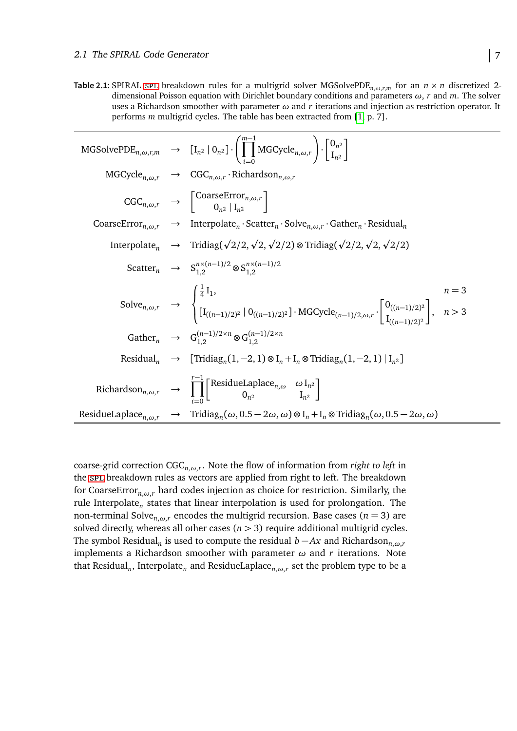**Table 2.1:** SPIRAL SPL breakdown rules for a multigrid solver $\mathrm{MGSolvePDE}_{n,\omega,r,m}$ for an $n \times n$ discretized 2-dimensional Poisson equation with Dirichlet boundary conditions and parameters $\omega$, $r$ and $m$. The solver uses a Richardson smoother with parameter $\omega$ and $r$ iterations and injection as restriction operator. It performs $m$ multigrid cycles. The table has been extracted from [1, p. 7].

$$\mathrm{MGSolvePDE}_{n,\omega,r,m} \rightarrow [\mathrm{I}_{n^2} \mid 0_{n^2}] \cdot \left(\prod_{i=0}^{m-1} \mathrm{MGCycle}_{n,\omega,r}\right) \cdot \begin{bmatrix} 0_{n^2} \\ \mathrm{I}_{n^2} \end{bmatrix}$$

$$\mathrm{MGCycle}_{n,\omega,r} \rightarrow \mathrm{CGC}_{n,\omega,r} \cdot \mathrm{Richardson}_{n,\omega,r}$$

$$\mathrm{CGC}_{n,\omega,r} \rightarrow \begin{bmatrix} \mathrm{CoarseError}_{n,\omega,r} \\ 0_{n^2} \mid \mathrm{I}_{n^2} \end{bmatrix}$$

$$\mathrm{CoarseError}_{n,\omega,r} \rightarrow \mathrm{Interpolate}_n \cdot \mathrm{Scatter}_n \cdot \mathrm{Solve}_{n,\omega,r} \cdot \mathrm{Gather}_n \cdot \mathrm{Residual}_n$$

$$\mathrm{Interpolate}_n \rightarrow \mathrm{Tridiag}(\sqrt{2}/2, \sqrt{2}, \sqrt{2}/2) \otimes \mathrm{Tridiag}(\sqrt{2}/2, \sqrt{2}, \sqrt{2}/2)$$

$$\mathrm{Scatter}_n \rightarrow \mathrm{S}_{1,2}^{n\times(n-1)/2} \otimes \mathrm{S}_{1,2}^{n\times(n-1)/2}$$

$$\mathrm{Solve}_{n,\omega,r} \rightarrow \begin{cases} \frac{1}{4}\mathrm{I}_1, & n = 3 \\ [\mathrm{I}_{((n-1)/2)^2} \mid 0_{((n-1)/2)^2}] \cdot \mathrm{MGCycle}_{(n-1)/2,\omega,r} \cdot \begin{bmatrix} 0_{((n-1)/2)^2} \\ \mathrm{I}_{((n-1)/2)^2} \end{bmatrix}, & n > 3 \end{cases}$$

$$\mathrm{Gather}_n \rightarrow \mathrm{G}_{1,2}^{(n-1)/2\times n} \otimes \mathrm{G}_{1,2}^{(n-1)/2\times n}$$

$$\mathrm{Residual}_n \rightarrow [\mathrm{Tridiag}_n(1,-2,1) \otimes \mathrm{I}_n + \mathrm{I}_n \otimes \mathrm{Tridiag}_n(1,-2,1) \mid \mathrm{I}_{n^2}]$$

$$\mathrm{Richardson}_{n,\omega,r} \rightarrow \prod_{i=0}^{r-1} \begin{bmatrix} \mathrm{ResidueLaplace}_{n,\omega} & \omega\,\mathrm{I}_{n^2} \\ 0_{n^2} & \mathrm{I}_{n^2} \end{bmatrix}$$

$$\mathrm{ResidueLaplace}_{n,\omega,r} \rightarrow \mathrm{Tridiag}_n(\omega, 0.5-2\omega, \omega) \otimes \mathrm{I}_n + \mathrm{I}_n \otimes \mathrm{Tridiag}_n(\omega, 0.5-2\omega, \omega)$$

coarse-grid correction $\mathrm{CGC}_{n,\omega,r}$. Note the flow of information from *right to left* in the SPL breakdown rules as vectors are applied from right to left. The breakdown for $\mathrm{CoarseError}_{n,\omega,r}$ hard codes injection as choice for restriction. Similarly, the rule $\mathrm{Interpolate}_n$ states that linear interpolation is used for prolongation. The non-terminal $\mathrm{Solve}_{n,\omega,r}$ encodes the multigrid recursion. Base cases ($n = 3$) are solved directly, whereas all other cases ($n > 3$) require additional multigrid cycles. The symbol $\mathrm{Residual}_n$ is used to compute the residual $b - Ax$ and $\mathrm{Richardson}_{n,\omega,r}$ implements a Richardson smoother with parameter $\omega$ and $r$ iterations. Note that $\mathrm{Residual}_n$, $\mathrm{Interpolate}_n$ and $\mathrm{ResidueLaplace}_{n,\omega,r}$ set the problem type to be a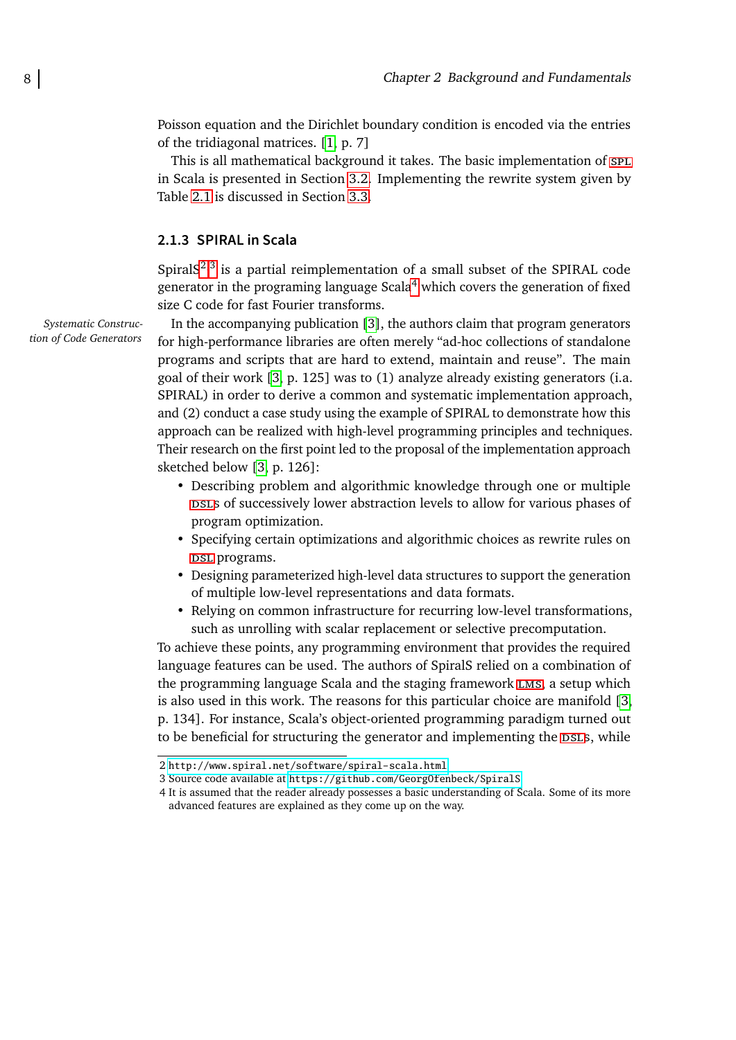Poisson equation and the Dirichlet boundary condition is encoded via the entries of the tridiagonal matrices. [1, p. 7]

This is all mathematical background it takes. The basic implementation of SPL in Scala is presented in Section 3.2. Implementing the rewrite system given by Table 2.1 is discussed in Section 3.3.

### 2.1.3 SPIRAL in Scala

SpiralS[2][3] is a partial reimplementation of a small subset of the SPIRAL code generator in the programing language Scala[4] which covers the generation of fixed size C code for fast Fourier transforms.

*Systematic Construction of Code Generators*

In the accompanying publication [3], the authors claim that program generators for high-performance libraries are often merely "ad-hoc collections of standalone programs and scripts that are hard to extend, maintain and reuse". The main goal of their work [3, p. 125] was to (1) analyze already existing generators (i.a. SPIRAL) in order to derive a common and systematic implementation approach, and (2) conduct a case study using the example of SPIRAL to demonstrate how this approach can be realized with high-level programming principles and techniques. Their research on the first point led to the proposal of the implementation approach sketched below [3, p. 126]:

- Describing problem and algorithmic knowledge through one or multiple DSLs of successively lower abstraction levels to allow for various phases of program optimization.
- Specifying certain optimizations and algorithmic choices as rewrite rules on DSL programs.
- Designing parameterized high-level data structures to support the generation of multiple low-level representations and data formats.
- Relying on common infrastructure for recurring low-level transformations, such as unrolling with scalar replacement or selective precomputation.

To achieve these points, any programming environment that provides the required language features can be used. The authors of SpiralS relied on a combination of the programming language Scala and the staging framework LMS, a setup which is also used in this work. The reasons for this particular choice are manifold [3, p. 134]. For instance, Scala's object-oriented programming paradigm turned out to be beneficial for structuring the generator and implementing the DSLs, while

---

2 http://www.spiral.net/software/spiral-scala.html

3 Source code available at https://github.com/GeorgOfenbeck/SpiralS

4 It is assumed that the reader already possesses a basic understanding of Scala. Some of its more advanced features are explained as they come up on the way.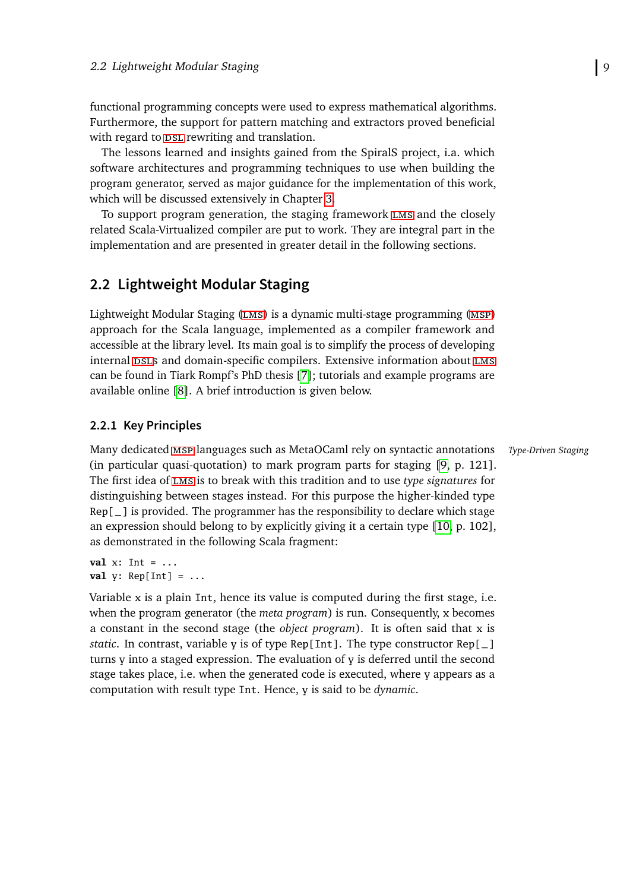functional programming concepts were used to express mathematical algorithms. Furthermore, the support for pattern matching and extractors proved beneficial with regard to DSL rewriting and translation.

The lessons learned and insights gained from the SpiralS project, i.a. which software architectures and programming techniques to use when building the program generator, served as major guidance for the implementation of this work, which will be discussed extensively in Chapter 3.

To support program generation, the staging framework LMS and the closely related Scala-Virtualized compiler are put to work. They are integral part in the implementation and are presented in greater detail in the following sections.

## 2.2 Lightweight Modular Staging

Lightweight Modular Staging (LMS) is a dynamic multi-stage programming (MSP) approach for the Scala language, implemented as a compiler framework and accessible at the library level. Its main goal is to simplify the process of developing internal DSLs and domain-specific compilers. Extensive information about LMS can be found in Tiark Rompf's PhD thesis [7]; tutorials and example programs are available online [8]. A brief introduction is given below.

### 2.2.1 Key Principles

*Type-Driven Staging*

Many dedicated MSP languages such as MetaOCaml rely on syntactic annotations (in particular quasi-quotation) to mark program parts for staging [9, p. 121]. The first idea of LMS is to break with this tradition and to use *type signatures* for distinguishing between stages instead. For this purpose the higher-kinded type `Rep[_]` is provided. The programmer has the responsibility to declare which stage an expression should belong to by explicitly giving it a certain type [10, p. 102], as demonstrated in the following Scala fragment:

```
val x: Int = ...
val y: Rep[Int] = ...
```

Variable `x` is a plain `Int`, hence its value is computed during the first stage, i.e. when the program generator (the *meta program*) is run. Consequently, `x` becomes a constant in the second stage (the *object program*). It is often said that `x` is *static*. In contrast, variable `y` is of type `Rep[Int]`. The type constructor `Rep[_]` turns `y` into a staged expression. The evaluation of `y` is deferred until the second stage takes place, i.e. when the generated code is executed, where `y` appears as a computation with result type `Int`. Hence, `y` is said to be *dynamic*.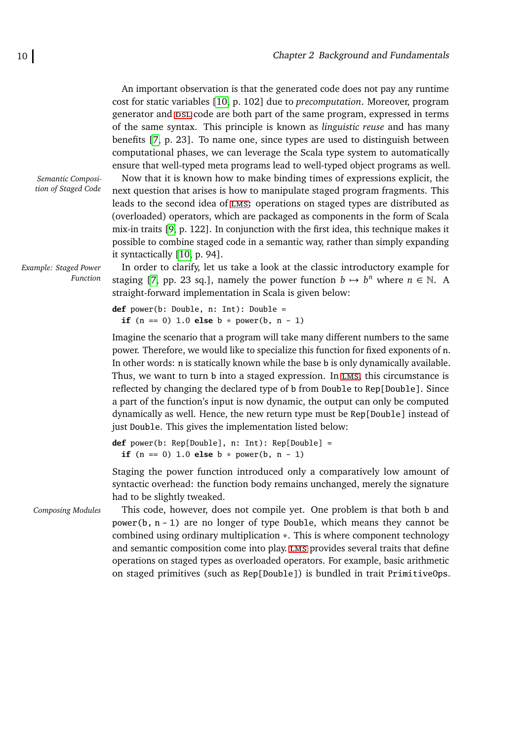An important observation is that the generated code does not pay any runtime cost for static variables [10, p. 102] due to *precomputation*. Moreover, program generator and DSL code are both part of the same program, expressed in terms of the same syntax. This principle is known as *linguistic reuse* and has many benefits [7, p. 23]. To name one, since types are used to distinguish between computational phases, we can leverage the Scala type system to automatically ensure that well-typed meta programs lead to well-typed object programs as well.

*Semantic Composition of Staged Code*

Now that it is known how to make binding times of expressions explicit, the next question that arises is how to manipulate staged program fragments. This leads to the second idea of LMS: operations on staged types are distributed as (overloaded) operators, which are packaged as components in the form of Scala mix-in traits [9, p. 122]. In conjunction with the first idea, this technique makes it possible to combine staged code in a semantic way, rather than simply expanding it syntactically [10, p. 94].

*Example: Staged Power Function*

In order to clarify, let us take a look at the classic introductory example for staging [7, pp. 23 sq.], namely the power function $b \mapsto b^n$ where $n \in \mathbb{N}$. A straight-forward implementation in Scala is given below:

```
def power(b: Double, n: Int): Double =
  if (n == 0) 1.0 else b * power(b, n - 1)
```

Imagine the scenario that a program will take many different numbers to the same power. Therefore, we would like to specialize this function for fixed exponents of n. In other words: n is statically known while the base b is only dynamically available. Thus, we want to turn b into a staged expression. In LMS, this circumstance is reflected by changing the declared type of b from Double to Rep[Double]. Since a part of the function's input is now dynamic, the output can only be computed dynamically as well. Hence, the new return type must be Rep[Double] instead of just Double. This gives the implementation listed below:

```
def power(b: Rep[Double], n: Int): Rep[Double] =
  if (n == 0) 1.0 else b * power(b, n - 1)
```

Staging the power function introduced only a comparatively low amount of syntactic overhead: the function body remains unchanged, merely the signature had to be slightly tweaked.

*Composing Modules*

This code, however, does not compile yet. One problem is that both b and power(b, n - 1) are no longer of type Double, which means they cannot be combined using ordinary multiplication *. This is where component technology and semantic composition come into play. LMS provides several traits that define operations on staged types as overloaded operators. For example, basic arithmetic on staged primitives (such as Rep[Double]) is bundled in trait PrimitiveOps.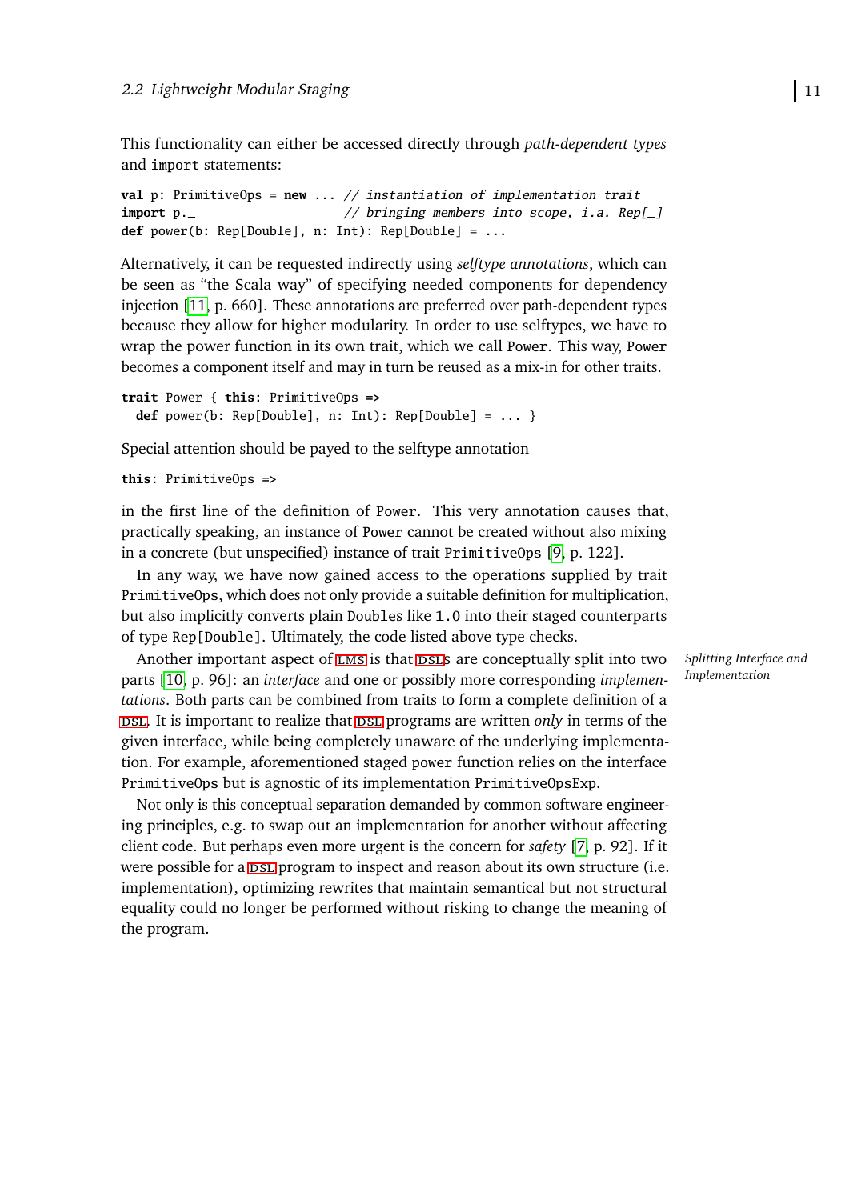This functionality can either be accessed directly through *path-dependent types* and `import` statements:

```
val p: PrimitiveOps = new ... // instantiation of implementation trait
import p._                    // bringing members into scope, i.a. Rep[_]
def power(b: Rep[Double], n: Int): Rep[Double] = ...
```

Alternatively, it can be requested indirectly using *selftype annotations*, which can be seen as "the Scala way" of specifying needed components for dependency injection [11, p. 660]. These annotations are preferred over path-dependent types because they allow for higher modularity. In order to use selftypes, we have to wrap the power function in its own trait, which we call `Power`. This way, `Power` becomes a component itself and may in turn be reused as a mix-in for other traits.

```
trait Power { this: PrimitiveOps =>
  def power(b: Rep[Double], n: Int): Rep[Double] = ... }
```

Special attention should be payed to the selftype annotation

```
this: PrimitiveOps =>
```

in the first line of the definition of `Power`. This very annotation causes that, practically speaking, an instance of `Power` cannot be created without also mixing in a concrete (but unspecified) instance of trait `PrimitiveOps` [9, p. 122].

In any way, we have now gained access to the operations supplied by trait `PrimitiveOps`, which does not only provide a suitable definition for multiplication, but also implicitly converts plain `Double`s like `1.0` into their staged counterparts of type `Rep[Double]`. Ultimately, the code listed above type checks.

*Splitting Interface and Implementation*

Another important aspect of LMS is that DSLs are conceptually split into two parts [10, p. 96]: an *interface* and one or possibly more corresponding *implementations*. Both parts can be combined from traits to form a complete definition of a DSL. It is important to realize that DSL programs are written *only* in terms of the given interface, while being completely unaware of the underlying implementation. For example, aforementioned staged `power` function relies on the interface `PrimitiveOps` but is agnostic of its implementation `PrimitiveOpsExp`.

Not only is this conceptual separation demanded by common software engineering principles, e.g. to swap out an implementation for another without affecting client code. But perhaps even more urgent is the concern for *safety* [7, p. 92]. If it were possible for a DSL program to inspect and reason about its own structure (i.e. implementation), optimizing rewrites that maintain semantical but not structural equality could no longer be performed without risking to change the meaning of the program.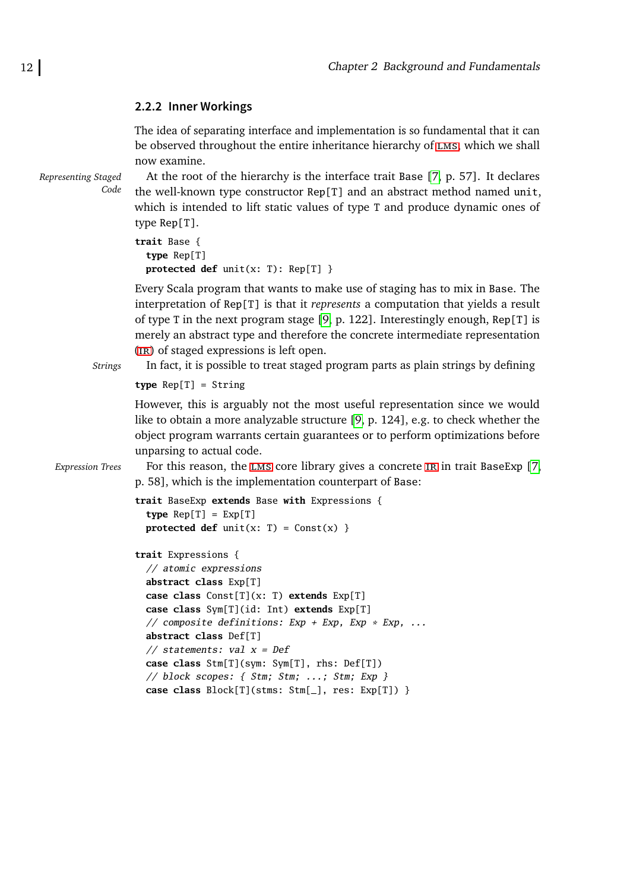### 2.2.2 Inner Workings

The idea of separating interface and implementation is so fundamental that it can be observed throughout the entire inheritance hierarchy of LMS, which we shall now examine.

*Representing Staged Code*

At the root of the hierarchy is the interface trait `Base` [7, p. 57]. It declares the well-known type constructor `Rep[T]` and an abstract method named `unit`, which is intended to lift static values of type `T` and produce dynamic ones of type `Rep[T]`.

```
trait Base {
  type Rep[T]
  protected def unit(x: T): Rep[T] }
```

Every Scala program that wants to make use of staging has to mix in `Base`. The interpretation of `Rep[T]` is that it *represents* a computation that yields a result of type `T` in the next program stage [9, p. 122]. Interestingly enough, `Rep[T]` is merely an abstract type and therefore the concrete intermediate representation (IR) of staged expressions is left open.

*Strings*

In fact, it is possible to treat staged program parts as plain strings by defining

```
type Rep[T] = String
```

However, this is arguably not the most useful representation since we would like to obtain a more analyzable structure [9, p. 124], e.g. to check whether the object program warrants certain guarantees or to perform optimizations before unparsing to actual code.

*Expression Trees*

For this reason, the LMS core library gives a concrete IR in trait `BaseExp` [7, p. 58], which is the implementation counterpart of `Base`:

```
trait BaseExp extends Base with Expressions {
  type Rep[T] = Exp[T]
  protected def unit(x: T) = Const(x) }

trait Expressions {
  // atomic expressions
  abstract class Exp[T]
  case class Const[T](x: T) extends Exp[T]
  case class Sym[T](id: Int) extends Exp[T]
  // composite definitions: Exp + Exp, Exp * Exp, ...
  abstract class Def[T]
  // statements: val x = Def
  case class Stm[T](sym: Sym[T], rhs: Def[T])
  // block scopes: { Stm; Stm; ...; Stm; Exp }
  case class Block[T](stms: Stm[_], res: Exp[T]) }
```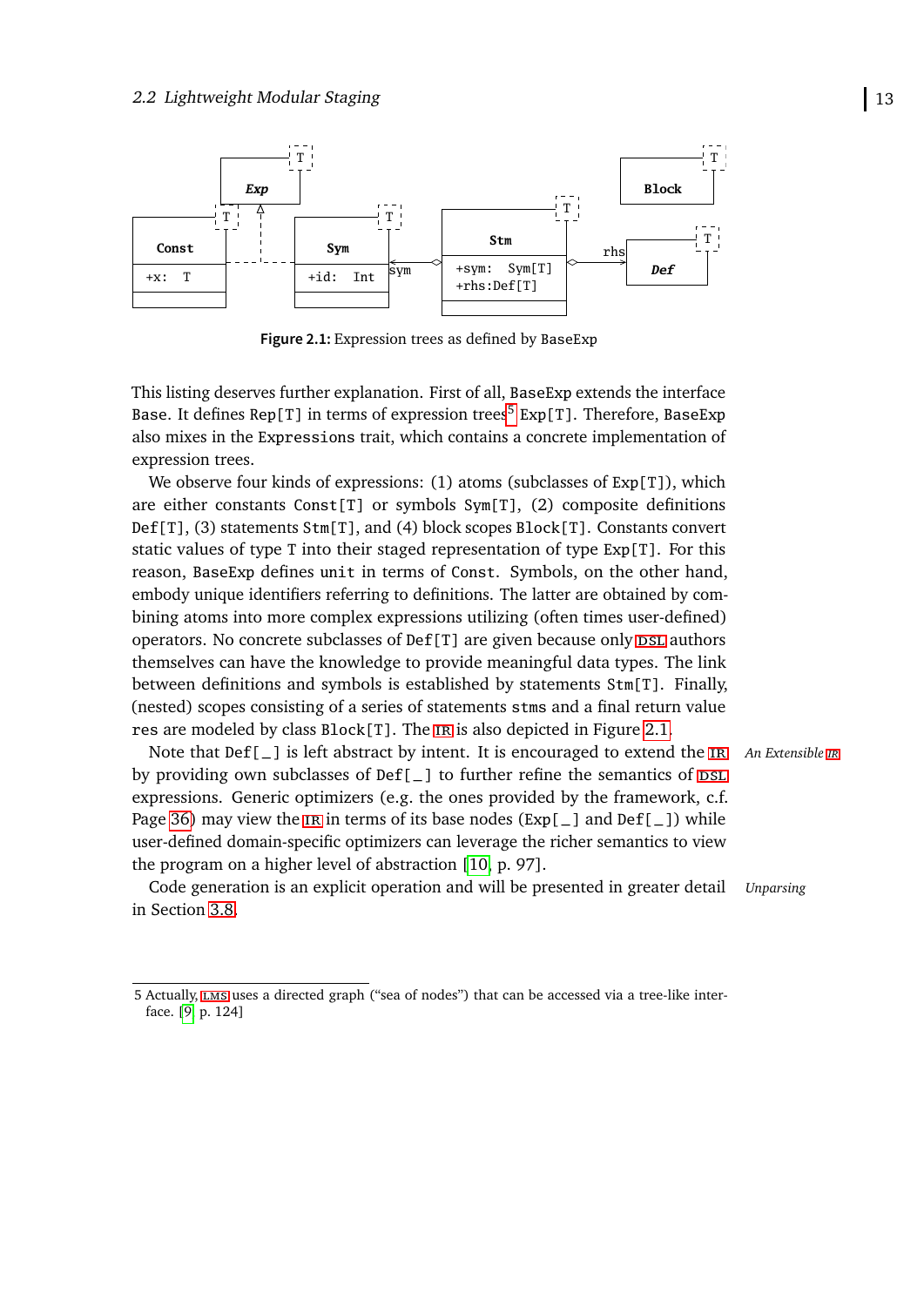Figure 2.1: Expression trees as defined by BaseExp

This listing deserves further explanation. First of all, BaseExp extends the interface Base. It defines Rep[T] in terms of expression trees[5] Exp[T]. Therefore, BaseExp also mixes in the Expressions trait, which contains a concrete implementation of expression trees.

We observe four kinds of expressions: (1) atoms (subclasses of Exp[T]), which are either constants Const[T] or symbols Sym[T], (2) composite definitions Def[T], (3) statements Stm[T], and (4) block scopes Block[T]. Constants convert static values of type T into their staged representation of type Exp[T]. For this reason, BaseExp defines unit in terms of Const. Symbols, on the other hand, embody unique identifiers referring to definitions. The latter are obtained by combining atoms into more complex expressions utilizing (often times user-defined) operators. No concrete subclasses of Def[T] are given because only DSL authors themselves can have the knowledge to provide meaningful data types. The link between definitions and symbols is established by statements Stm[T]. Finally, (nested) scopes consisting of a series of statements stms and a final return value res are modeled by class Block[T]. The IR is also depicted in Figure 2.1.

*An Extensible IR*

Note that Def[_] is left abstract by intent. It is encouraged to extend the IR by providing own subclasses of Def[_] to further refine the semantics of DSL expressions. Generic optimizers (e.g. the ones provided by the framework, c.f. Page 36) may view the IR in terms of its base nodes (Exp[_] and Def[_]) while user-defined domain-specific optimizers can leverage the richer semantics to view the program on a higher level of abstraction [10, p. 97].

*Unparsing*

Code generation is an explicit operation and will be presented in greater detail in Section 3.8.

5 Actually, LMS uses a directed graph ("sea of nodes") that can be accessed via a tree-like interface. [9, p. 124]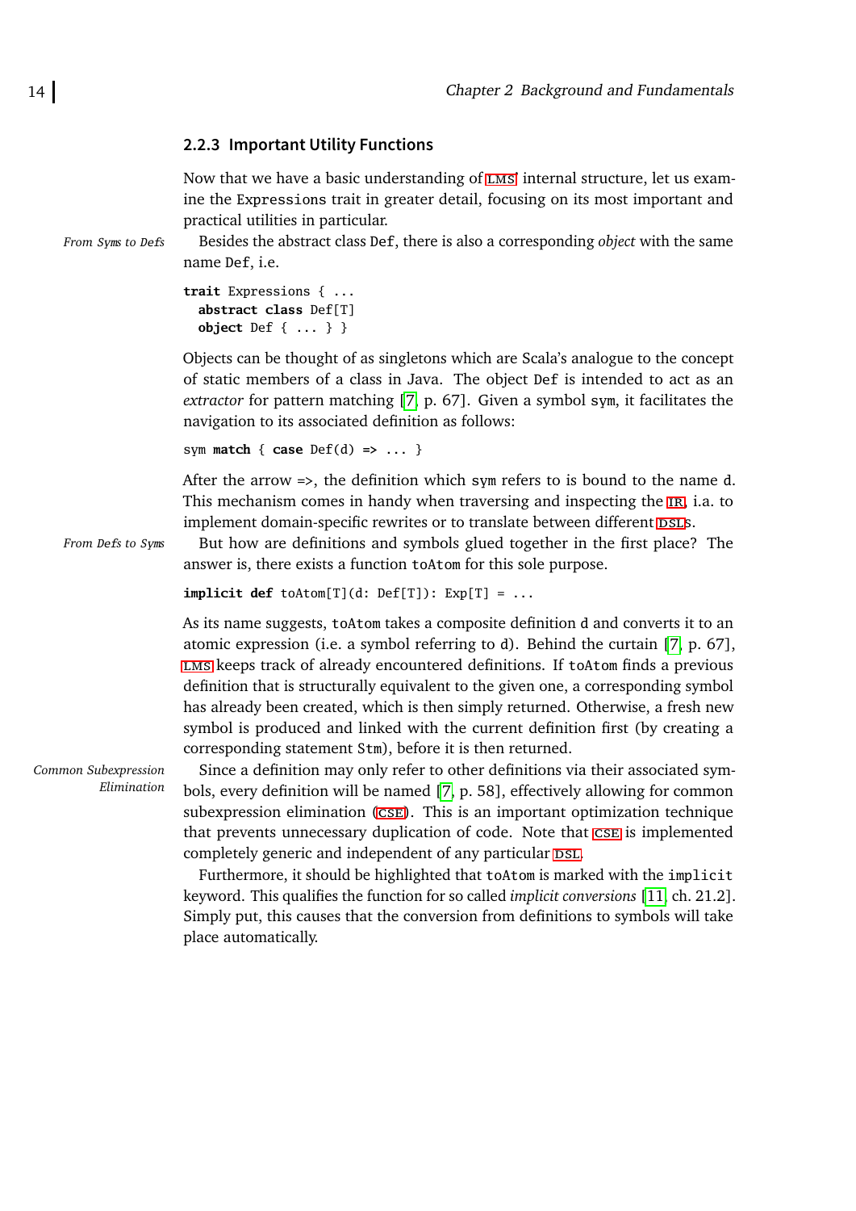### 2.2.3 Important Utility Functions

Now that we have a basic understanding of LMS' internal structure, let us examine the Expressions trait in greater detail, focusing on its most important and practical utilities in particular.

*From Syms to Defs*

Besides the abstract class Def, there is also a corresponding *object* with the same name Def, i.e.

```
trait Expressions { ...
  abstract class Def[T]
  object Def { ... } }
```

Objects can be thought of as singletons which are Scala's analogue to the concept of static members of a class in Java. The object Def is intended to act as an *extractor* for pattern matching [7, p. 67]. Given a symbol sym, it facilitates the navigation to its associated definition as follows:

```
sym match { case Def(d) => ... }
```

After the arrow =>, the definition which sym refers to is bound to the name d. This mechanism comes in handy when traversing and inspecting the IR, i.a. to implement domain-specific rewrites or to translate between different DSLs.

*From Defs to Syms*

But how are definitions and symbols glued together in the first place? The answer is, there exists a function toAtom for this sole purpose.

```
implicit def toAtom[T](d: Def[T]): Exp[T] = ...
```

As its name suggests, toAtom takes a composite definition d and converts it to an atomic expression (i.e. a symbol referring to d). Behind the curtain [7, p. 67], LMS keeps track of already encountered definitions. If toAtom finds a previous definition that is structurally equivalent to the given one, a corresponding symbol has already been created, which is then simply returned. Otherwise, a fresh new symbol is produced and linked with the current definition first (by creating a corresponding statement Stm), before it is then returned.

*Common Subexpression Elimination*

Since a definition may only refer to other definitions via their associated symbols, every definition will be named [7, p. 58], effectively allowing for common subexpression elimination (CSE). This is an important optimization technique that prevents unnecessary duplication of code. Note that CSE is implemented completely generic and independent of any particular DSL.

Furthermore, it should be highlighted that toAtom is marked with the implicit keyword. This qualifies the function for so called *implicit conversions* [11, ch. 21.2]. Simply put, this causes that the conversion from definitions to symbols will take place automatically.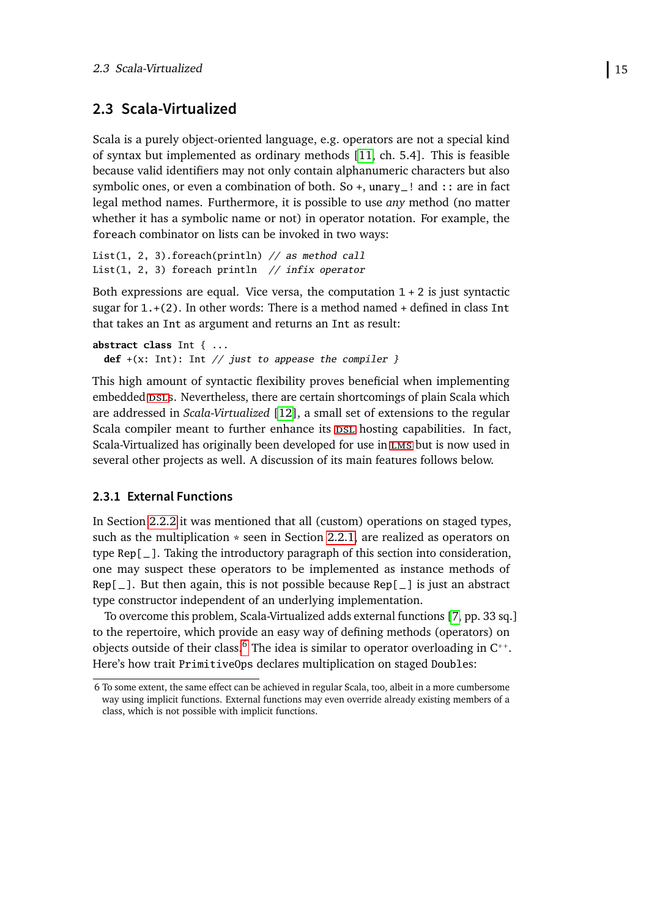## 2.3 Scala-Virtualized

Scala is a purely object-oriented language, e.g. operators are not a special kind of syntax but implemented as ordinary methods [11, ch. 5.4]. This is feasible because valid identifiers may not only contain alphanumeric characters but also symbolic ones, or even a combination of both. So `+`, `unary_!` and `::` are in fact legal method names. Furthermore, it is possible to use *any* method (no matter whether it has a symbolic name or not) in operator notation. For example, the `foreach` combinator on lists can be invoked in two ways:

```
List(1, 2, 3).foreach(println) // as method call
List(1, 2, 3) foreach println  // infix operator
```

Both expressions are equal. Vice versa, the computation `1 + 2` is just syntactic sugar for `1.+(2)`. In other words: There is a method named `+` defined in class `Int` that takes an `Int` as argument and returns an `Int` as result:

```
abstract class Int { ...
  def +(x: Int): Int // just to appease the compiler }
```

This high amount of syntactic flexibility proves beneficial when implementing embedded DSLs. Nevertheless, there are certain shortcomings of plain Scala which are addressed in *Scala-Virtualized* [12], a small set of extensions to the regular Scala compiler meant to further enhance its DSL hosting capabilities. In fact, Scala-Virtualized has originally been developed for use in LMS but is now used in several other projects as well. A discussion of its main features follows below.

### 2.3.1 External Functions

In Section 2.2.2 it was mentioned that all (custom) operations on staged types, such as the multiplication `*` seen in Section 2.2.1, are realized as operators on type `Rep[_]`. Taking the introductory paragraph of this section into consideration, one may suspect these operators to be implemented as instance methods of `Rep[_]`. But then again, this is not possible because `Rep[_]` is just an abstract type constructor independent of an underlying implementation.

To overcome this problem, Scala-Virtualized adds external functions [7, pp. 33 sq.] to the repertoire, which provide an easy way of defining methods (operators) on objects outside of their class.[6] The idea is similar to operator overloading in C++. Here's how trait `PrimitiveOps` declares multiplication on staged `Double`s:

---

6 To some extent, the same effect can be achieved in regular Scala, too, albeit in a more cumbersome way using implicit functions. External functions may even override already existing members of a class, which is not possible with implicit functions.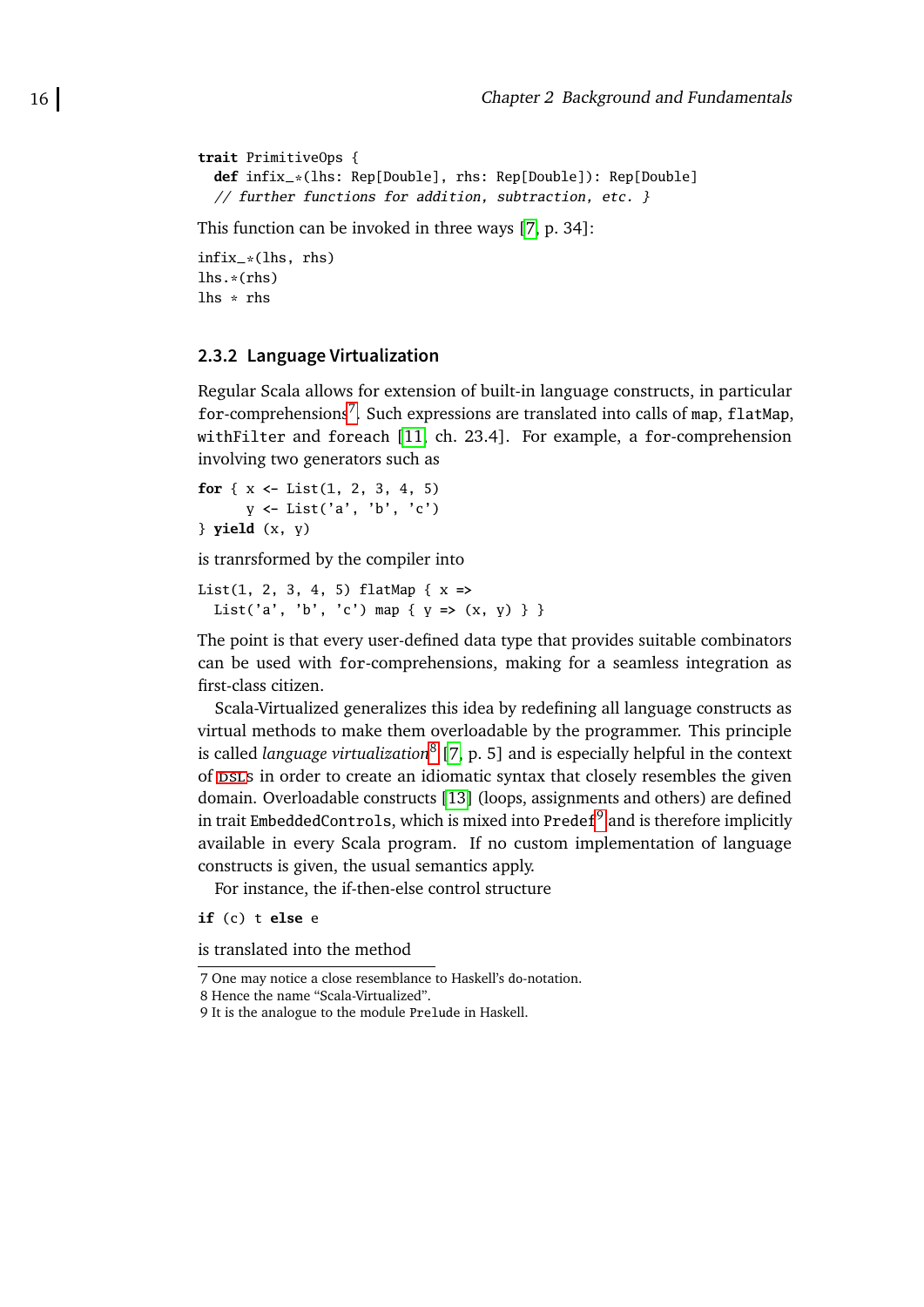```scala
trait PrimitiveOps {
  def infix_*(lhs: Rep[Double], rhs: Rep[Double]): Rep[Double]
  // further functions for addition, subtraction, etc. }
```

This function can be invoked in three ways [7, p. 34]:

```scala
infix_*(lhs, rhs)
lhs.*(rhs)
lhs * rhs
```

### 2.3.2 Language Virtualization

Regular Scala allows for extension of built-in language constructs, in particular `for`-comprehensions[7]. Such expressions are translated into calls of `map`, `flatMap`, `withFilter` and `foreach` [11, ch. 23.4]. For example, a `for`-comprehension involving two generators such as

```scala
for { x <- List(1, 2, 3, 4, 5)
      y <- List('a', 'b', 'c')
} yield (x, y)
```

is tranrsformed by the compiler into

```scala
List(1, 2, 3, 4, 5) flatMap { x =>
  List('a', 'b', 'c') map { y => (x, y) } }
```

The point is that every user-defined data type that provides suitable combinators can be used with `for`-comprehensions, making for a seamless integration as first-class citizen.

Scala-Virtualized generalizes this idea by redefining all language constructs as virtual methods to make them overloadable by the programmer. This principle is called *language virtualization*[8] [7, p. 5] and is especially helpful in the context of DSLs in order to create an idiomatic syntax that closely resembles the given domain. Overloadable constructs [13] (loops, assignments and others) are defined in trait `EmbeddedControls`, which is mixed into `Predef`[9] and is therefore implicitly available in every Scala program. If no custom implementation of language constructs is given, the usual semantics apply.

For instance, the if-then-else control structure

```scala
if (c) t else e
```

is translated into the method

---

7 One may notice a close resemblance to Haskell's do-notation.

8 Hence the name "Scala-Virtualized".

9 It is the analogue to the module `Prelude` in Haskell.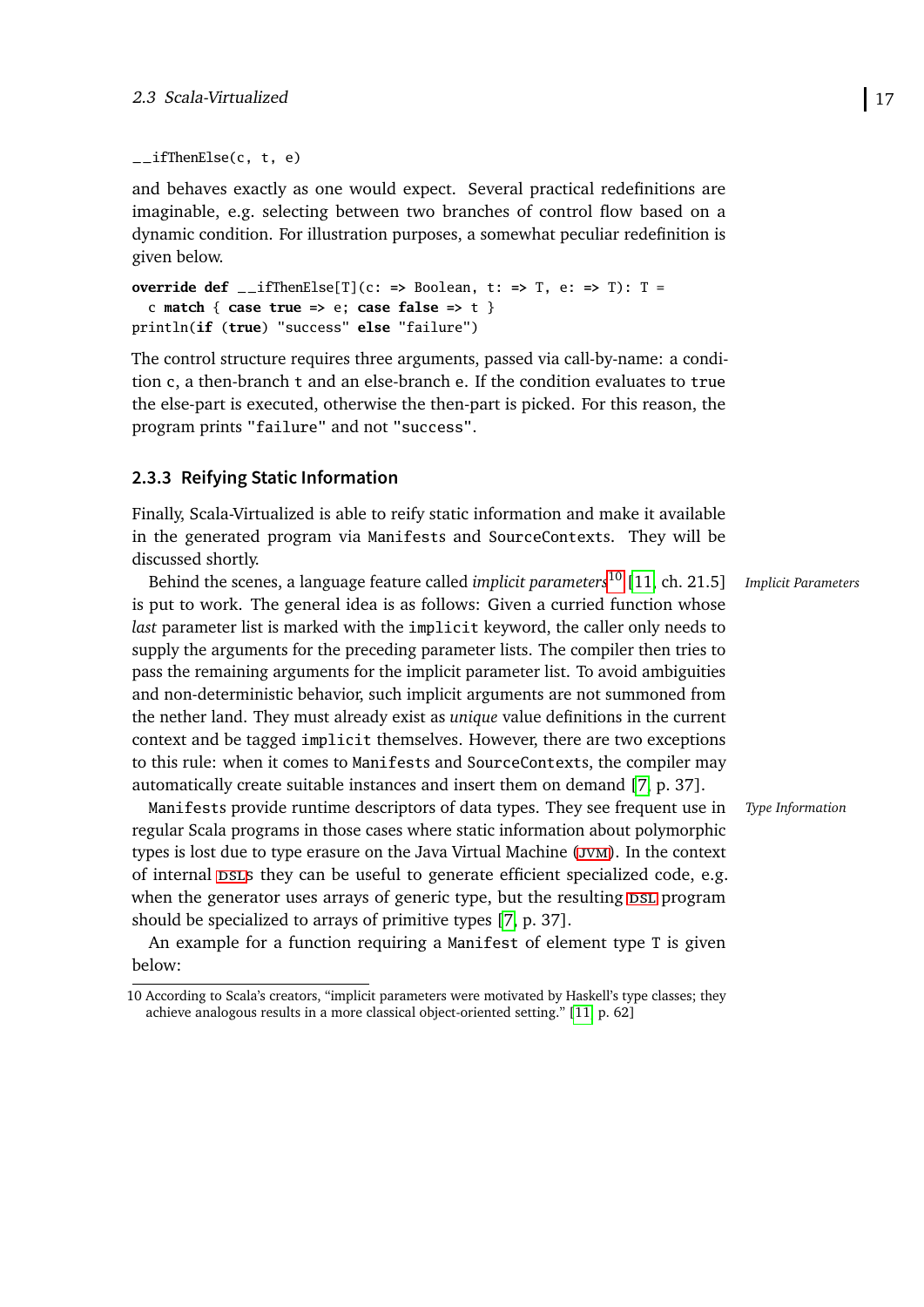```
__ifThenElse(c, t, e)
```

and behaves exactly as one would expect. Several practical redefinitions are imaginable, e.g. selecting between two branches of control flow based on a dynamic condition. For illustration purposes, a somewhat peculiar redefinition is given below.

```
override def __ifThenElse[T](c: => Boolean, t: => T, e: => T): T =
  c match { case true => e; case false => t }
println(if (true) "success" else "failure")
```

The control structure requires three arguments, passed via call-by-name: a condition `c`, a then-branch `t` and an else-branch `e`. If the condition evaluates to `true` the else-part is executed, otherwise the then-part is picked. For this reason, the program prints `"failure"` and not `"success"`.

### 2.3.3 Reifying Static Information

Finally, Scala-Virtualized is able to reify static information and make it available in the generated program via `Manifests` and `SourceContexts`. They will be discussed shortly.

*Implicit Parameters*

Behind the scenes, a language feature called *implicit parameters*[10] [11, ch. 21.5] is put to work. The general idea is as follows: Given a curried function whose *last* parameter list is marked with the `implicit` keyword, the caller only needs to supply the arguments for the preceding parameter lists. The compiler then tries to pass the remaining arguments for the implicit parameter list. To avoid ambiguities and non-deterministic behavior, such implicit arguments are not summoned from the nether land. They must already exist as *unique* value definitions in the current context and be tagged `implicit` themselves. However, there are two exceptions to this rule: when it comes to `Manifests` and `SourceContexts`, the compiler may automatically create suitable instances and insert them on demand [7, p. 37].

*Type Information*

`Manifests` provide runtime descriptors of data types. They see frequent use in regular Scala programs in those cases where static information about polymorphic types is lost due to type erasure on the Java Virtual Machine (JVM). In the context of internal DSLs they can be useful to generate efficient specialized code, e.g. when the generator uses arrays of generic type, but the resulting DSL program should be specialized to arrays of primitive types [7, p. 37].

An example for a function requiring a `Manifest` of element type `T` is given below:

10 According to Scala's creators, "implicit parameters were motivated by Haskell's type classes; they achieve analogous results in a more classical object-oriented setting." [11] p. 62]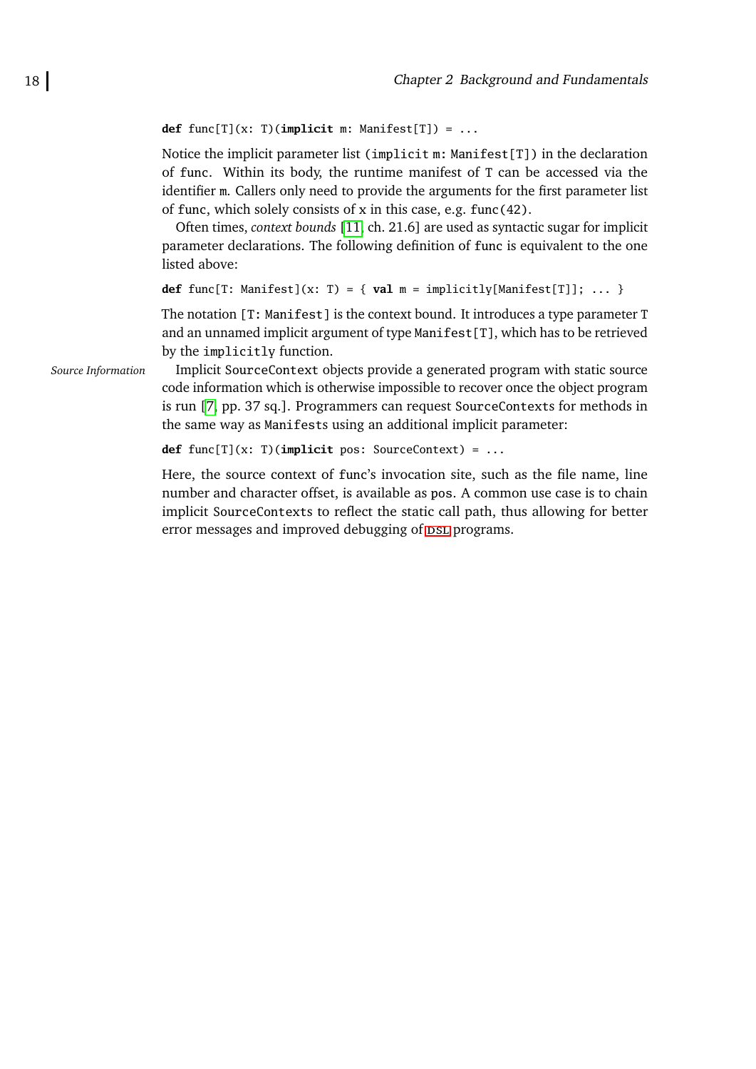```
def func[T](x: T)(implicit m: Manifest[T]) = ...
```

Notice the implicit parameter list (`implicit m: Manifest[T]`) in the declaration of `func`. Within its body, the runtime manifest of `T` can be accessed via the identifier `m`. Callers only need to provide the arguments for the first parameter list of `func`, which solely consists of `x` in this case, e.g. `func(42)`.

Often times, *context bounds* [11, ch. 21.6] are used as syntactic sugar for implicit parameter declarations. The following definition of `func` is equivalent to the one listed above:

```
def func[T: Manifest](x: T) = { val m = implicitly[Manifest[T]]; ... }
```

The notation `[T: Manifest]` is the context bound. It introduces a type parameter `T` and an unnamed implicit argument of type `Manifest[T]`, which has to be retrieved by the `implicitly` function.

*Source Information*

Implicit `SourceContext` objects provide a generated program with static source code information which is otherwise impossible to recover once the object program is run [7, pp. 37 sq.]. Programmers can request `SourceContexts` for methods in the same way as `Manifests` using an additional implicit parameter:

```
def func[T](x: T)(implicit pos: SourceContext) = ...
```

Here, the source context of `func`'s invocation site, such as the file name, line number and character offset, is available as `pos`. A common use case is to chain implicit `SourceContexts` to reflect the static call path, thus allowing for better error messages and improved debugging of DSL programs.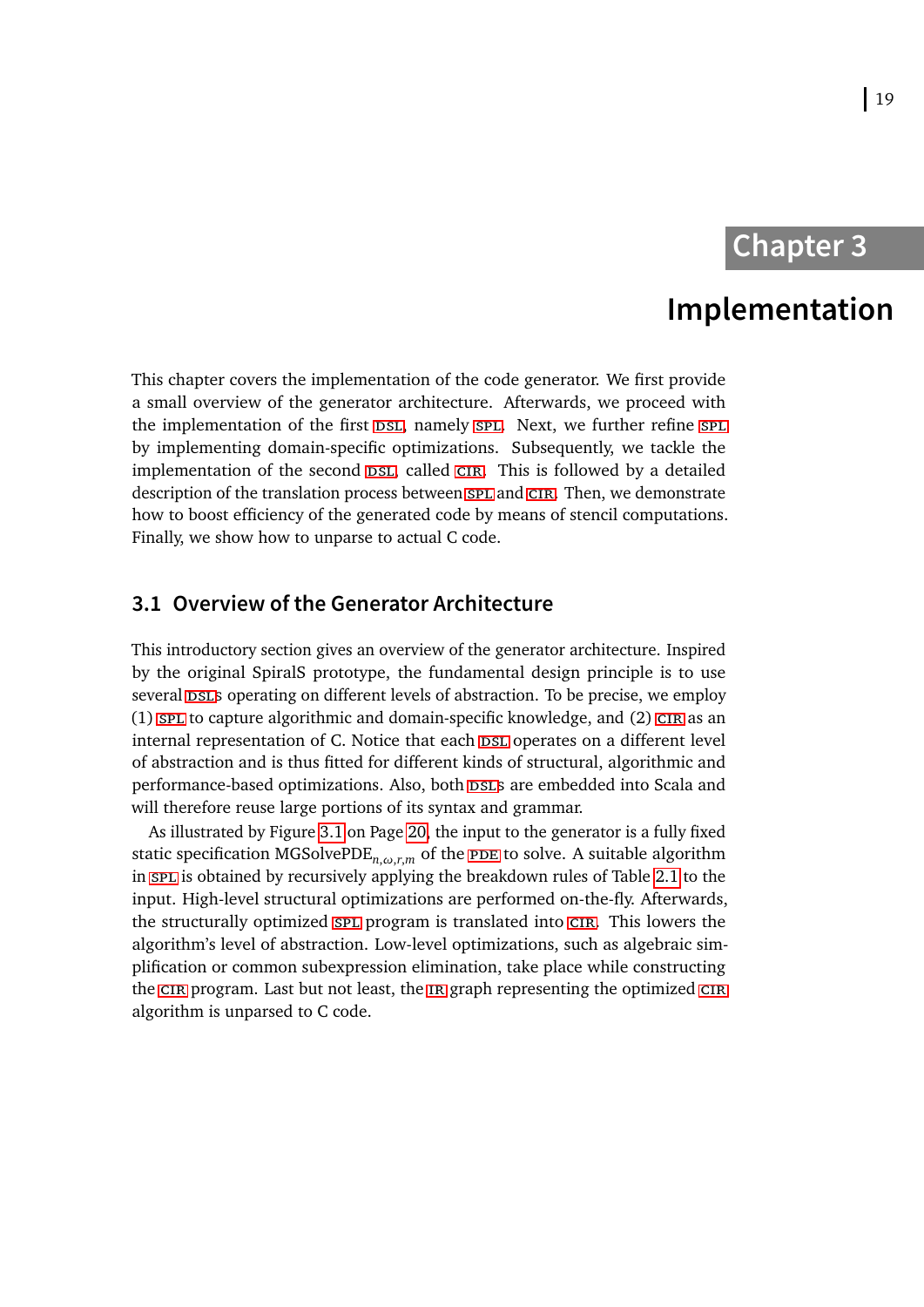# Chapter 3

# Implementation

This chapter covers the implementation of the code generator. We first provide a small overview of the generator architecture. Afterwards, we proceed with the implementation of the first DSL, namely SPL. Next, we further refine SPL by implementing domain-specific optimizations. Subsequently, we tackle the implementation of the second DSL, called CIR. This is followed by a detailed description of the translation process between SPL and CIR. Then, we demonstrate how to boost efficiency of the generated code by means of stencil computations. Finally, we show how to unparse to actual C code.

## 3.1 Overview of the Generator Architecture

This introductory section gives an overview of the generator architecture. Inspired by the original SpiralS prototype, the fundamental design principle is to use several DSLs operating on different levels of abstraction. To be precise, we employ (1) SPL to capture algorithmic and domain-specific knowledge, and (2) CIR as an internal representation of C. Notice that each DSL operates on a different level of abstraction and is thus fitted for different kinds of structural, algorithmic and performance-based optimizations. Also, both DSLs are embedded into Scala and will therefore reuse large portions of its syntax and grammar.

As illustrated by Figure 3.1 on Page 20, the input to the generator is a fully fixed static specification $\text{MGSolvePDE}_{n,\omega,r,m}$ of the PDE to solve. A suitable algorithm in SPL is obtained by recursively applying the breakdown rules of Table 2.1 to the input. High-level structural optimizations are performed on-the-fly. Afterwards, the structurally optimized SPL program is translated into CIR. This lowers the algorithm's level of abstraction. Low-level optimizations, such as algebraic simplification or common subexpression elimination, take place while constructing the CIR program. Last but not least, the IR graph representing the optimized CIR algorithm is unparsed to C code.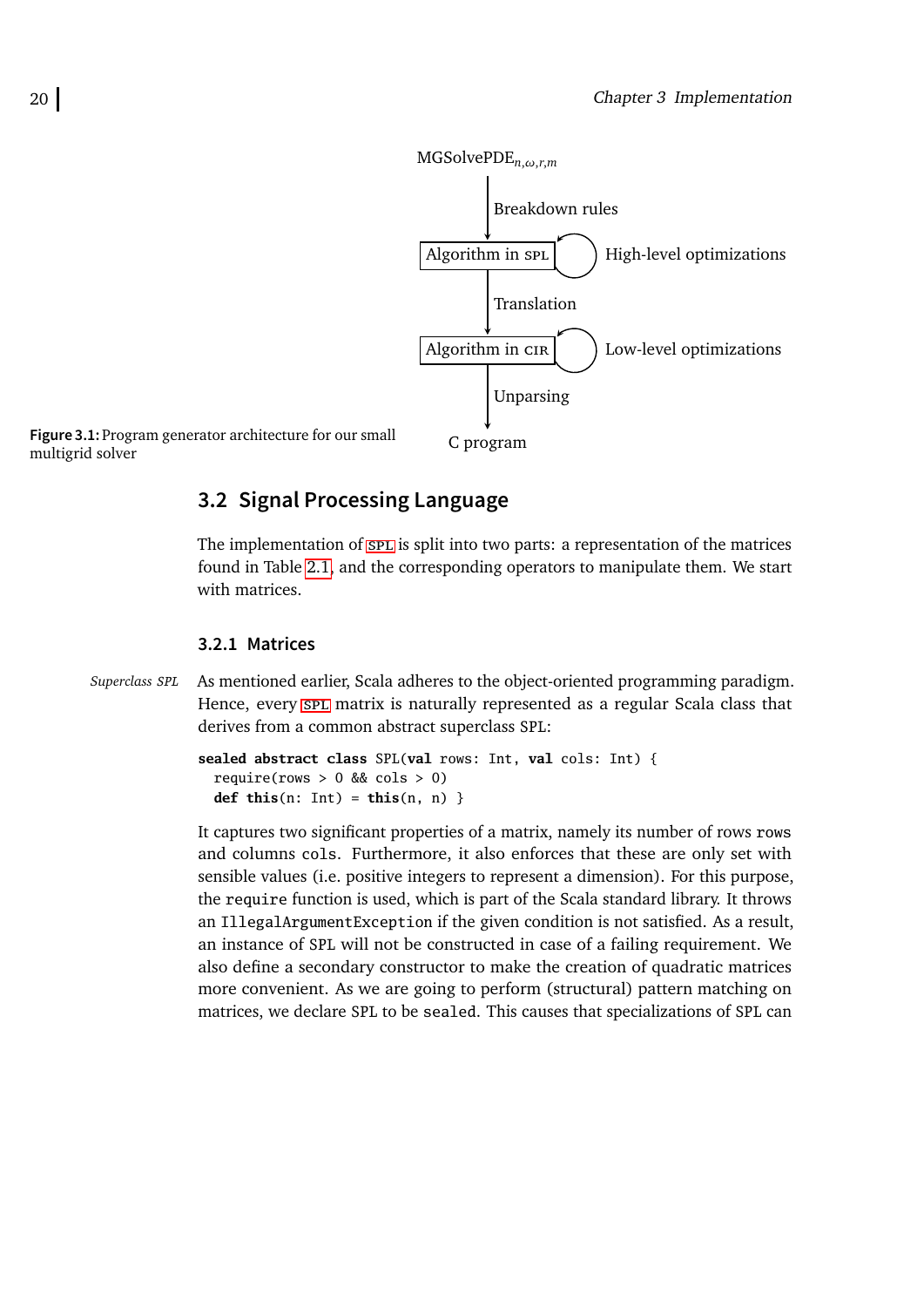MGSolvePDE$_{n,\omega,r,m}$

Breakdown rules

Algorithm in SPL — High-level optimizations

Translation

Algorithm in CIR — Low-level optimizations

Unparsing

C program

**Figure 3.1:** Program generator architecture for our small multigrid solver

## 3.2 Signal Processing Language

The implementation of SPL is split into two parts: a representation of the matrices found in Table 2.1, and the corresponding operators to manipulate them. We start with matrices.

### 3.2.1 Matrices

*Superclass SPL*

As mentioned earlier, Scala adheres to the object-oriented programming paradigm. Hence, every SPL matrix is naturally represented as a regular Scala class that derives from a common abstract superclass SPL:

```
sealed abstract class SPL(val rows: Int, val cols: Int) {
  require(rows > 0 && cols > 0)
  def this(n: Int) = this(n, n) }
```

It captures two significant properties of a matrix, namely its number of rows `rows` and columns `cols`. Furthermore, it also enforces that these are only set with sensible values (i.e. positive integers to represent a dimension). For this purpose, the `require` function is used, which is part of the Scala standard library. It throws an `IllegalArgumentException` if the given condition is not satisfied. As a result, an instance of SPL will not be constructed in case of a failing requirement. We also define a secondary constructor to make the creation of quadratic matrices more convenient. As we are going to perform (structural) pattern matching on matrices, we declare SPL to be `sealed`. This causes that specializations of SPL can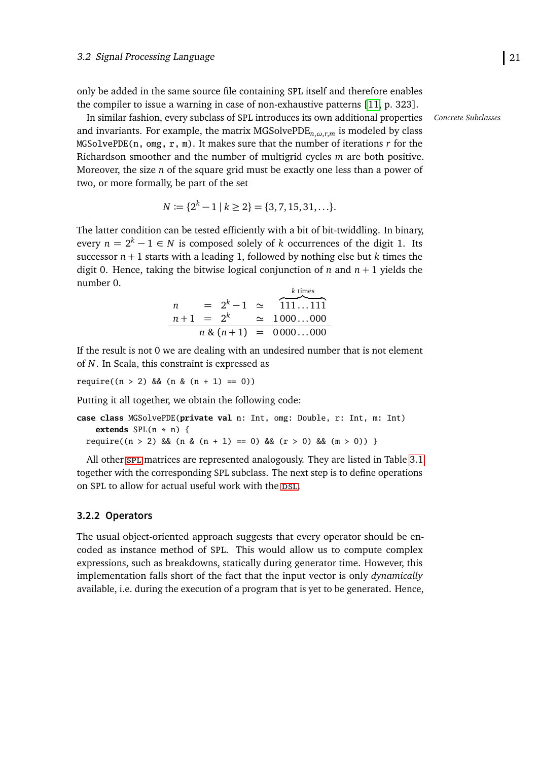only be added in the same source file containing SPL itself and therefore enables the compiler to issue a warning in case of non-exhaustive patterns [11, p. 323].

*Concrete Subclasses*

In similar fashion, every subclass of SPL introduces its own additional properties and invariants. For example, the matrix $\text{MGSolvePDE}_{n,\omega,r,m}$ is modeled by class `MGSolvePDE(n, omg, r, m)`. It makes sure that the number of iterations $r$ for the Richardson smoother and the number of multigrid cycles $m$ are both positive. Moreover, the size $n$ of the square grid must be exactly one less than a power of two, or more formally, be part of the set

$$N := \{2^k - 1 \mid k \geq 2\} = \{3, 7, 15, 31, \ldots\}.$$

The latter condition can be tested efficiently with a bit of bit-twiddling. In binary, every $n = 2^k - 1 \in N$ is composed solely of $k$ occurrences of the digit 1. Its successor $n+1$ starts with a leading 1, followed by nothing else but $k$ times the digit 0. Hence, taking the bitwise logical conjunction of $n$ and $n+1$ yields the number 0.

$$
\begin{array}{lcllr}
n & = & 2^k - 1 & \simeq & \overbrace{111\ldots111}^{k \text{ times}} \\
n+1 & = & 2^k & \simeq & 1\,000\ldots000 \\
\hline
 & & n \,\&\, (n+1) & = & 0\,000\ldots000
\end{array}
$$

If the result is not 0 we are dealing with an undesired number that is not element of $N$. In Scala, this constraint is expressed as

```
require((n > 2) && (n & (n + 1) == 0))
```

Putting it all together, we obtain the following code:

```
case class MGSolvePDE(private val n: Int, omg: Double, r: Int, m: Int)
    extends SPL(n * n) {
  require((n > 2) && (n & (n + 1) == 0) && (r > 0) && (m > 0)) }
```

All other SPL matrices are represented analogously. They are listed in Table 3.1 together with the corresponding SPL subclass. The next step is to define operations on SPL to allow for actual useful work with the DSL.

### 3.2.2 Operators

The usual object-oriented approach suggests that every operator should be encoded as instance method of SPL. This would allow us to compute complex expressions, such as breakdowns, statically during generator time. However, this implementation falls short of the fact that the input vector is only *dynamically* available, i.e. during the execution of a program that is yet to be generated. Hence,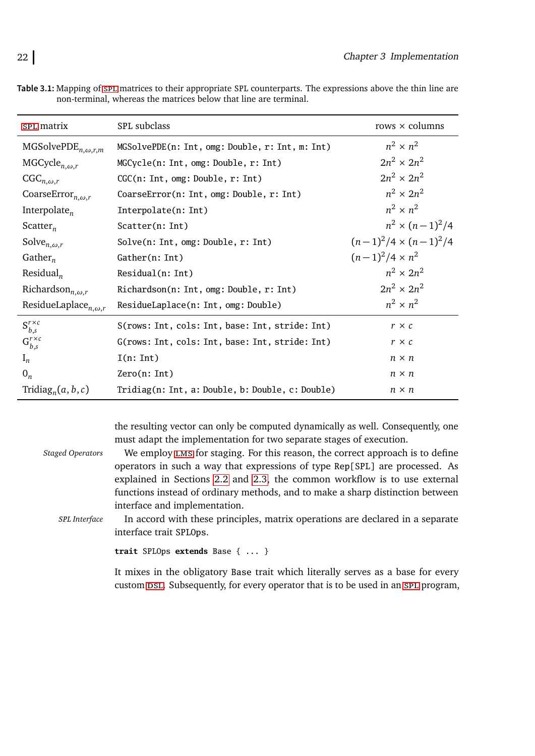**Table 3.1:** Mapping of SPL matrices to their appropriate SPL counterparts. The expressions above the thin line are non-terminal, whereas the matrices below that line are terminal.

| SPL matrix | SPL subclass | rows × columns |
|---|---|---|
| $\text{MGSolvePDE}_{n,\omega,r,m}$ | `MGSolvePDE(n: Int, omg: Double, r: Int, m: Int)` | $n^2 \times n^2$ |
| $\text{MGCycle}_{n,\omega,r}$ | `MGCycle(n: Int, omg: Double, r: Int)` | $2n^2 \times 2n^2$ |
| $\text{CGC}_{n,\omega,r}$ | `CGC(n: Int, omg: Double, r: Int)` | $2n^2 \times 2n^2$ |
| $\text{CoarseError}_{n,\omega,r}$ | `CoarseError(n: Int, omg: Double, r: Int)` | $n^2 \times 2n^2$ |
| $\text{Interpolate}_{n}$ | `Interpolate(n: Int)` | $n^2 \times n^2$ |
| $\text{Scatter}_{n}$ | `Scatter(n: Int)` | $n^2 \times (n-1)^2/4$ |
| $\text{Solve}_{n,\omega,r}$ | `Solve(n: Int, omg: Double, r: Int)` | $(n-1)^2/4 \times (n-1)^2/4$ |
| $\text{Gather}_{n}$ | `Gather(n: Int)` | $(n-1)^2/4 \times n^2$ |
| $\text{Residual}_{n}$ | `Residual(n: Int)` | $n^2 \times 2n^2$ |
| $\text{Richardson}_{n,\omega,r}$ | `Richardson(n: Int, omg: Double, r: Int)` | $2n^2 \times 2n^2$ |
| $\text{ResidueLaplace}_{n,\omega,r}$ | `ResidueLaplace(n: Int, omg: Double)` | $n^2 \times n^2$ |
| $\text{S}^{r \times c}_{b,s}$ | `S(rows: Int, cols: Int, base: Int, stride: Int)` | $r \times c$ |
| $\text{G}^{r \times c}_{b,s}$ | `G(rows: Int, cols: Int, base: Int, stride: Int)` | $r \times c$ |
| $\text{I}_n$ | `I(n: Int)` | $n \times n$ |
| $0_n$ | `Zero(n: Int)` | $n \times n$ |
| $\text{Tridiag}_n(a, b, c)$ | `Tridiag(n: Int, a: Double, b: Double, c: Double)` | $n \times n$ |

the resulting vector can only be computed dynamically as well. Consequently, one must adapt the implementation for two separate stages of execution.

*Staged Operators* We employ LMS for staging. For this reason, the correct approach is to define operators in such a way that expressions of type `Rep[SPL]` are processed. As explained in Sections 2.2 and 2.3, the common workflow is to use external functions instead of ordinary methods, and to make a sharp distinction between interface and implementation.

*SPL Interface* In accord with these principles, matrix operations are declared in a separate interface trait `SPLOps`.

```
trait SPLOps extends Base { ... }
```

It mixes in the obligatory `Base` trait which literally serves as a base for every custom DSL. Subsequently, for every operator that is to be used in an SPL program,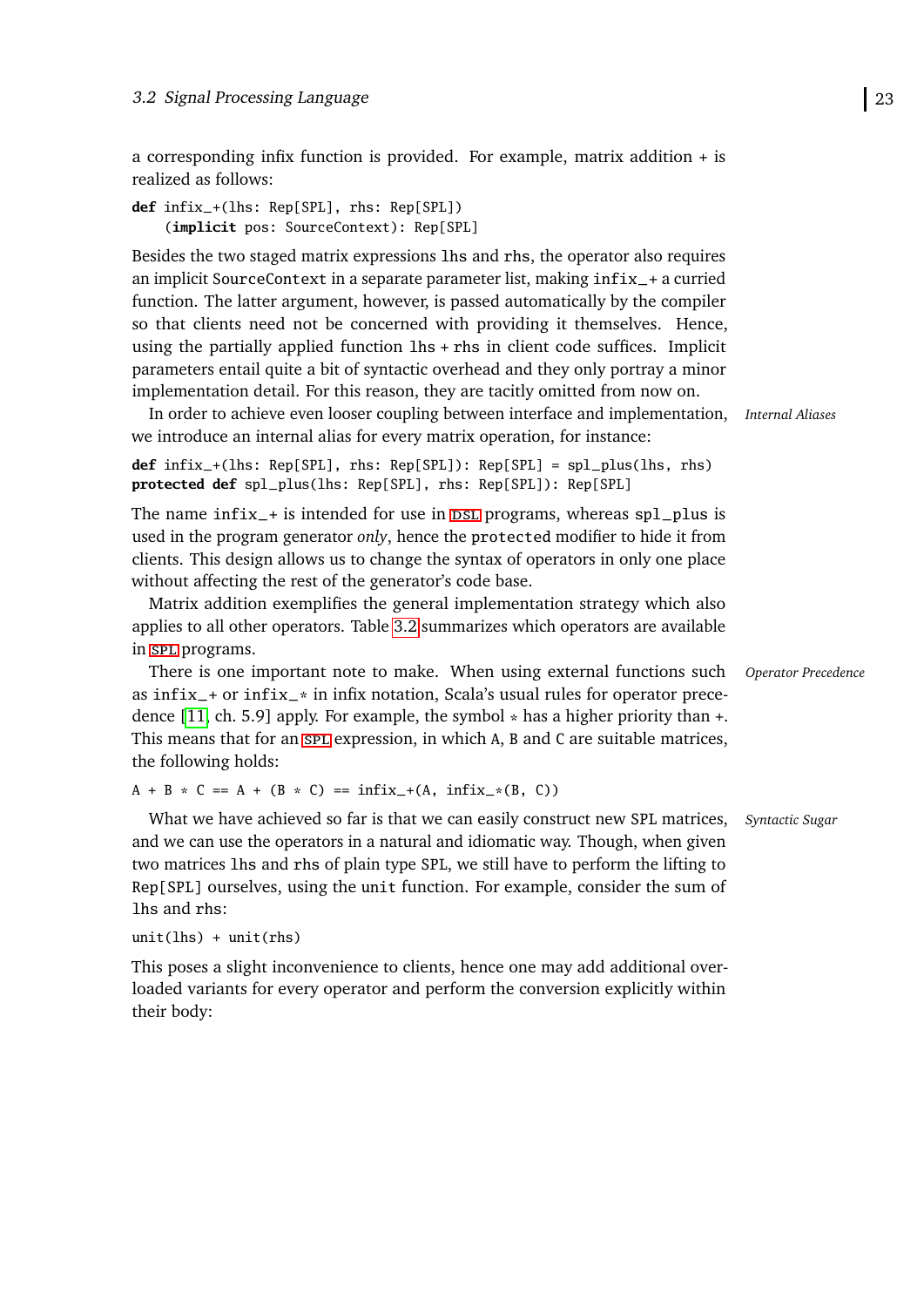a corresponding infix function is provided. For example, matrix addition + is realized as follows:

```
def infix_+(lhs: Rep[SPL], rhs: Rep[SPL])
    (implicit pos: SourceContext): Rep[SPL]
```

Besides the two staged matrix expressions `lhs` and `rhs`, the operator also requires an implicit `SourceContext` in a separate parameter list, making `infix_+` a curried function. The latter argument, however, is passed automatically by the compiler so that clients need not be concerned with providing it themselves. Hence, using the partially applied function `lhs + rhs` in client code suffices. Implicit parameters entail quite a bit of syntactic overhead and they only portray a minor implementation detail. For this reason, they are tacitly omitted from now on.

*Internal Aliases*

In order to achieve even looser coupling between interface and implementation, we introduce an internal alias for every matrix operation, for instance:

```
def infix_+(lhs: Rep[SPL], rhs: Rep[SPL]): Rep[SPL] = spl_plus(lhs, rhs)
protected def spl_plus(lhs: Rep[SPL], rhs: Rep[SPL]): Rep[SPL]
```

The name `infix_+` is intended for use in DSL programs, whereas `spl_plus` is used in the program generator *only*, hence the `protected` modifier to hide it from clients. This design allows us to change the syntax of operators in only one place without affecting the rest of the generator's code base.

Matrix addition exemplifies the general implementation strategy which also applies to all other operators. Table 3.2 summarizes which operators are available in SPL programs.

*Operator Precedence*

There is one important note to make. When using external functions such as `infix_+` or `infix_*` in infix notation, Scala's usual rules for operator precedence [11, ch. 5.9] apply. For example, the symbol `*` has a higher priority than `+`. This means that for an SPL expression, in which `A`, `B` and `C` are suitable matrices, the following holds:

```
A + B * C == A + (B * C) == infix_+(A, infix_*(B, C))
```

*Syntactic Sugar*

What we have achieved so far is that we can easily construct new SPL matrices, and we can use the operators in a natural and idiomatic way. Though, when given two matrices `lhs` and `rhs` of plain type `SPL`, we still have to perform the lifting to `Rep[SPL]` ourselves, using the `unit` function. For example, consider the sum of `lhs` and `rhs`:

```
unit(lhs) + unit(rhs)
```

This poses a slight inconvenience to clients, hence one may add additional overloaded variants for every operator and perform the conversion explicitly within their body: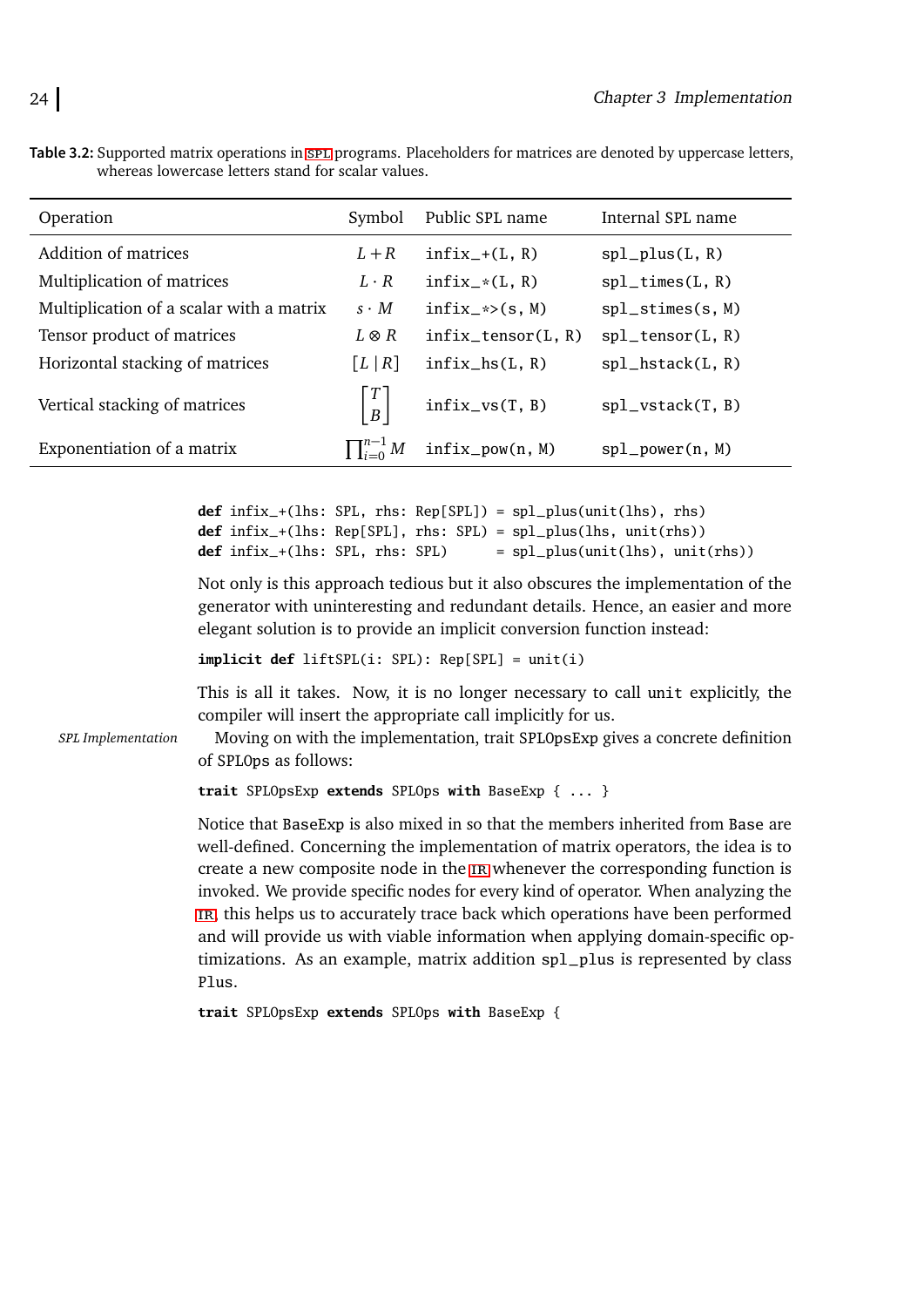**Table 3.2:** Supported matrix operations in SPL programs. Placeholders for matrices are denoted by uppercase letters, whereas lowercase letters stand for scalar values.

| Operation | Symbol | Public SPL name | Internal SPL name |
|---|---|---|---|
| Addition of matrices | $L+R$ | `infix_+(L, R)` | `spl_plus(L, R)` |
| Multiplication of matrices | $L \cdot R$ | `infix_*(L, R)` | `spl_times(L, R)` |
| Multiplication of a scalar with a matrix | $s \cdot M$ | `infix_*>(s, M)` | `spl_stimes(s, M)` |
| Tensor product of matrices | $L \otimes R$ | `infix_tensor(L, R)` | `spl_tensor(L, R)` |
| Horizontal stacking of matrices | $[L \mid R]$ | `infix_hs(L, R)` | `spl_hstack(L, R)` |
| Vertical stacking of matrices | $\begin{bmatrix} T \\ B \end{bmatrix}$ | `infix_vs(T, B)` | `spl_vstack(T, B)` |
| Exponentiation of a matrix | $\prod_{i=0}^{n-1} M$ | `infix_pow(n, M)` | `spl_power(n, M)` |

```
def infix_+(lhs: SPL, rhs: Rep[SPL]) = spl_plus(unit(lhs), rhs)
def infix_+(lhs: Rep[SPL], rhs: SPL) = spl_plus(lhs, unit(rhs))
def infix_+(lhs: SPL, rhs: SPL)      = spl_plus(unit(lhs), unit(rhs))
```

Not only is this approach tedious but it also obscures the implementation of the generator with uninteresting and redundant details. Hence, an easier and more elegant solution is to provide an implicit conversion function instead:

```
implicit def liftSPL(i: SPL): Rep[SPL] = unit(i)
```

This is all it takes. Now, it is no longer necessary to call `unit` explicitly, the compiler will insert the appropriate call implicitly for us.

*SPL Implementation* Moving on with the implementation, trait `SPLOpsExp` gives a concrete definition of `SPLOps` as follows:

```
trait SPLOpsExp extends SPLOps with BaseExp { ... }
```

Notice that `BaseExp` is also mixed in so that the members inherited from `Base` are well-defined. Concerning the implementation of matrix operators, the idea is to create a new composite node in the IR whenever the corresponding function is invoked. We provide specific nodes for every kind of operator. When analyzing the IR, this helps us to accurately trace back which operations have been performed and will provide us with viable information when applying domain-specific optimizations. As an example, matrix addition `spl_plus` is represented by class `Plus`.

```
trait SPLOpsExp extends SPLOps with BaseExp {
```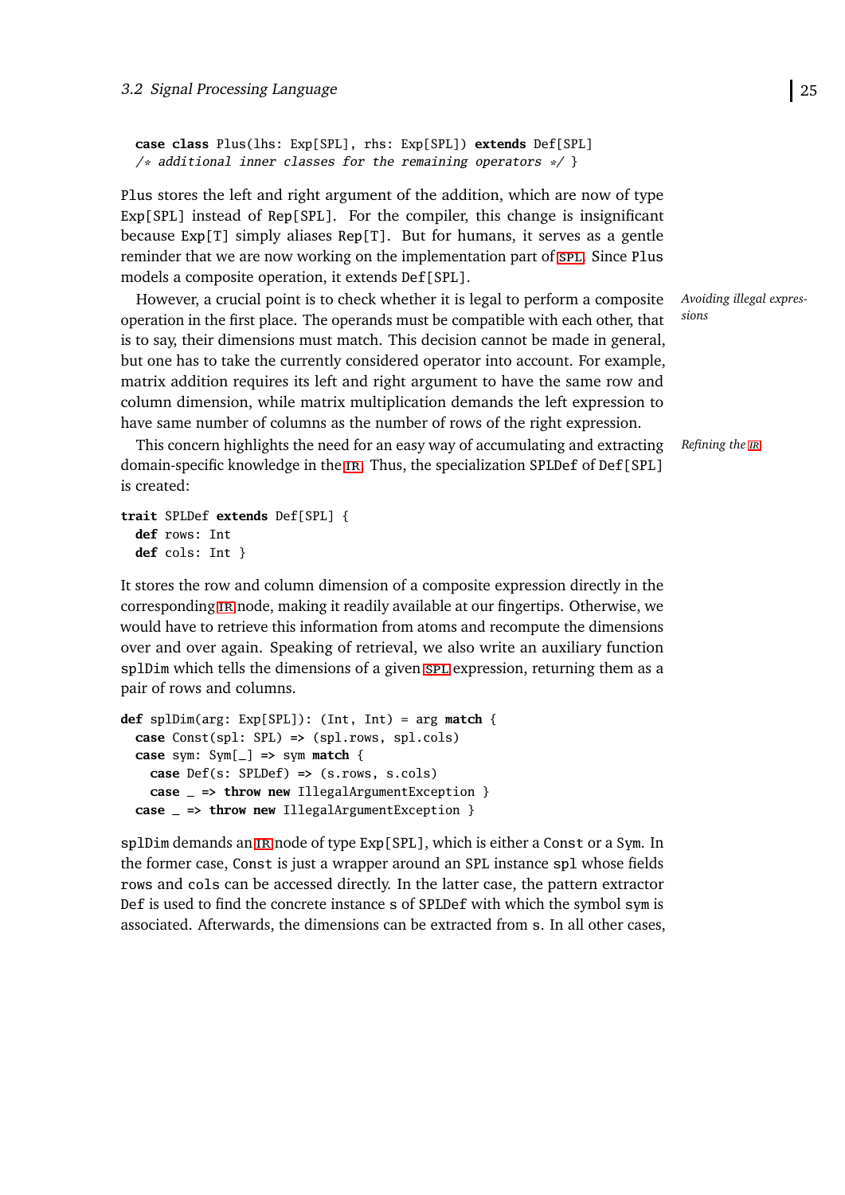```
  case class Plus(lhs: Exp[SPL], rhs: Exp[SPL]) extends Def[SPL]
  /* additional inner classes for the remaining operators */ }
```

Plus stores the left and right argument of the addition, which are now of type Exp[SPL] instead of Rep[SPL]. For the compiler, this change is insignificant because Exp[T] simply aliases Rep[T]. But for humans, it serves as a gentle reminder that we are now working on the implementation part of SPL. Since Plus models a composite operation, it extends Def[SPL].

*Avoiding illegal expressions*

However, a crucial point is to check whether it is legal to perform a composite operation in the first place. The operands must be compatible with each other, that is to say, their dimensions must match. This decision cannot be made in general, but one has to take the currently considered operator into account. For example, matrix addition requires its left and right argument to have the same row and column dimension, while matrix multiplication demands the left expression to have same number of columns as the number of rows of the right expression.

*Refining the IR*

This concern highlights the need for an easy way of accumulating and extracting domain-specific knowledge in the IR. Thus, the specialization SPLDef of Def[SPL] is created:

```
trait SPLDef extends Def[SPL] {
  def rows: Int
  def cols: Int }
```

It stores the row and column dimension of a composite expression directly in the corresponding IR node, making it readily available at our fingertips. Otherwise, we would have to retrieve this information from atoms and recompute the dimensions over and over again. Speaking of retrieval, we also write an auxiliary function splDim which tells the dimensions of a given SPL expression, returning them as a pair of rows and columns.

```
def splDim(arg: Exp[SPL]): (Int, Int) = arg match {
  case Const(spl: SPL) => (spl.rows, spl.cols)
  case sym: Sym[_] => sym match {
    case Def(s: SPLDef) => (s.rows, s.cols)
    case _ => throw new IllegalArgumentException }
  case _ => throw new IllegalArgumentException }
```

splDim demands an IR node of type Exp[SPL], which is either a Const or a Sym. In the former case, Const is just a wrapper around an SPL instance spl whose fields rows and cols can be accessed directly. In the latter case, the pattern extractor Def is used to find the concrete instance s of SPLDef with which the symbol sym is associated. Afterwards, the dimensions can be extracted from s. In all other cases,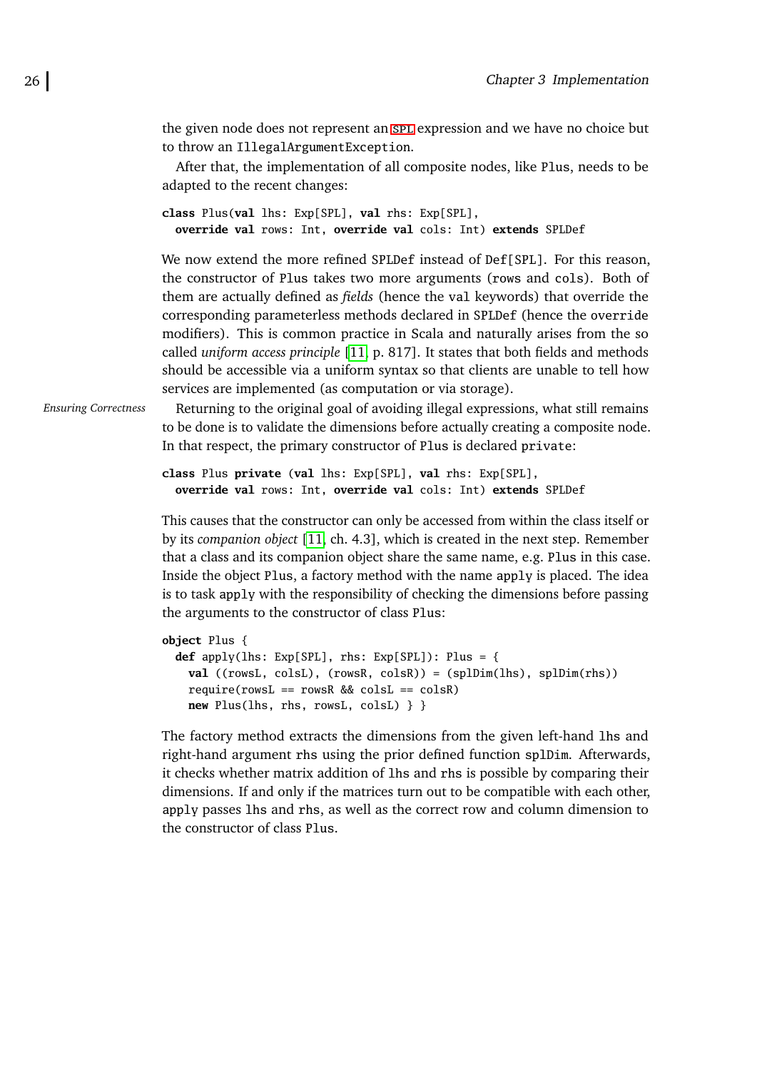the given node does not represent an SPL expression and we have no choice but to throw an IllegalArgumentException.

After that, the implementation of all composite nodes, like Plus, needs to be adapted to the recent changes:

```
class Plus(val lhs: Exp[SPL], val rhs: Exp[SPL],
  override val rows: Int, override val cols: Int) extends SPLDef
```

We now extend the more refined SPLDef instead of Def[SPL]. For this reason, the constructor of Plus takes two more arguments (rows and cols). Both of them are actually defined as *fields* (hence the val keywords) that override the corresponding parameterless methods declared in SPLDef (hence the override modifiers). This is common practice in Scala and naturally arises from the so called *uniform access principle* [11, p. 817]. It states that both fields and methods should be accessible via a uniform syntax so that clients are unable to tell how services are implemented (as computation or via storage).

*Ensuring Correctness*

Returning to the original goal of avoiding illegal expressions, what still remains to be done is to validate the dimensions before actually creating a composite node. In that respect, the primary constructor of Plus is declared private:

```
class Plus private (val lhs: Exp[SPL], val rhs: Exp[SPL],
  override val rows: Int, override val cols: Int) extends SPLDef
```

This causes that the constructor can only be accessed from within the class itself or by its *companion object* [11, ch. 4.3], which is created in the next step. Remember that a class and its companion object share the same name, e.g. Plus in this case. Inside the object Plus, a factory method with the name apply is placed. The idea is to task apply with the responsibility of checking the dimensions before passing the arguments to the constructor of class Plus:

```
object Plus {
  def apply(lhs: Exp[SPL], rhs: Exp[SPL]): Plus = {
    val ((rowsL, colsL), (rowsR, colsR)) = (splDim(lhs), splDim(rhs))
    require(rowsL == rowsR && colsL == colsR)
    new Plus(lhs, rhs, rowsL, colsL) } }
```

The factory method extracts the dimensions from the given left-hand lhs and right-hand argument rhs using the prior defined function splDim. Afterwards, it checks whether matrix addition of lhs and rhs is possible by comparing their dimensions. If and only if the matrices turn out to be compatible with each other, apply passes lhs and rhs, as well as the correct row and column dimension to the constructor of class Plus.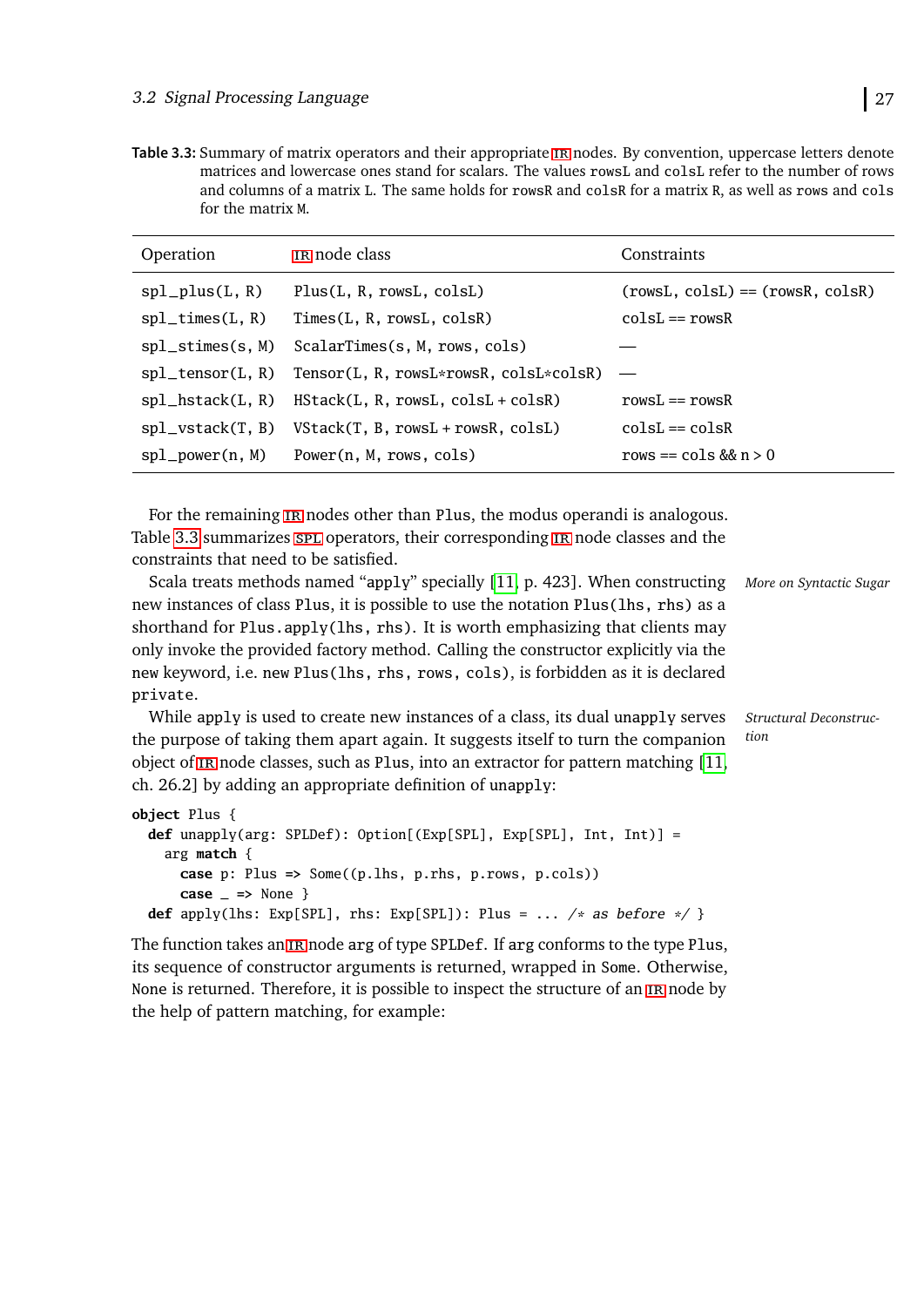**Table 3.3:** Summary of matrix operators and their appropriate IR nodes. By convention, uppercase letters denote matrices and lowercase ones stand for scalars. The values `rowsL` and `colsL` refer to the number of rows and columns of a matrix `L`. The same holds for `rowsR` and `colsR` for a matrix `R`, as well as `rows` and `cols` for the matrix `M`.

| Operation | IR node class | Constraints |
|---|---|---|
| `spl_plus(L, R)` | `Plus(L, R, rowsL, colsL)` | `(rowsL, colsL) == (rowsR, colsR)` |
| `spl_times(L, R)` | `Times(L, R, rowsL, colsR)` | `colsL == rowsR` |
| `spl_stimes(s, M)` | `ScalarTimes(s, M, rows, cols)` | — |
| `spl_tensor(L, R)` | `Tensor(L, R, rowsL*rowsR, colsL*colsR)` | — |
| `spl_hstack(L, R)` | `HStack(L, R, rowsL, colsL + colsR)` | `rowsL == rowsR` |
| `spl_vstack(T, B)` | `VStack(T, B, rowsL + rowsR, colsL)` | `colsL == colsR` |
| `spl_power(n, M)` | `Power(n, M, rows, cols)` | `rows == cols && n > 0` |

For the remaining IR nodes other than `Plus`, the modus operandi is analogous. Table 3.3 summarizes SPL operators, their corresponding IR node classes and the constraints that need to be satisfied.

*More on Syntactic Sugar*

Scala treats methods named "`apply`" specially [11, p. 423]. When constructing new instances of class `Plus`, it is possible to use the notation `Plus(lhs, rhs)` as a shorthand for `Plus.apply(lhs, rhs)`. It is worth emphasizing that clients may only invoke the provided factory method. Calling the constructor explicitly via the `new` keyword, i.e. `new Plus(lhs, rhs, rows, cols)`, is forbidden as it is declared `private`.

*Structural Deconstruction*

While `apply` is used to create new instances of a class, its dual `unapply` serves the purpose of taking them apart again. It suggests itself to turn the companion object of IR node classes, such as `Plus`, into an extractor for pattern matching [11, ch. 26.2] by adding an appropriate definition of `unapply`:

```
object Plus {
  def unapply(arg: SPLDef): Option[(Exp[SPL], Exp[SPL], Int, Int)] =
    arg match {
      case p: Plus => Some((p.lhs, p.rhs, p.rows, p.cols))
      case _ => None }
  def apply(lhs: Exp[SPL], rhs: Exp[SPL]): Plus = ... /* as before */ }
```

The function takes an IR node `arg` of type `SPLDef`. If `arg` conforms to the type `Plus`, its sequence of constructor arguments is returned, wrapped in `Some`. Otherwise, `None` is returned. Therefore, it is possible to inspect the structure of an IR node by the help of pattern matching, for example: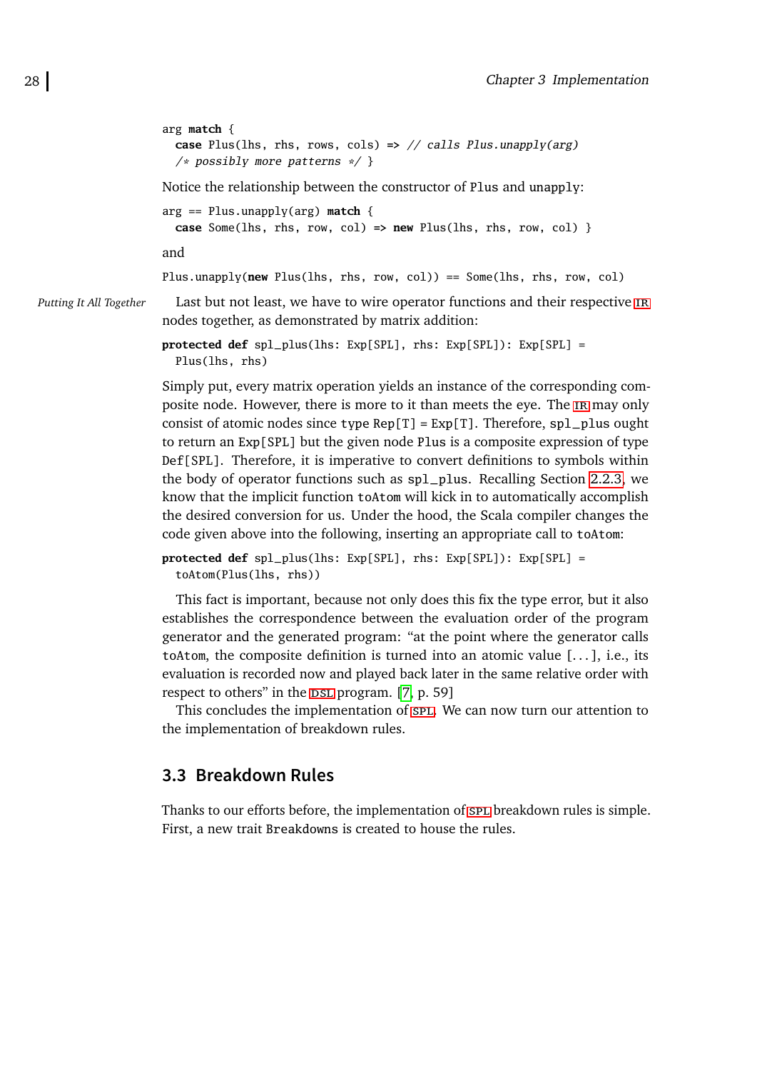```
arg match {
  case Plus(lhs, rhs, rows, cols) => // calls Plus.unapply(arg)
  /* possibly more patterns */ }
```

Notice the relationship between the constructor of `Plus` and `unapply`:

```
arg == Plus.unapply(arg) match {
  case Some(lhs, rhs, row, col) => new Plus(lhs, rhs, row, col) }
```

and

```
Plus.unapply(new Plus(lhs, rhs, row, col)) == Some(lhs, rhs, row, col)
```

*Putting It All Together*

Last but not least, we have to wire operator functions and their respective IR nodes together, as demonstrated by matrix addition:

```
protected def spl_plus(lhs: Exp[SPL], rhs: Exp[SPL]): Exp[SPL] =
  Plus(lhs, rhs)
```

Simply put, every matrix operation yields an instance of the corresponding composite node. However, there is more to it than meets the eye. The IR may only consist of atomic nodes since `type Rep[T] = Exp[T]`. Therefore, `spl_plus` ought to return an `Exp[SPL]` but the given node `Plus` is a composite expression of type `Def[SPL]`. Therefore, it is imperative to convert definitions to symbols within the body of operator functions such as `spl_plus`. Recalling Section 2.2.3, we know that the implicit function `toAtom` will kick in to automatically accomplish the desired conversion for us. Under the hood, the Scala compiler changes the code given above into the following, inserting an appropriate call to `toAtom`:

```
protected def spl_plus(lhs: Exp[SPL], rhs: Exp[SPL]): Exp[SPL] =
  toAtom(Plus(lhs, rhs))
```

This fact is important, because not only does this fix the type error, but it also establishes the correspondence between the evaluation order of the program generator and the generated program: "at the point where the generator calls `toAtom`, the composite definition is turned into an atomic value [...], i.e., its evaluation is recorded now and played back later in the same relative order with respect to others" in the DSL program. [7, p. 59]

This concludes the implementation of SPL. We can now turn our attention to the implementation of breakdown rules.

## 3.3 Breakdown Rules

Thanks to our efforts before, the implementation of SPL breakdown rules is simple. First, a new trait `Breakdowns` is created to house the rules.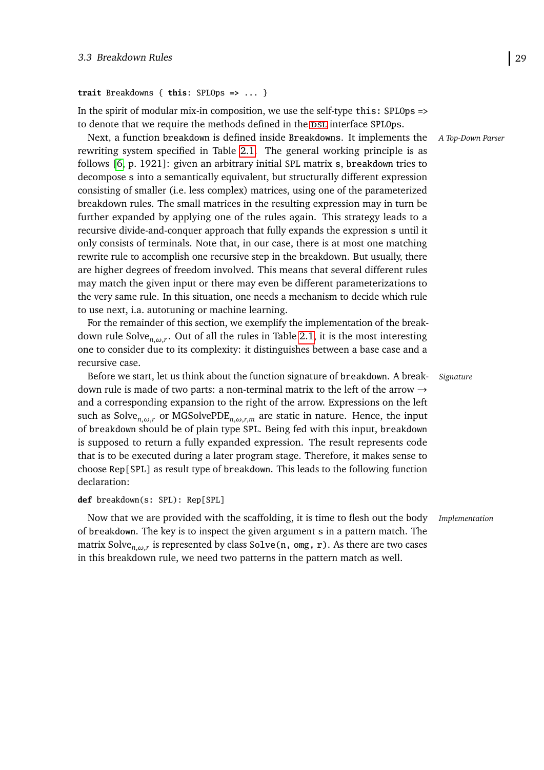```
trait Breakdowns { this: SPLOps => ... }
```

In the spirit of modular mix-in composition, we use the self-type `this: SPLOps =>` to denote that we require the methods defined in the DSL interface `SPLOps`.

*A Top-Down Parser*

Next, a function `breakdown` is defined inside `Breakdowns`. It implements the rewriting system specified in Table 2.1. The general working principle is as follows [6, p. 1921]: given an arbitrary initial SPL matrix `s`, `breakdown` tries to decompose `s` into a semantically equivalent, but structurally different expression consisting of smaller (i.e. less complex) matrices, using one of the parameterized breakdown rules. The small matrices in the resulting expression may in turn be further expanded by applying one of the rules again. This strategy leads to a recursive divide-and-conquer approach that fully expands the expression `s` until it only consists of terminals. Note that, in our case, there is at most one matching rewrite rule to accomplish one recursive step in the breakdown. But usually, there are higher degrees of freedom involved. This means that several different rules may match the given input or there may even be different parameterizations to the very same rule. In this situation, one needs a mechanism to decide which rule to use next, i.a. autotuning or machine learning.

For the remainder of this section, we exemplify the implementation of the breakdown rule $\text{Solve}_{n,\omega,r}$. Out of all the rules in Table 2.1, it is the most interesting one to consider due to its complexity: it distinguishes between a base case and a recursive case.

*Signature*

Before we start, let us think about the function signature of `breakdown`. A breakdown rule is made of two parts: a non-terminal matrix to the left of the arrow $\rightarrow$ and a corresponding expansion to the right of the arrow. Expressions on the left such as $\text{Solve}_{n,\omega,r}$ or $\text{MGSolvePDE}_{n,\omega,r,m}$ are static in nature. Hence, the input of `breakdown` should be of plain type `SPL`. Being fed with this input, `breakdown` is supposed to return a fully expanded expression. The result represents code that is to be executed during a later program stage. Therefore, it makes sense to choose `Rep[SPL]` as result type of `breakdown`. This leads to the following function declaration:

```
def breakdown(s: SPL): Rep[SPL]
```

*Implementation*

Now that we are provided with the scaffolding, it is time to flesh out the body of `breakdown`. The key is to inspect the given argument `s` in a pattern match. The matrix $\text{Solve}_{n,\omega,r}$ is represented by class `Solve(n, omg, r)`. As there are two cases in this breakdown rule, we need two patterns in the pattern match as well.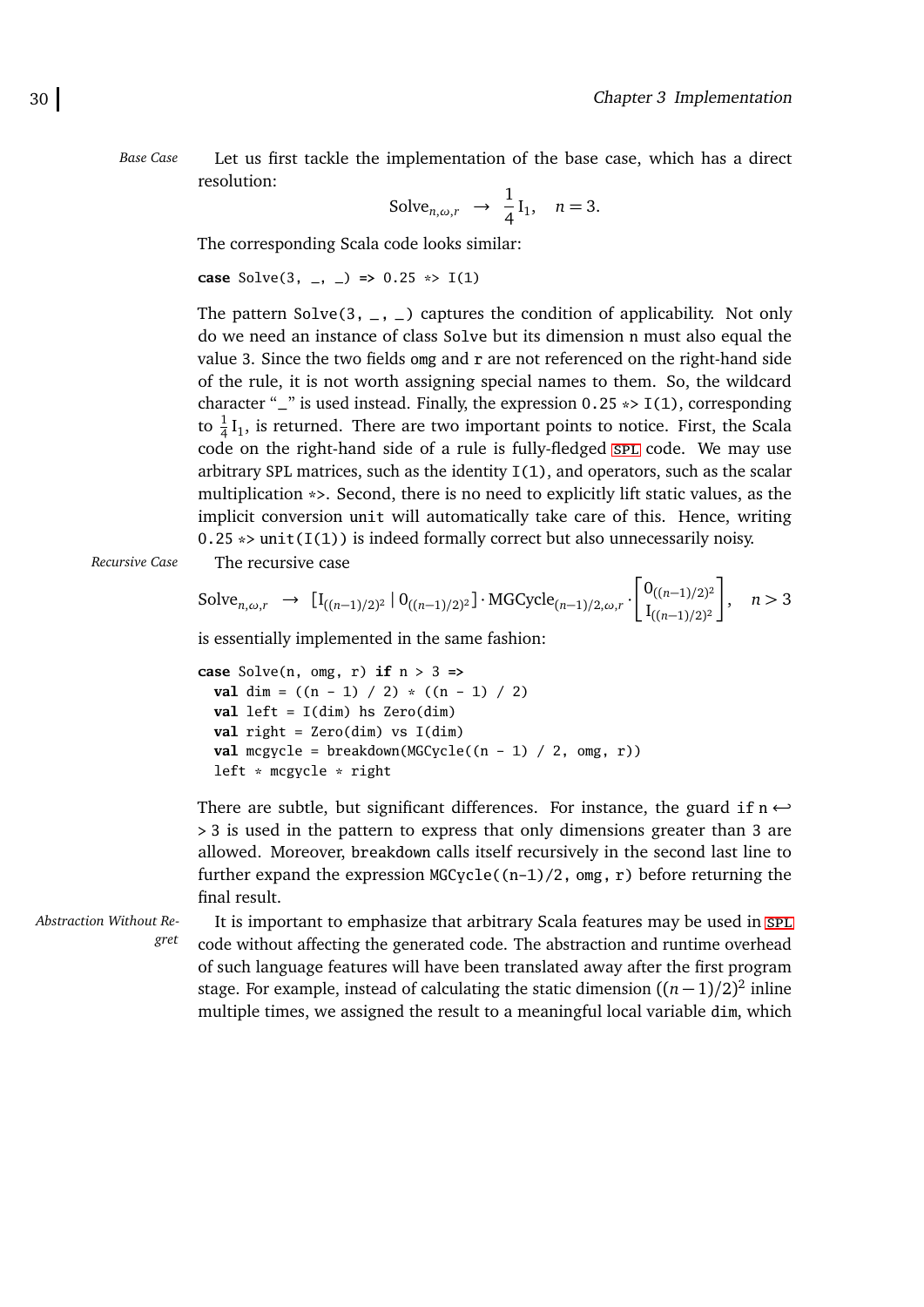*Base Case*

Let us first tackle the implementation of the base case, which has a direct resolution:

$$\text{Solve}_{n,\omega,r} \;\rightarrow\; \frac{1}{4}\,\text{I}_1, \quad n = 3.$$

The corresponding Scala code looks similar:

```
case Solve(3, _, _) => 0.25 *> I(1)
```

The pattern `Solve(3, _, _)` captures the condition of applicability. Not only do we need an instance of class `Solve` but its dimension `n` must also equal the value 3. Since the two fields `omg` and `r` are not referenced on the right-hand side of the rule, it is not worth assigning special names to them. So, the wildcard character "_" is used instead. Finally, the expression `0.25 *> I(1)`, corresponding to $\frac{1}{4}\text{I}_1$, is returned. There are two important points to notice. First, the Scala code on the right-hand side of a rule is fully-fledged SPL code. We may use arbitrary SPL matrices, such as the identity `I(1)`, and operators, such as the scalar multiplication `*>`. Second, there is no need to explicitly lift static values, as the implicit conversion `unit` will automatically take care of this. Hence, writing `0.25 *> unit(I(1))` is indeed formally correct but also unnecessarily noisy.

*Recursive Case*

The recursive case

$$\text{Solve}_{n,\omega,r} \;\rightarrow\; \left[\text{I}_{((n-1)/2)^2} \mid 0_{((n-1)/2)^2}\right] \cdot \text{MGCycle}_{(n-1)/2,\omega,r} \cdot \begin{bmatrix} 0_{((n-1)/2)^2} \\ \text{I}_{((n-1)/2)^2} \end{bmatrix}, \quad n > 3$$

is essentially implemented in the same fashion:

```
case Solve(n, omg, r) if n > 3 =>
  val dim = ((n - 1) / 2) * ((n - 1) / 2)
  val left = I(dim) hs Zero(dim)
  val right = Zero(dim) vs I(dim)
  val mcgycle = breakdown(MGCycle((n - 1) / 2, omg, r))
  left * mcgycle * right
```

There are subtle, but significant differences. For instance, the guard `if n > 3` is used in the pattern to express that only dimensions greater than 3 are allowed. Moreover, `breakdown` calls itself recursively in the second last line to further expand the expression `MGCycle((n-1)/2, omg, r)` before returning the final result.

*Abstraction Without Regret*

It is important to emphasize that arbitrary Scala features may be used in SPL code without affecting the generated code. The abstraction and runtime overhead of such language features will have been translated away after the first program stage. For example, instead of calculating the static dimension $((n-1)/2)^2$ inline multiple times, we assigned the result to a meaningful local variable `dim`, which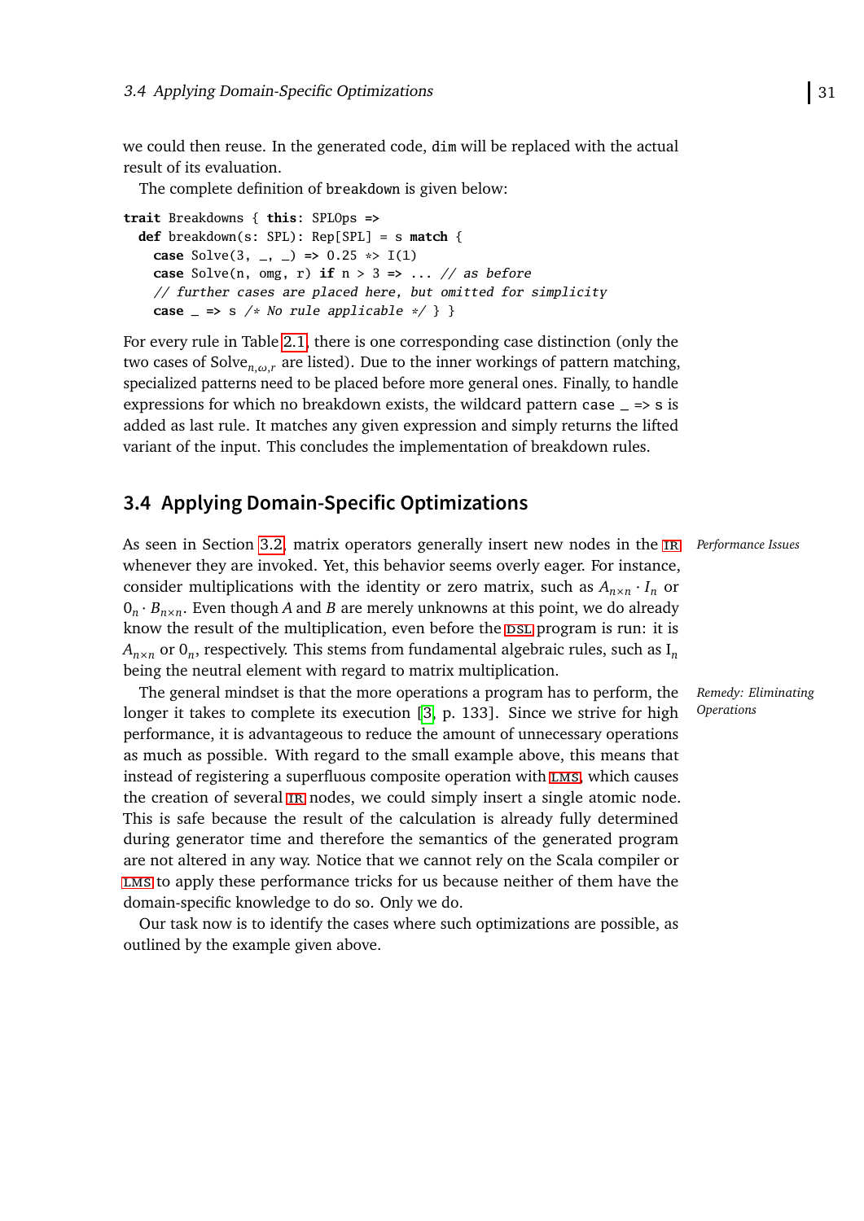we could then reuse. In the generated code, dim will be replaced with the actual result of its evaluation.

The complete definition of breakdown is given below:

```
trait Breakdowns { this: SPLOps =>
  def breakdown(s: SPL): Rep[SPL] = s match {
    case Solve(3, _, _) => 0.25 *> I(1)
    case Solve(n, omg, r) if n > 3 => ... // as before
    // further cases are placed here, but omitted for simplicity
    case _ => s /* No rule applicable */ } }
```

For every rule in Table 2.1, there is one corresponding case distinction (only the two cases of $\text{Solve}_{n,\omega,r}$ are listed). Due to the inner workings of pattern matching, specialized patterns need to be placed before more general ones. Finally, to handle expressions for which no breakdown exists, the wildcard pattern `case _ => s` is added as last rule. It matches any given expression and simply returns the lifted variant of the input. This concludes the implementation of breakdown rules.

## 3.4 Applying Domain-Specific Optimizations

*Performance Issues*

As seen in Section 3.2, matrix operators generally insert new nodes in the IR whenever they are invoked. Yet, this behavior seems overly eager. For instance, consider multiplications with the identity or zero matrix, such as $A_{n\times n} \cdot I_n$ or $0_n \cdot B_{n\times n}$. Even though $A$ and $B$ are merely unknowns at this point, we do already know the result of the multiplication, even before the DSL program is run: it is $A_{n\times n}$ or $0_n$, respectively. This stems from fundamental algebraic rules, such as $\mathrm{I}_n$ being the neutral element with regard to matrix multiplication.

*Remedy: Eliminating Operations*

The general mindset is that the more operations a program has to perform, the longer it takes to complete its execution [3, p. 133]. Since we strive for high performance, it is advantageous to reduce the amount of unnecessary operations as much as possible. With regard to the small example above, this means that instead of registering a superfluous composite operation with LMS, which causes the creation of several IR nodes, we could simply insert a single atomic node. This is safe because the result of the calculation is already fully determined during generator time and therefore the semantics of the generated program are not altered in any way. Notice that we cannot rely on the Scala compiler or LMS to apply these performance tricks for us because neither of them have the domain-specific knowledge to do so. Only we do.

Our task now is to identify the cases where such optimizations are possible, as outlined by the example given above.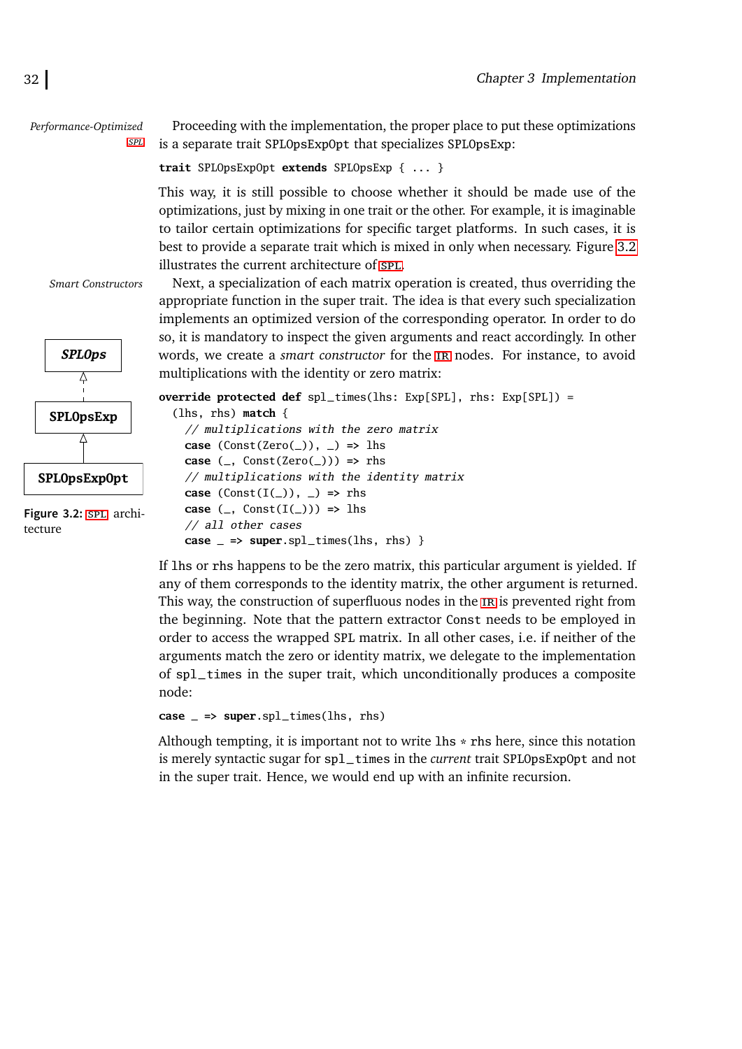*Performance-Optimized SPL*

Proceeding with the implementation, the proper place to put these optimizations is a separate trait SPLOpsExpOpt that specializes SPLOpsExp:

```
trait SPLOpsExpOpt extends SPLOpsExp { ... }
```

This way, it is still possible to choose whether it should be made use of the optimizations, just by mixing in one trait or the other. For example, it is imaginable to tailor certain optimizations for specific target platforms. In such cases, it is best to provide a separate trait which is mixed in only when necessary. Figure 3.2 illustrates the current architecture of SPL.

*Smart Constructors*

Next, a specialization of each matrix operation is created, thus overriding the appropriate function in the super trait. The idea is that every such specialization implements an optimized version of the corresponding operator. In order to do so, it is mandatory to inspect the given arguments and react accordingly. In other words, we create a *smart constructor* for the IR nodes. For instance, to avoid multiplications with the identity or zero matrix:

```
override protected def spl_times(lhs: Exp[SPL], rhs: Exp[SPL]) =
  (lhs, rhs) match {
    // multiplications with the zero matrix
    case (Const(Zero(_)), _) => lhs
    case (_, Const(Zero(_))) => rhs
    // multiplications with the identity matrix
    case (Const(I(_)), _) => rhs
    case (_, Const(I(_))) => lhs
    // all other cases
    case _ => super.spl_times(lhs, rhs) }
```

SPLOps → SPLOpsExp → SPLOpsExpOpt

**Figure 3.2:** SPL architecture

If lhs or rhs happens to be the zero matrix, this particular argument is yielded. If any of them corresponds to the identity matrix, the other argument is returned. This way, the construction of superfluous nodes in the IR is prevented right from the beginning. Note that the pattern extractor Const needs to be employed in order to access the wrapped SPL matrix. In all other cases, i.e. if neither of the arguments match the zero or identity matrix, we delegate to the implementation of spl_times in the super trait, which unconditionally produces a composite node:

```
case _ => super.spl_times(lhs, rhs)
```

Although tempting, it is important not to write lhs * rhs here, since this notation is merely syntactic sugar for spl_times in the *current* trait SPLOpsExpOpt and not in the super trait. Hence, we would end up with an infinite recursion.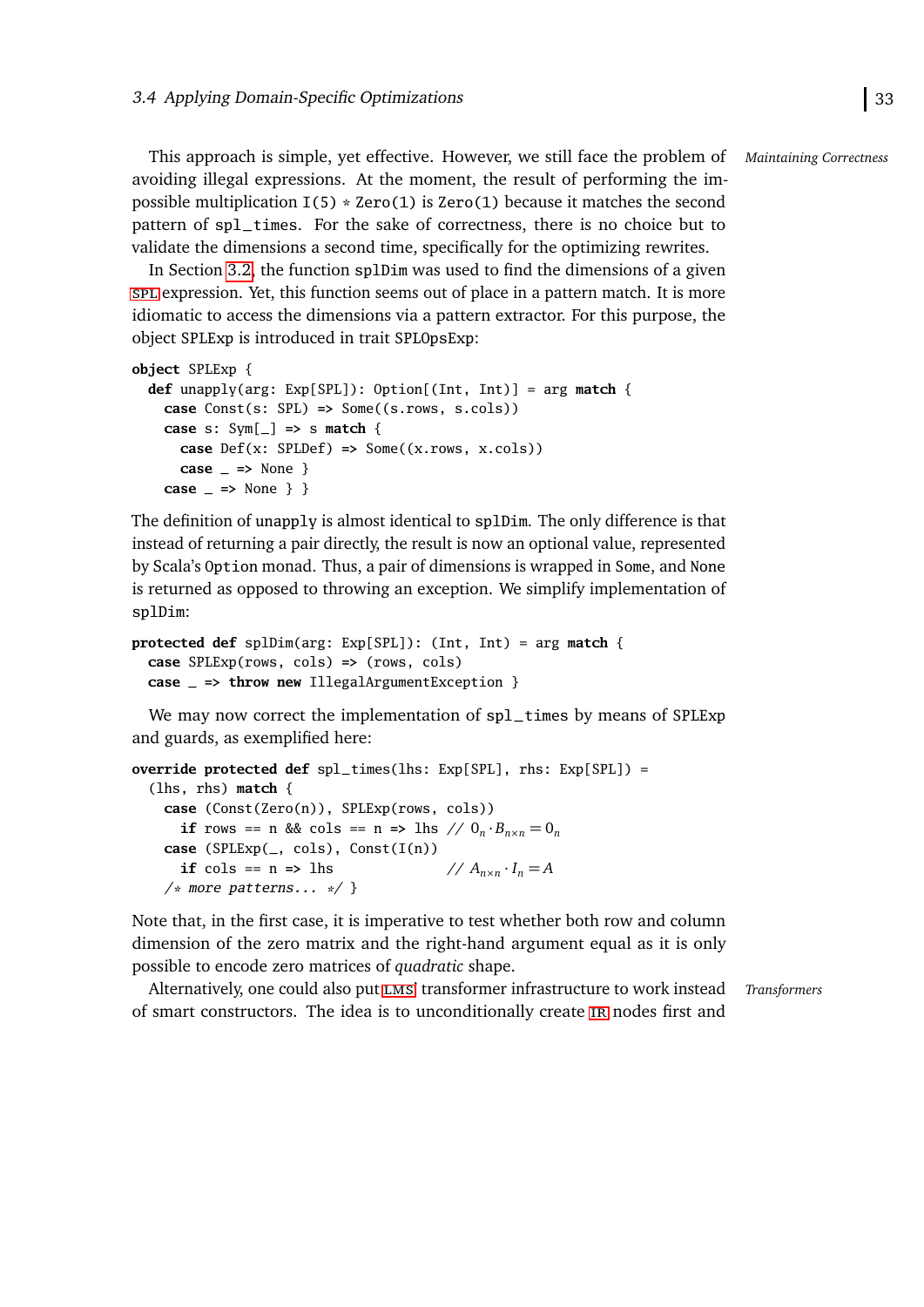This approach is simple, yet effective. However, we still face the problem of avoiding illegal expressions. At the moment, the result of performing the impossible multiplication `I(5) * Zero(1)` is `Zero(1)` because it matches the second pattern of `spl_times`. For the sake of correctness, there is no choice but to validate the dimensions a second time, specifically for the optimizing rewrites.

*Maintaining Correctness*

In Section 3.2, the function `splDim` was used to find the dimensions of a given SPL expression. Yet, this function seems out of place in a pattern match. It is more idiomatic to access the dimensions via a pattern extractor. For this purpose, the object `SPLExp` is introduced in trait `SPLOpsExp`:

```
object SPLExp {
  def unapply(arg: Exp[SPL]): Option[(Int, Int)] = arg match {
    case Const(s: SPL) => Some((s.rows, s.cols))
    case s: Sym[_] => s match {
      case Def(x: SPLDef) => Some((x.rows, x.cols))
      case _ => None }
    case _ => None } }
```

The definition of `unapply` is almost identical to `splDim`. The only difference is that instead of returning a pair directly, the result is now an optional value, represented by Scala's `Option` monad. Thus, a pair of dimensions is wrapped in `Some`, and `None` is returned as opposed to throwing an exception. We simplify implementation of `splDim`:

```
protected def splDim(arg: Exp[SPL]): (Int, Int) = arg match {
  case SPLExp(rows, cols) => (rows, cols)
  case _ => throw new IllegalArgumentException }
```

We may now correct the implementation of `spl_times` by means of `SPLExp` and guards, as exemplified here:

```
override protected def spl_times(lhs: Exp[SPL], rhs: Exp[SPL]) =
  (lhs, rhs) match {
    case (Const(Zero(n)), SPLExp(rows, cols))
      if rows == n && cols == n => lhs // 0_n · B_{n×n} = 0_n
    case (SPLExp(_, cols), Const(I(n)))
      if cols == n => lhs              // A_{n×n} · I_n = A
    /* more patterns... */ }
```

Note that, in the first case, it is imperative to test whether both row and column dimension of the zero matrix and the right-hand argument equal as it is only possible to encode zero matrices of *quadratic* shape.

*Transformers*

Alternatively, one could also put LMS transformer infrastructure to work instead of smart constructors. The idea is to unconditionally create IR nodes first and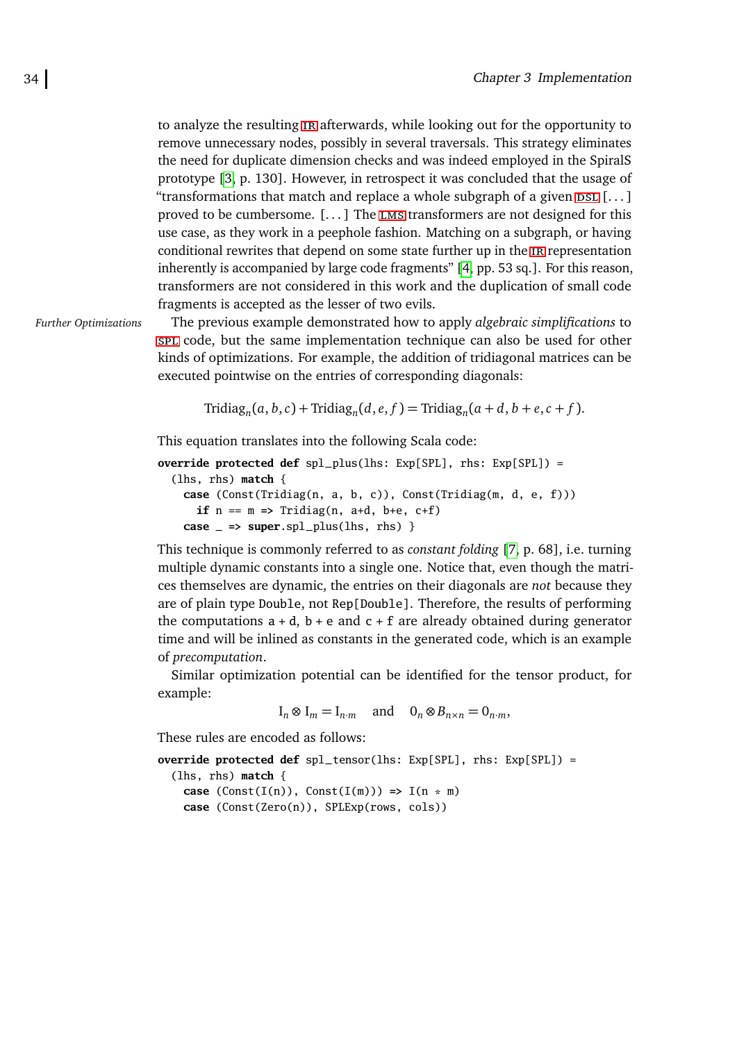to analyze the resulting IR afterwards, while looking out for the opportunity to remove unnecessary nodes, possibly in several traversals. This strategy eliminates the need for duplicate dimension checks and was indeed employed in the SpiralS prototype [3, p. 130]. However, in retrospect it was concluded that the usage of "transformations that match and replace a whole subgraph of a given DSL [...] proved to be cumbersome. [...] The LMS transformers are not designed for this use case, as they work in a peephole fashion. Matching on a subgraph, or having conditional rewrites that depend on some state further up in the IR representation inherently is accompanied by large code fragments" [4, pp. 53 sq.]. For this reason, transformers are not considered in this work and the duplication of small code fragments is accepted as the lesser of two evils.

*Further Optimizations*

The previous example demonstrated how to apply *algebraic simplifications* to SPL code, but the same implementation technique can also be used for other kinds of optimizations. For example, the addition of tridiagonal matrices can be executed pointwise on the entries of corresponding diagonals:

$$\text{Tridiag}_n(a,b,c) + \text{Tridiag}_n(d,e,f) = \text{Tridiag}_n(a+d, b+e, c+f).$$

This equation translates into the following Scala code:

```
override protected def spl_plus(lhs: Exp[SPL], rhs: Exp[SPL]) =
  (lhs, rhs) match {
    case (Const(Tridiag(n, a, b, c)), Const(Tridiag(m, d, e, f)))
      if n == m => Tridiag(n, a+d, b+e, c+f)
    case _ => super.spl_plus(lhs, rhs) }
```

This technique is commonly referred to as *constant folding* [7, p. 68], i.e. turning multiple dynamic constants into a single one. Notice that, even though the matrices themselves are dynamic, the entries on their diagonals are *not* because they are of plain type `Double`, not `Rep[Double]`. Therefore, the results of performing the computations `a + d`, `b + e` and `c + f` are already obtained during generator time and will be inlined as constants in the generated code, which is an example of *precomputation*.

Similar optimization potential can be identified for the tensor product, for example:

$$\mathrm{I}_n \otimes \mathrm{I}_m = \mathrm{I}_{n \cdot m} \quad \text{and} \quad 0_n \otimes B_{n \times n} = 0_{n \cdot m},$$

These rules are encoded as follows:

```
override protected def spl_tensor(lhs: Exp[SPL], rhs: Exp[SPL]) =
  (lhs, rhs) match {
    case (Const(I(n)), Const(I(m))) => I(n * m)
    case (Const(Zero(n)), SPLExp(rows, cols))
```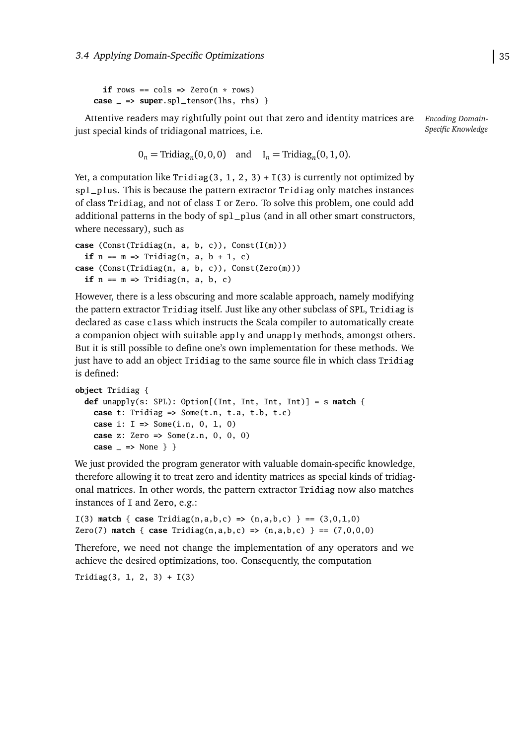```
    if rows == cols => Zero(n * rows)
  case _ => super.spl_tensor(lhs, rhs) }
```

*Encoding Domain-Specific Knowledge*

Attentive readers may rightfully point out that zero and identity matrices are just special kinds of tridiagonal matrices, i.e.

$$0_n = \text{Tridiag}_n(0, 0, 0) \quad \text{and} \quad \text{I}_n = \text{Tridiag}_n(0, 1, 0).$$

Yet, a computation like `Tridiag(3, 1, 2, 3) + I(3)` is currently not optimized by `spl_plus`. This is because the pattern extractor `Tridiag` only matches instances of class `Tridiag`, and not of class `I` or `Zero`. To solve this problem, one could add additional patterns in the body of `spl_plus` (and in all other smart constructors, where necessary), such as

```
case (Const(Tridiag(n, a, b, c)), Const(I(m)))
  if n == m => Tridiag(n, a, b + 1, c)
case (Const(Tridiag(n, a, b, c)), Const(Zero(m)))
  if n == m => Tridiag(n, a, b, c)
```

However, there is a less obscuring and more scalable approach, namely modifying the pattern extractor `Tridiag` itself. Just like any other subclass of `SPL`, `Tridiag` is declared as `case class` which instructs the Scala compiler to automatically create a companion object with suitable `apply` and `unapply` methods, amongst others. But it is still possible to define one's own implementation for these methods. We just have to add an object `Tridiag` to the same source file in which class `Tridiag` is defined:

```
object Tridiag {
  def unapply(s: SPL): Option[(Int, Int, Int, Int)] = s match {
    case t: Tridiag => Some(t.n, t.a, t.b, t.c)
    case i: I => Some(i.n, 0, 1, 0)
    case z: Zero => Some(z.n, 0, 0, 0)
    case _ => None } }
```

We just provided the program generator with valuable domain-specific knowledge, therefore allowing it to treat zero and identity matrices as special kinds of tridiagonal matrices. In other words, the pattern extractor `Tridiag` now also matches instances of `I` and `Zero`, e.g.:

```
I(3) match { case Tridiag(n,a,b,c) => (n,a,b,c) } == (3,0,1,0)
Zero(7) match { case Tridiag(n,a,b,c) => (n,a,b,c) } == (7,0,0,0)
```

Therefore, we need not change the implementation of any operators and we achieve the desired optimizations, too. Consequently, the computation

```
Tridiag(3, 1, 2, 3) + I(3)
```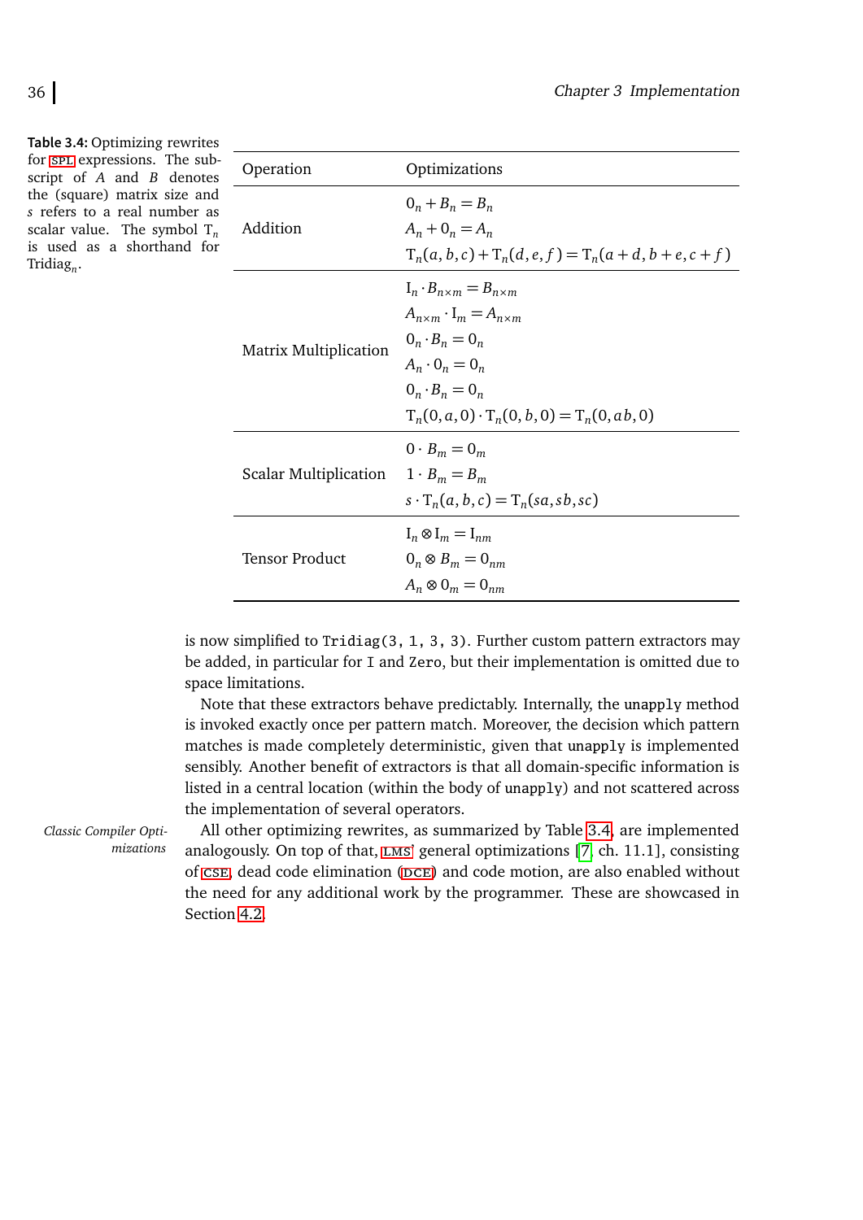**Table 3.4:** Optimizing rewrites for SPL expressions. The subscript of $A$ and $B$ denotes the (square) matrix size and $s$ refers to a real number as scalar value. The symbol $\mathrm{T}_n$ is used as a shorthand for $\mathrm{Tridiag}_n$.

| Operation | Optimizations |
| --- | --- |
| Addition | $0_n + B_n = B_n$ <br> $A_n + 0_n = A_n$ <br> $\mathrm{T}_n(a,b,c) + \mathrm{T}_n(d,e,f) = \mathrm{T}_n(a+d, b+e, c+f)$ |
| Matrix Multiplication | $\mathrm{I}_n \cdot B_{n\times m} = B_{n\times m}$ <br> $A_{n\times m} \cdot \mathrm{I}_m = A_{n\times m}$ <br> $0_n \cdot B_n = 0_n$ <br> $A_n \cdot 0_n = 0_n$ <br> $0_n \cdot B_n = 0_n$ <br> $\mathrm{T}_n(0,a,0) \cdot \mathrm{T}_n(0,b,0) = \mathrm{T}_n(0,ab,0)$ |
| Scalar Multiplication | $0 \cdot B_m = 0_m$ <br> $1 \cdot B_m = B_m$ <br> $s \cdot \mathrm{T}_n(a,b,c) = \mathrm{T}_n(sa,sb,sc)$ |
| Tensor Product | $\mathrm{I}_n \otimes \mathrm{I}_m = \mathrm{I}_{nm}$ <br> $0_n \otimes B_m = 0_{nm}$ <br> $A_n \otimes 0_m = 0_{nm}$ |

is now simplified to `Tridiag(3, 1, 3, 3)`. Further custom pattern extractors may be added, in particular for `I` and `Zero`, but their implementation is omitted due to space limitations.

Note that these extractors behave predictably. Internally, the `unapply` method is invoked exactly once per pattern match. Moreover, the decision which pattern matches is made completely deterministic, given that `unapply` is implemented sensibly. Another benefit of extractors is that all domain-specific information is listed in a central location (within the body of `unapply`) and not scattered across the implementation of several operators.

*Classic Compiler Optimizations*

All other optimizing rewrites, as summarized by Table 3.4, are implemented analogously. On top of that, LMS' general optimizations [7, ch. 11.1], consisting of CSE, dead code elimination (DCE) and code motion, are also enabled without the need for any additional work by the programmer. These are showcased in Section 4.2.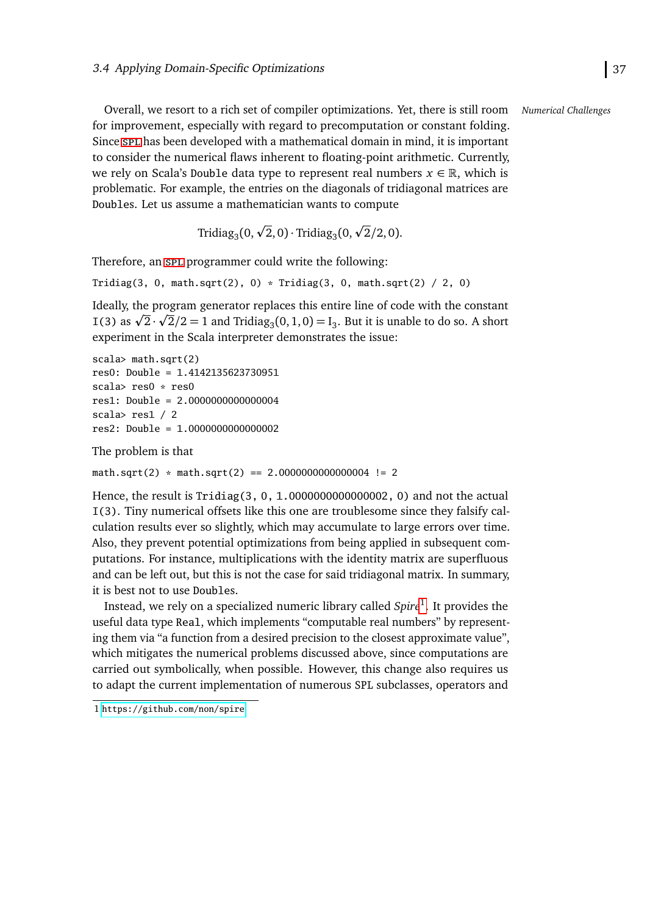*Numerical Challenges*

Overall, we resort to a rich set of compiler optimizations. Yet, there is still room for improvement, especially with regard to precomputation or constant folding. Since SPL has been developed with a mathematical domain in mind, it is important to consider the numerical flaws inherent to floating-point arithmetic. Currently, we rely on Scala's `Double` data type to represent real numbers $x \in \mathbb{R}$, which is problematic. For example, the entries on the diagonals of tridiagonal matrices are `Double`s. Let us assume a mathematician wants to compute

$$\text{Tridiag}_3(0, \sqrt{2}, 0) \cdot \text{Tridiag}_3(0, \sqrt{2}/2, 0).$$

Therefore, an SPL programmer could write the following:

```
Tridiag(3, 0, math.sqrt(2), 0) * Tridiag(3, 0, math.sqrt(2) / 2, 0)
```

Ideally, the program generator replaces this entire line of code with the constant `I(3)` as $\sqrt{2} \cdot \sqrt{2}/2 = 1$ and $\text{Tridiag}_3(0, 1, 0) = \text{I}_3$. But it is unable to do so. A short experiment in the Scala interpreter demonstrates the issue:

```
scala> math.sqrt(2)
res0: Double = 1.4142135623730951
scala> res0 * res0
res1: Double = 2.0000000000000004
scala> res1 / 2
res2: Double = 1.0000000000000002
```

The problem is that

```
math.sqrt(2) * math.sqrt(2) == 2.0000000000000004 != 2
```

Hence, the result is `Tridiag(3, 0, 1.0000000000000002, 0)` and not the actual `I(3)`. Tiny numerical offsets like this one are troublesome since they falsify calculation results ever so slightly, which may accumulate to large errors over time. Also, they prevent potential optimizations from being applied in subsequent computations. For instance, multiplications with the identity matrix are superfluous and can be left out, but this is not the case for said tridiagonal matrix. In summary, it is best not to use `Double`s.

Instead, we rely on a specialized numeric library called *Spire*[1]. It provides the useful data type `Real`, which implements "computable real numbers" by representing them via "a function from a desired precision to the closest approximate value", which mitigates the numerical problems discussed above, since computations are carried out symbolically, when possible. However, this change also requires us to adapt the current implementation of numerous `SPL` subclasses, operators and

1 https://github.com/non/spire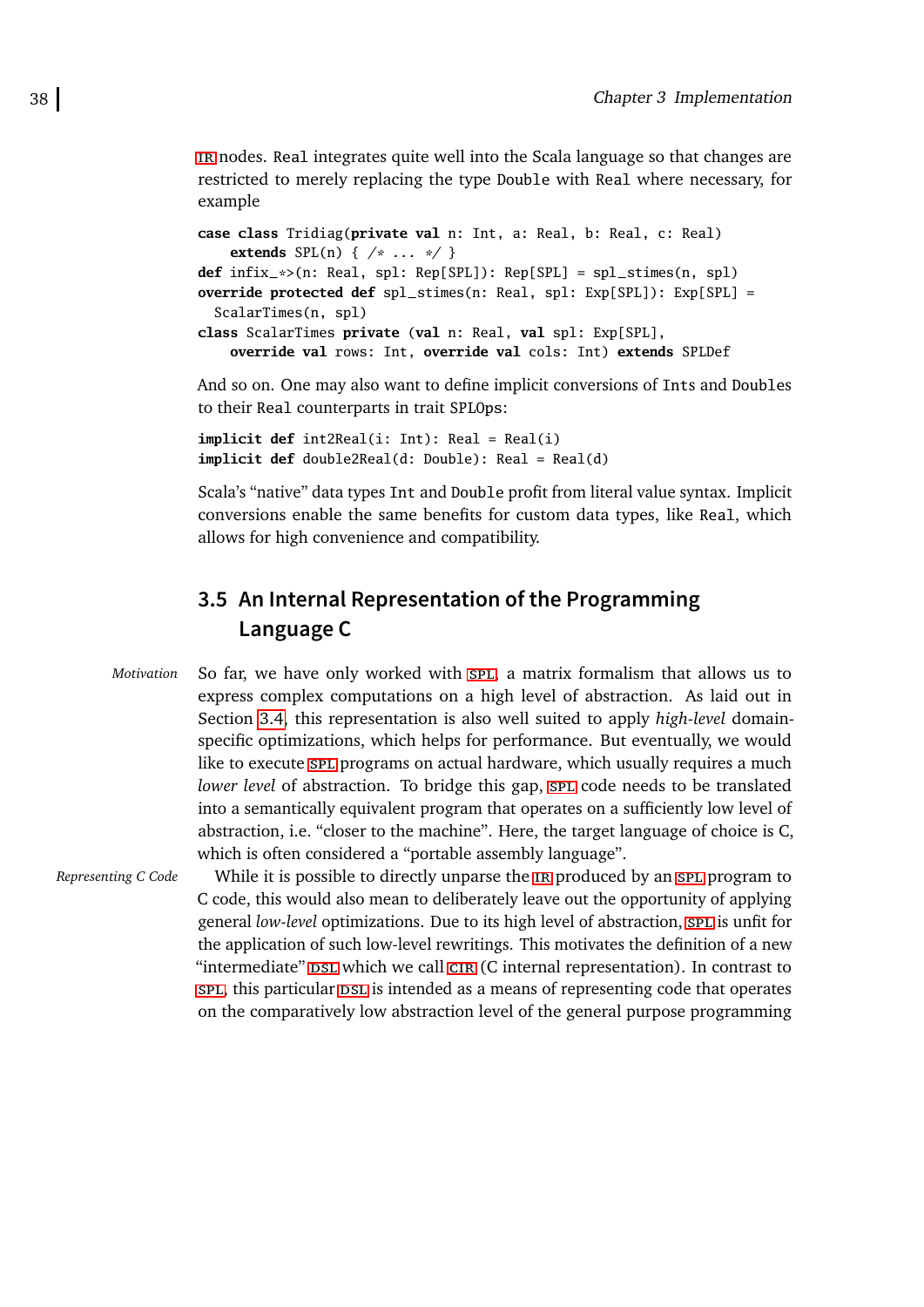IR nodes. Real integrates quite well into the Scala language so that changes are restricted to merely replacing the type Double with Real where necessary, for example

```
case class Tridiag(private val n: Int, a: Real, b: Real, c: Real)
    extends SPL(n) { /* ... */ }
def infix_*>(n: Real, spl: Rep[SPL]): Rep[SPL] = spl_stimes(n, spl)
override protected def spl_stimes(n: Real, spl: Exp[SPL]): Exp[SPL] =
  ScalarTimes(n, spl)
class ScalarTimes private (val n: Real, val spl: Exp[SPL],
    override val rows: Int, override val cols: Int) extends SPLDef
```

And so on. One may also want to define implicit conversions of Ints and Doubles to their Real counterparts in trait SPLOps:

```
implicit def int2Real(i: Int): Real = Real(i)
implicit def double2Real(d: Double): Real = Real(d)
```

Scala's "native" data types Int and Double profit from literal value syntax. Implicit conversions enable the same benefits for custom data types, like Real, which allows for high convenience and compatibility.

## 3.5 An Internal Representation of the Programming Language C

*Motivation*

So far, we have only worked with SPL, a matrix formalism that allows us to express complex computations on a high level of abstraction. As laid out in Section 3.4, this representation is also well suited to apply *high-level* domain-specific optimizations, which helps for performance. But eventually, we would like to execute SPL programs on actual hardware, which usually requires a much *lower level* of abstraction. To bridge this gap, SPL code needs to be translated into a semantically equivalent program that operates on a sufficiently low level of abstraction, i.e. "closer to the machine". Here, the target language of choice is C, which is often considered a "portable assembly language".

*Representing C Code*

While it is possible to directly unparse the IR produced by an SPL program to C code, this would also mean to deliberately leave out the opportunity of applying general *low-level* optimizations. Due to its high level of abstraction, SPL is unfit for the application of such low-level rewritings. This motivates the definition of a new "intermediate" DSL which we call CIR (C internal representation). In contrast to SPL, this particular DSL is intended as a means of representing code that operates on the comparatively low abstraction level of the general purpose programming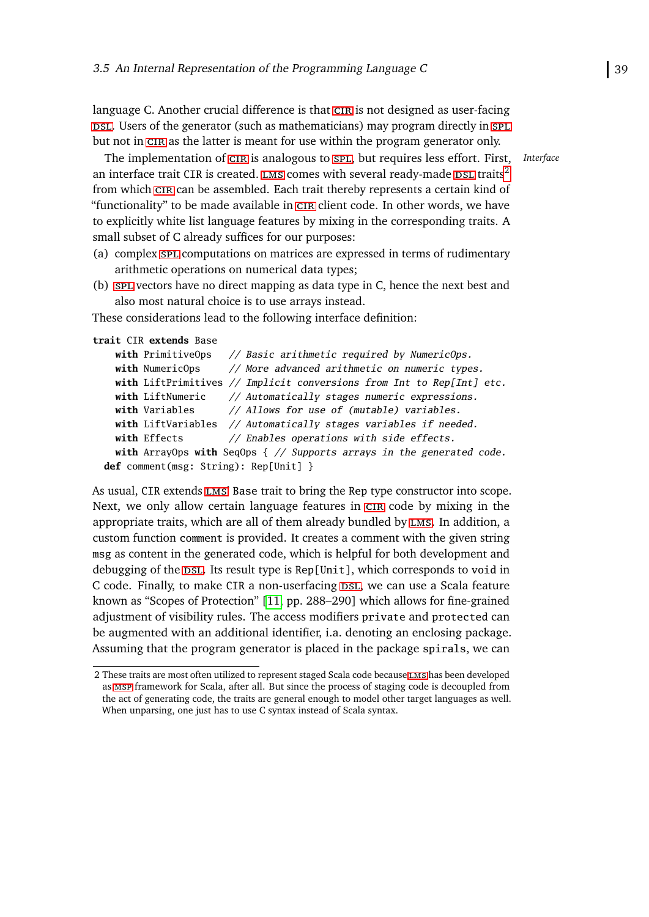language C. Another crucial difference is that CIR is not designed as user-facing DSL. Users of the generator (such as mathematicians) may program directly in SPL but not in CIR as the latter is meant for use within the program generator only.

*Interface*

The implementation of CIR is analogous to SPL, but requires less effort. First, an interface trait CIR is created. LMS comes with several ready-made DSL traits[2] from which CIR can be assembled. Each trait thereby represents a certain kind of "functionality" to be made available in CIR client code. In other words, we have to explicitly white list language features by mixing in the corresponding traits. A small subset of C already suffices for our purposes:

(a) complex SPL computations on matrices are expressed in terms of rudimentary arithmetic operations on numerical data types;

(b) SPL vectors have no direct mapping as data type in C, hence the next best and also most natural choice is to use arrays instead.

These considerations lead to the following interface definition:

```
trait CIR extends Base
    with PrimitiveOps   // Basic arithmetic required by NumericOps.
    with NumericOps     // More advanced arithmetic on numeric types.
    with LiftPrimitives // Implicit conversions from Int to Rep[Int] etc.
    with LiftNumeric    // Automatically stages numeric expressions.
    with Variables      // Allows for use of (mutable) variables.
    with LiftVariables  // Automatically stages variables if needed.
    with Effects        // Enables operations with side effects.
    with ArrayOps with SeqOps { // Supports arrays in the generated code.
  def comment(msg: String): Rep[Unit] }
```

As usual, CIR extends LMS' Base trait to bring the Rep type constructor into scope. Next, we only allow certain language features in CIR code by mixing in the appropriate traits, which are all of them already bundled by LMS. In addition, a custom function comment is provided. It creates a comment with the given string msg as content in the generated code, which is helpful for both development and debugging of the DSL. Its result type is Rep[Unit], which corresponds to void in C code. Finally, to make CIR a non-userfacing DSL, we can use a Scala feature known as "Scopes of Protection" [11, pp. 288–290] which allows for fine-grained adjustment of visibility rules. The access modifiers private and protected can be augmented with an additional identifier, i.a. denoting an enclosing package. Assuming that the program generator is placed in the package spirals, we can

2 These traits are most often utilized to represent staged Scala code because LMS has been developed as MSP framework for Scala, after all. But since the process of staging code is decoupled from the act of generating code, the traits are general enough to model other target languages as well. When unparsing, one just has to use C syntax instead of Scala syntax.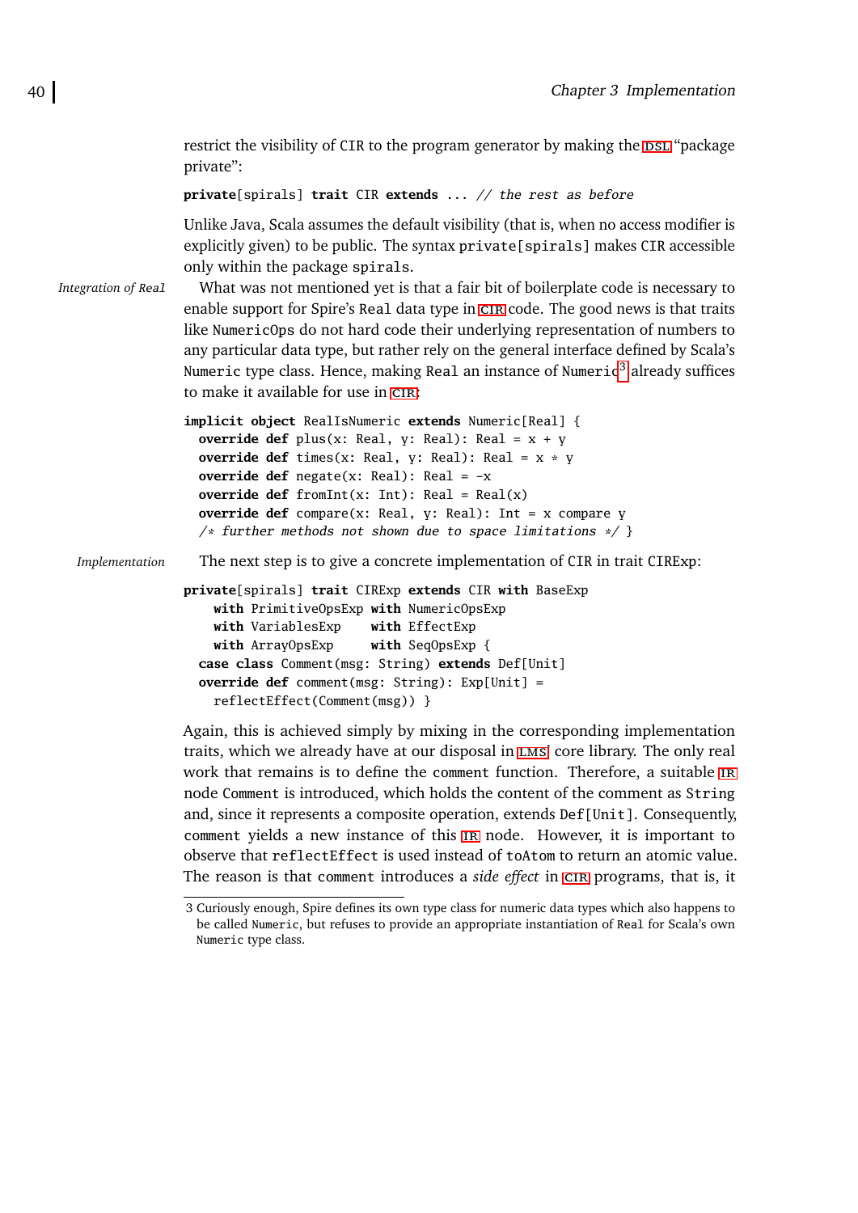restrict the visibility of CIR to the program generator by making the DSL "package private":

```
private[spirals] trait CIR extends ... // the rest as before
```

Unlike Java, Scala assumes the default visibility (that is, when no access modifier is explicitly given) to be public. The syntax `private[spirals]` makes CIR accessible only within the package `spirals`.

*Integration of Real*

What was not mentioned yet is that a fair bit of boilerplate code is necessary to enable support for Spire's `Real` data type in CIR code. The good news is that traits like `NumericOps` do not hard code their underlying representation of numbers to any particular data type, but rather rely on the general interface defined by Scala's `Numeric` type class. Hence, making `Real` an instance of `Numeric`[3] already suffices to make it available for use in CIR:

```
implicit object RealIsNumeric extends Numeric[Real] {
  override def plus(x: Real, y: Real): Real = x + y
  override def times(x: Real, y: Real): Real = x * y
  override def negate(x: Real): Real = -x
  override def fromInt(x: Int): Real = Real(x)
  override def compare(x: Real, y: Real): Int = x compare y
  /* further methods not shown due to space limitations */ }
```

*Implementation*

The next step is to give a concrete implementation of CIR in trait CIRExp:

```
private[spirals] trait CIRExp extends CIR with BaseExp
    with PrimitiveOpsExp with NumericOpsExp
    with VariablesExp    with EffectExp
    with ArrayOpsExp     with SeqOpsExp {
  case class Comment(msg: String) extends Def[Unit]
  override def comment(msg: String): Exp[Unit] =
    reflectEffect(Comment(msg)) }
```

Again, this is achieved simply by mixing in the corresponding implementation traits, which we already have at our disposal in LMS core library. The only real work that remains is to define the `comment` function. Therefore, a suitable IR node `Comment` is introduced, which holds the content of the comment as `String` and, since it represents a composite operation, extends `Def[Unit]`. Consequently, `comment` yields a new instance of this IR node. However, it is important to observe that `reflectEffect` is used instead of `toAtom` to return an atomic value. The reason is that `comment` introduces a *side effect* in CIR programs, that is, it

---

3 Curiously enough, Spire defines its own type class for numeric data types which also happens to be called `Numeric`, but refuses to provide an appropriate instantiation of `Real` for Scala's own `Numeric` type class.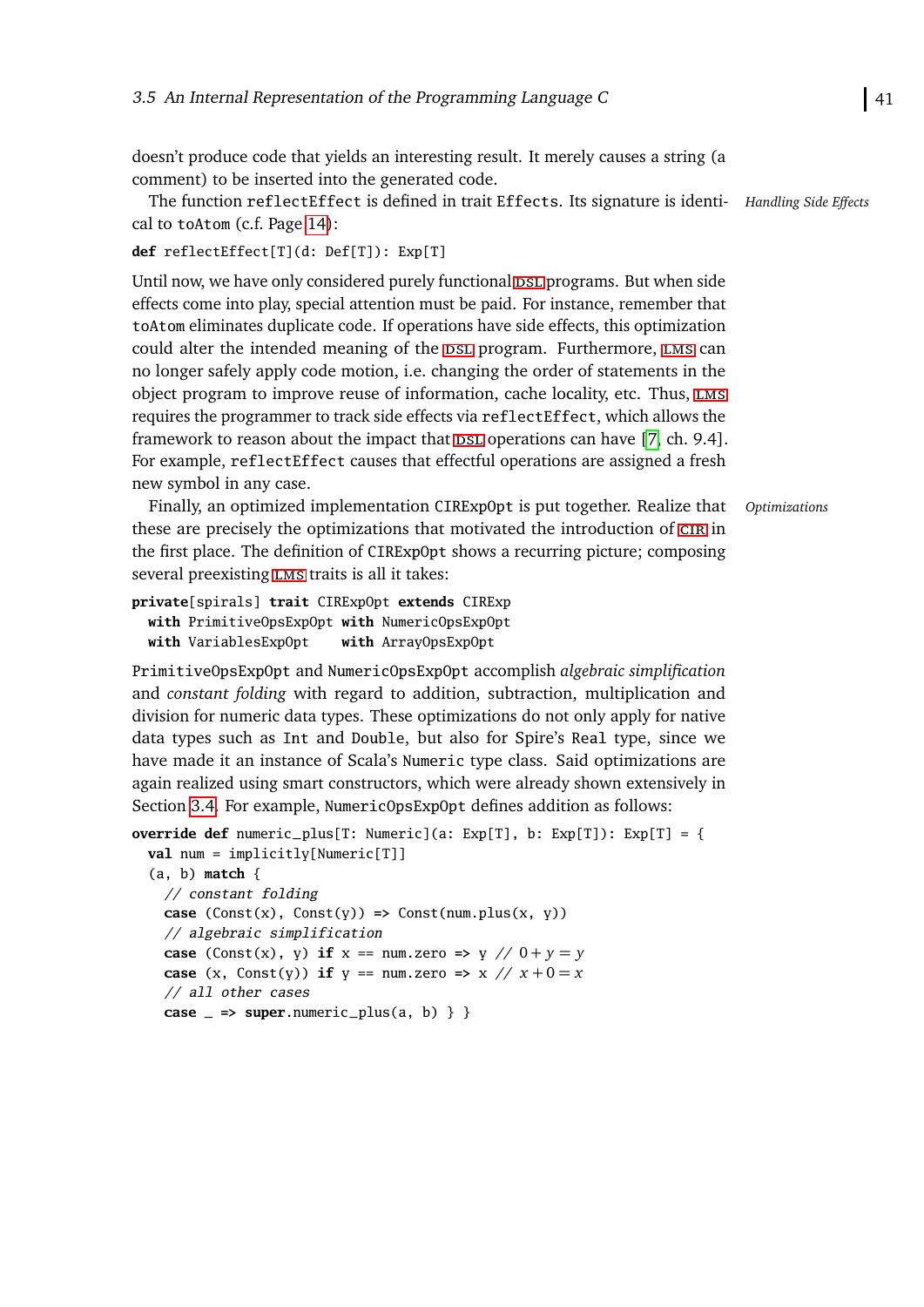doesn't produce code that yields an interesting result. It merely causes a string (a comment) to be inserted into the generated code.

*Handling Side Effects*

The function reflectEffect is defined in trait Effects. Its signature is identical to toAtom (c.f. Page 14):

```
def reflectEffect[T](d: Def[T]): Exp[T]
```

Until now, we have only considered purely functional DSL programs. But when side effects come into play, special attention must be paid. For instance, remember that toAtom eliminates duplicate code. If operations have side effects, this optimization could alter the intended meaning of the DSL program. Furthermore, LMS can no longer safely apply code motion, i.e. changing the order of statements in the object program to improve reuse of information, cache locality, etc. Thus, LMS requires the programmer to track side effects via reflectEffect, which allows the framework to reason about the impact that DSL operations can have [7, ch. 9.4]. For example, reflectEffect causes that effectful operations are assigned a fresh new symbol in any case.

*Optimizations*

Finally, an optimized implementation CIRExpOpt is put together. Realize that these are precisely the optimizations that motivated the introduction of CIR in the first place. The definition of CIRExpOpt shows a recurring picture; composing several preexisting LMS traits is all it takes:

```
private[spirals] trait CIRExpOpt extends CIRExp
  with PrimitiveOpsExpOpt with NumericOpsExpOpt
  with VariablesExpOpt    with ArrayOpsExpOpt
```

PrimitiveOpsExpOpt and NumericOpsExpOpt accomplish *algebraic simplification* and *constant folding* with regard to addition, subtraction, multiplication and division for numeric data types. These optimizations do not only apply for native data types such as Int and Double, but also for Spire's Real type, since we have made it an instance of Scala's Numeric type class. Said optimizations are again realized using smart constructors, which were already shown extensively in Section 3.4. For example, NumericOpsExpOpt defines addition as follows:

```
override def numeric_plus[T: Numeric](a: Exp[T], b: Exp[T]): Exp[T] = {
  val num = implicitly[Numeric[T]]
  (a, b) match {
    // constant folding
    case (Const(x), Const(y)) => Const(num.plus(x, y))
    // algebraic simplification
    case (Const(x), y) if x == num.zero => y // 0 + y = y
    case (x, Const(y)) if y == num.zero => x // x + 0 = x
    // all other cases
    case _ => super.numeric_plus(a, b) } }
```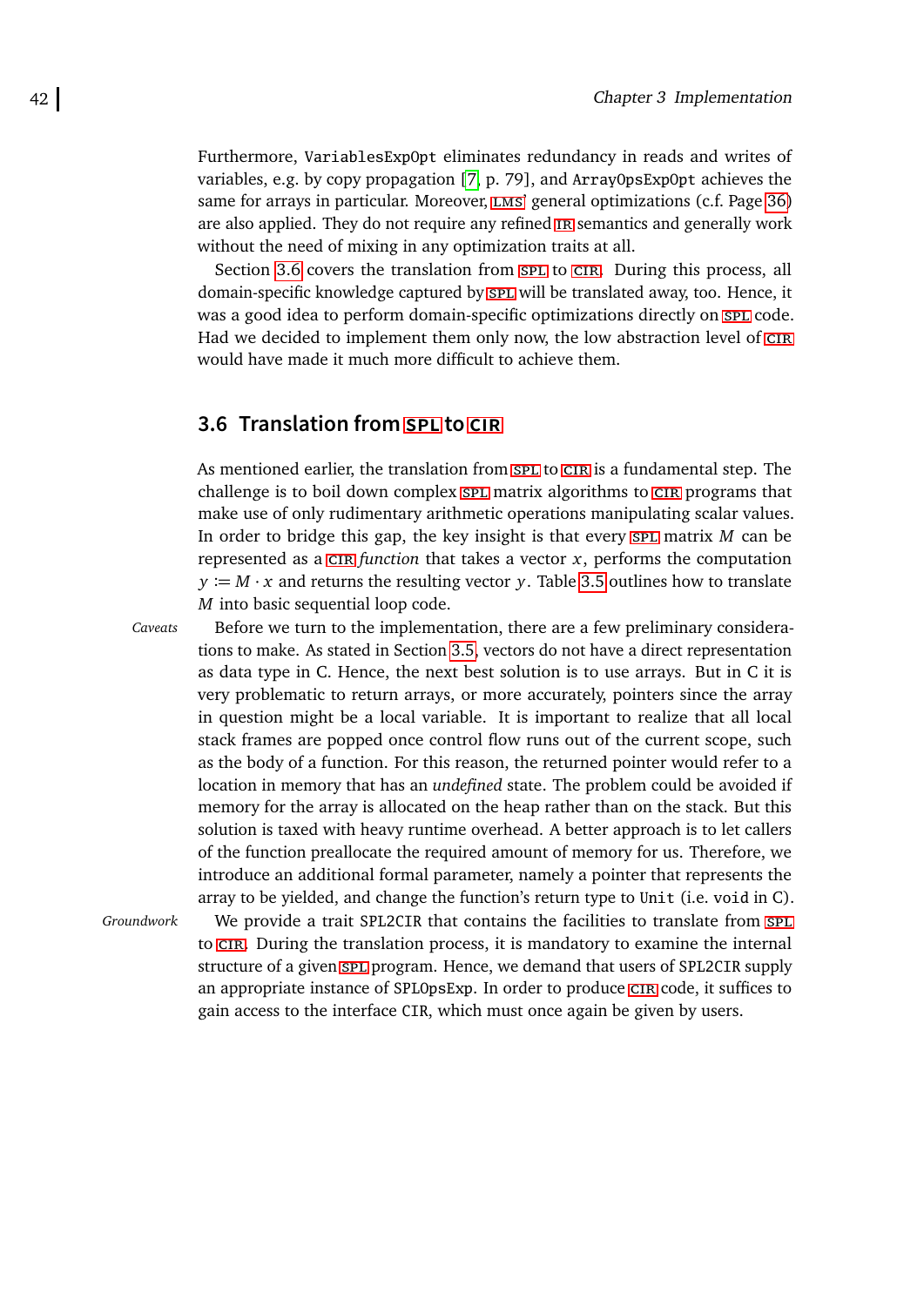Furthermore, `VariablesExpOpt` eliminates redundancy in reads and writes of variables, e.g. by copy propagation [7, p. 79], and `ArrayOpsExpOpt` achieves the same for arrays in particular. Moreover, LMS' general optimizations (c.f. Page 36) are also applied. They do not require any refined IR semantics and generally work without the need of mixing in any optimization traits at all.

Section 3.6 covers the translation from SPL to CIR. During this process, all domain-specific knowledge captured by SPL will be translated away, too. Hence, it was a good idea to perform domain-specific optimizations directly on SPL code. Had we decided to implement them only now, the low abstraction level of CIR would have made it much more difficult to achieve them.

## 3.6 Translation from SPL to CIR

As mentioned earlier, the translation from SPL to CIR is a fundamental step. The challenge is to boil down complex SPL matrix algorithms to CIR programs that make use of only rudimentary arithmetic operations manipulating scalar values. In order to bridge this gap, the key insight is that every SPL matrix $M$ can be represented as a CIR *function* that takes a vector $x$, performs the computation $y := M \cdot x$ and returns the resulting vector $y$. Table 3.5 outlines how to translate $M$ into basic sequential loop code.

*Caveats* Before we turn to the implementation, there are a few preliminary considerations to make. As stated in Section 3.5, vectors do not have a direct representation as data type in C. Hence, the next best solution is to use arrays. But in C it is very problematic to return arrays, or more accurately, pointers since the array in question might be a local variable. It is important to realize that all local stack frames are popped once control flow runs out of the current scope, such as the body of a function. For this reason, the returned pointer would refer to a location in memory that has an *undefined* state. The problem could be avoided if memory for the array is allocated on the heap rather than on the stack. But this solution is taxed with heavy runtime overhead. A better approach is to let callers of the function preallocate the required amount of memory for us. Therefore, we introduce an additional formal parameter, namely a pointer that represents the array to be yielded, and change the function's return type to `Unit` (i.e. `void` in C).

*Groundwork* We provide a trait `SPL2CIR` that contains the facilities to translate from SPL to CIR. During the translation process, it is mandatory to examine the internal structure of a given SPL program. Hence, we demand that users of `SPL2CIR` supply an appropriate instance of `SPLOpsExp`. In order to produce CIR code, it suffices to gain access to the interface `CIR`, which must once again be given by users.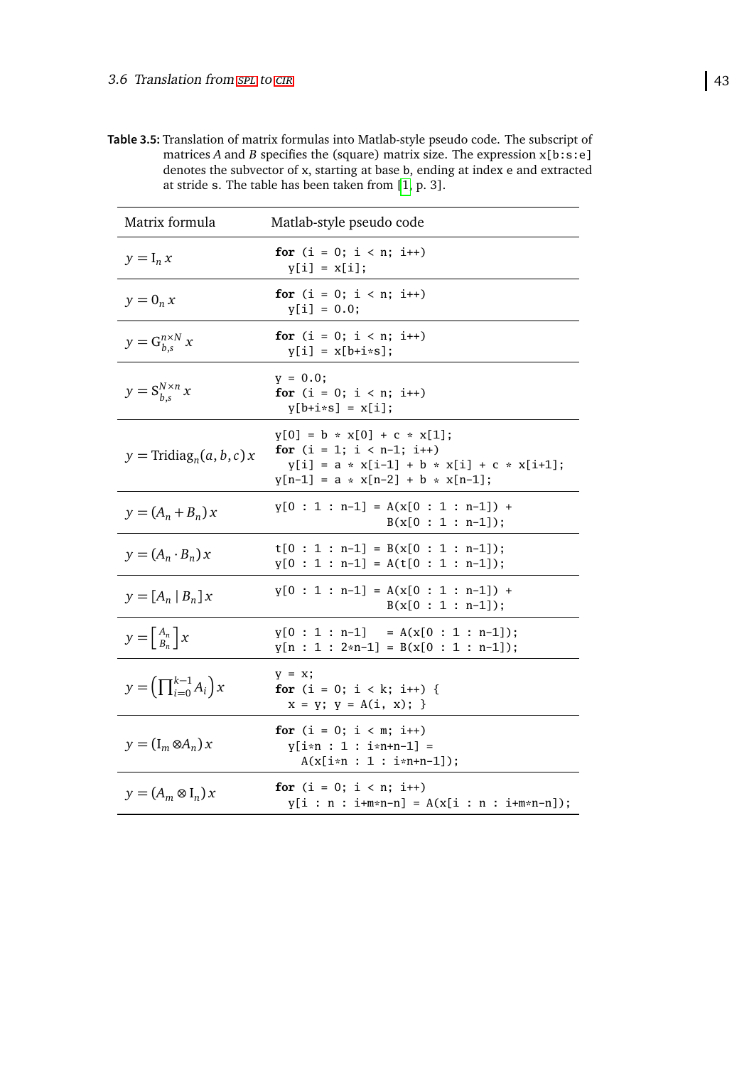**Table 3.5:** Translation of matrix formulas into Matlab-style pseudo code. The subscript of matrices $A$ and $B$ specifies the (square) matrix size. The expression `x[b:s:e]` denotes the subvector of `x`, starting at base `b`, ending at index `e` and extracted at stride `s`. The table has been taken from [1, p. 3].

| Matrix formula | Matlab-style pseudo code |
|---|---|
| $y = \mathrm{I}_n\, x$ | `for (i = 0; i < n; i++)`<br>`  y[i] = x[i];` |
| $y = 0_n\, x$ | `for (i = 0; i < n; i++)`<br>`  y[i] = 0.0;` |
| $y = \mathrm{G}_{b,s}^{n\times N}\, x$ | `for (i = 0; i < n; i++)`<br>`  y[i] = x[b+i*s];` |
| $y = \mathrm{S}_{b,s}^{N\times n}\, x$ | `y = 0.0;`<br>`for (i = 0; i < n; i++)`<br>`  y[b+i*s] = x[i];` |
| $y = \mathrm{Tridiag}_n(a,b,c)\, x$ | `y[0] = b * x[0] + c * x[1];`<br>`for (i = 1; i < n-1; i++)`<br>`  y[i] = a * x[i-1] + b * x[i] + c * x[i+1];`<br>`y[n-1] = a * x[n-2] + b * x[n-1];` |
| $y = (A_n + B_n)\, x$ | `y[0 : 1 : n-1] = A(x[0 : 1 : n-1]) +`<br>`                  B(x[0 : 1 : n-1]);` |
| $y = (A_n \cdot B_n)\, x$ | `t[0 : 1 : n-1] = B(x[0 : 1 : n-1]);`<br>`y[0 : 1 : n-1] = A(t[0 : 1 : n-1]);` |
| $y = [A_n \mid B_n]\, x$ | `y[0 : 1 : n-1] = A(x[0 : 1 : n-1]) +`<br>`                  B(x[0 : 1 : n-1]);` |
| $y = \left[\begin{smallmatrix} A_n \\ B_n \end{smallmatrix}\right] x$ | `y[0 : 1 : n-1]   = A(x[0 : 1 : n-1]);`<br>`y[n : 1 : 2*n-1] = B(x[0 : 1 : n-1]);` |
| $y = \left(\prod_{i=0}^{k-1} A_i\right) x$ | `y = x;`<br>`for (i = 0; i < k; i++) {`<br>`  x = y; y = A(i, x); }` |
| $y = (\mathrm{I}_m \otimes A_n)\, x$ | `for (i = 0; i < m; i++)`<br>`  y[i*n : 1 : i*n+n-1] =`<br>`    A(x[i*n : 1 : i*n+n-1]);` |
| $y = (A_m \otimes \mathrm{I}_n)\, x$ | `for (i = 0; i < n; i++)`<br>`  y[i : n : i+m*n-n] = A(x[i : n : i+m*n-n]);` |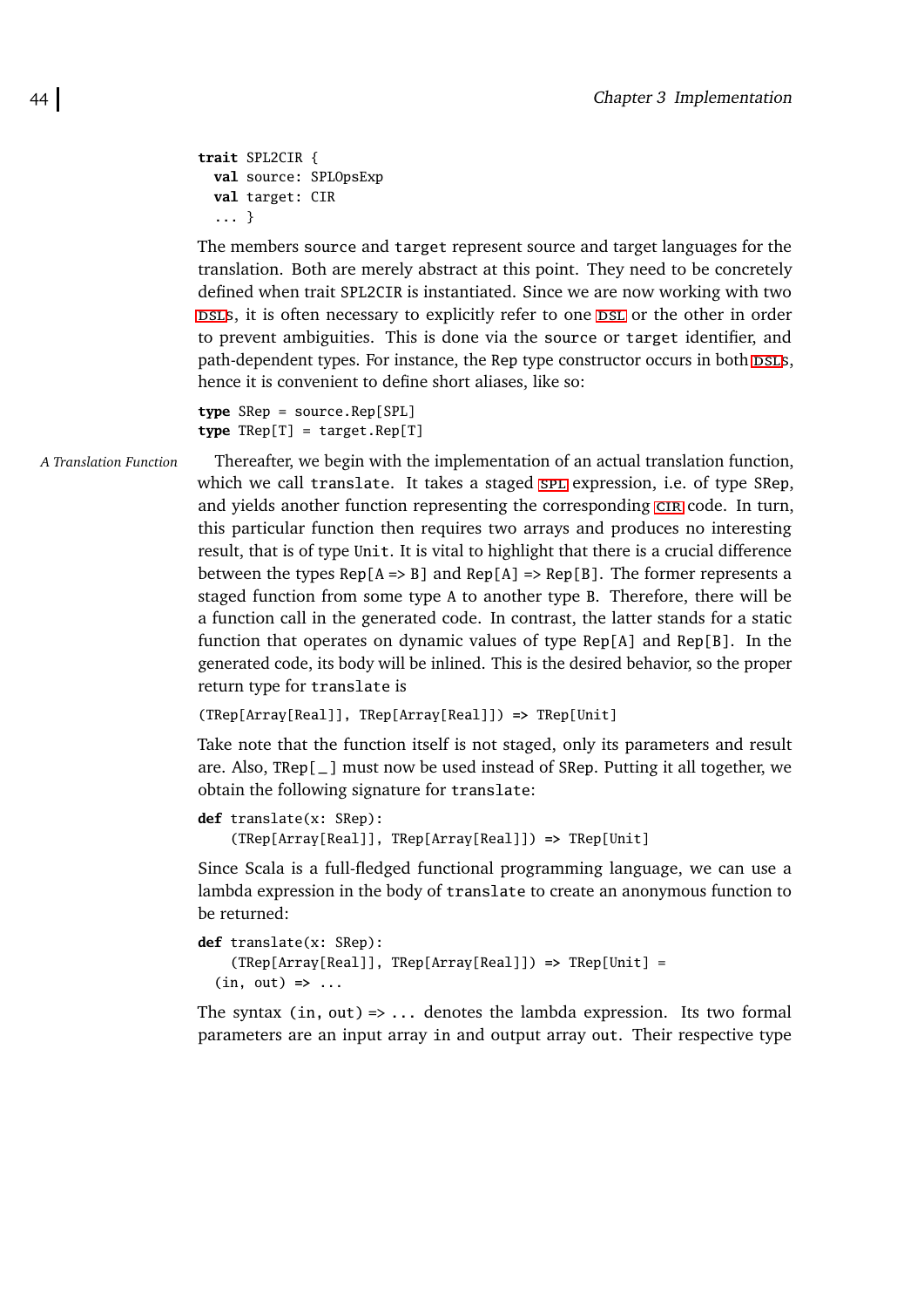```
trait SPL2CIR {
  val source: SPLOpsExp
  val target: CIR
  ... }
```

The members `source` and `target` represent source and target languages for the translation. Both are merely abstract at this point. They need to be concretely defined when trait `SPL2CIR` is instantiated. Since we are now working with two DSLs, it is often necessary to explicitly refer to one DSL or the other in order to prevent ambiguities. This is done via the `source` or `target` identifier, and path-dependent types. For instance, the `Rep` type constructor occurs in both DSLs, hence it is convenient to define short aliases, like so:

```
type SRep = source.Rep[SPL]
type TRep[T] = target.Rep[T]
```

*A Translation Function*

Thereafter, we begin with the implementation of an actual translation function, which we call `translate`. It takes a staged SPL expression, i.e. of type `SRep`, and yields another function representing the corresponding CIR code. In turn, this particular function then requires two arrays and produces no interesting result, that is of type `Unit`. It is vital to highlight that there is a crucial difference between the types `Rep[A => B]` and `Rep[A] => Rep[B]`. The former represents a staged function from some type `A` to another type `B`. Therefore, there will be a function call in the generated code. In contrast, the latter stands for a static function that operates on dynamic values of type `Rep[A]` and `Rep[B]`. In the generated code, its body will be inlined. This is the desired behavior, so the proper return type for `translate` is

```
(TRep[Array[Real]], TRep[Array[Real]]) => TRep[Unit]
```

Take note that the function itself is not staged, only its parameters and result are. Also, `TRep[_]` must now be used instead of `SRep`. Putting it all together, we obtain the following signature for `translate`:

```
def translate(x: SRep):
    (TRep[Array[Real]], TRep[Array[Real]]) => TRep[Unit]
```

Since Scala is a full-fledged functional programming language, we can use a lambda expression in the body of `translate` to create an anonymous function to be returned:

```
def translate(x: SRep):
    (TRep[Array[Real]], TRep[Array[Real]]) => TRep[Unit] =
  (in, out) => ...
```

The syntax `(in, out) => ...` denotes the lambda expression. Its two formal parameters are an input array `in` and output array `out`. Their respective type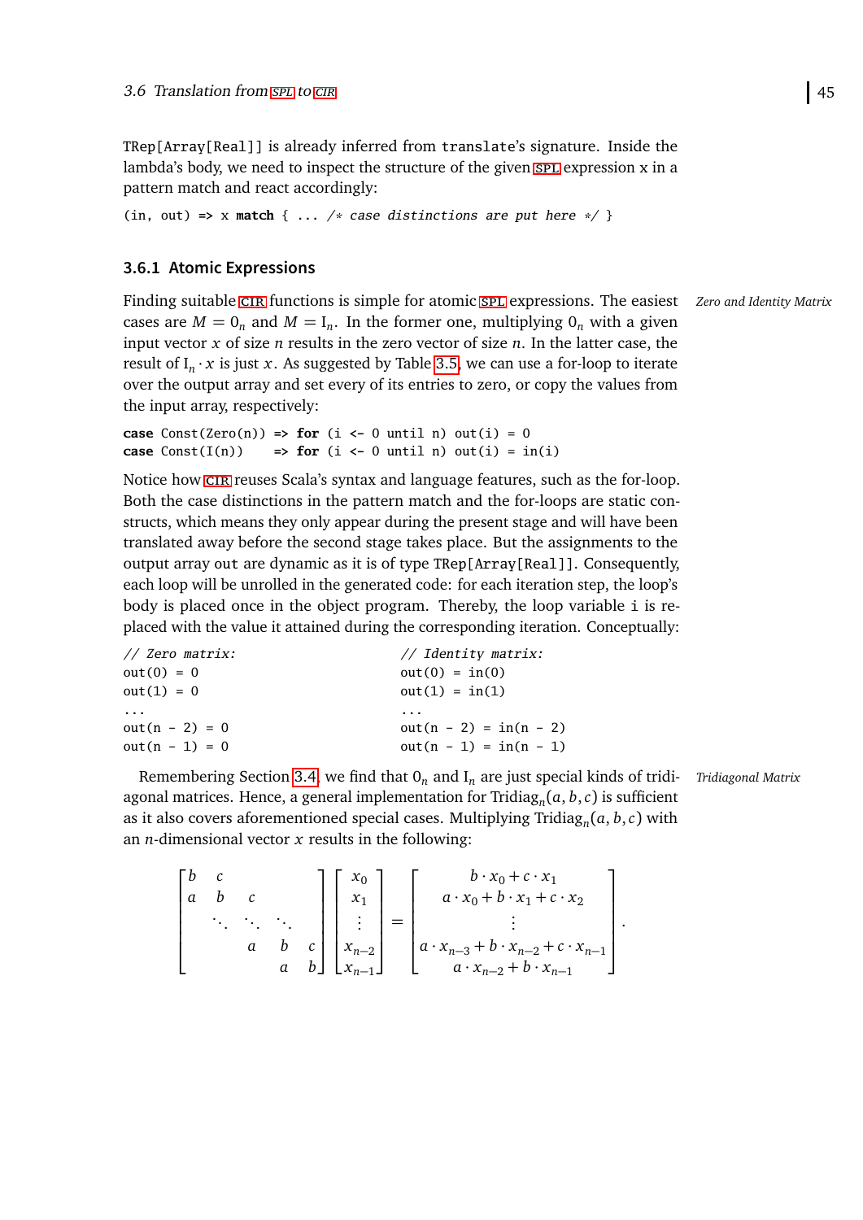TRep[Array[Real]] is already inferred from translate's signature. Inside the lambda's body, we need to inspect the structure of the given SPL expression x in a pattern match and react accordingly:

```
(in, out) => x match { ... /* case distinctions are put here */ }
```

### 3.6.1 Atomic Expressions

*Zero and Identity Matrix*

Finding suitable CIR functions is simple for atomic SPL expressions. The easiest cases are $M = 0_n$ and $M = \mathrm{I}_n$. In the former one, multiplying $0_n$ with a given input vector $x$ of size $n$ results in the zero vector of size $n$. In the latter case, the result of $\mathrm{I}_n \cdot x$ is just $x$. As suggested by Table 3.5, we can use a for-loop to iterate over the output array and set every of its entries to zero, or copy the values from the input array, respectively:

```
case Const(Zero(n)) => for (i <- 0 until n) out(i) = 0
case Const(I(n))    => for (i <- 0 until n) out(i) = in(i)
```

Notice how CIR reuses Scala's syntax and language features, such as the for-loop. Both the case distinctions in the pattern match and the for-loops are static constructs, which means they only appear during the present stage and will have been translated away before the second stage takes place. But the assignments to the output array out are dynamic as it is of type TRep[Array[Real]]. Consequently, each loop will be unrolled in the generated code: for each iteration step, the loop's body is placed once in the object program. Thereby, the loop variable i is replaced with the value it attained during the corresponding iteration. Conceptually:

```
// Zero matrix:                // Identity matrix:
out(0) = 0                     out(0) = in(0)
out(1) = 0                     out(1) = in(1)
...                            ...
out(n - 2) = 0                 out(n - 2) = in(n - 2)
out(n - 1) = 0                 out(n - 1) = in(n - 1)
```

*Tridiagonal Matrix*

Remembering Section 3.4, we find that $0_n$ and $\mathrm{I}_n$ are just special kinds of tridiagonal matrices. Hence, a general implementation for $\mathrm{Tridiag}_n(a, b, c)$ is sufficient as it also covers aforementioned special cases. Multiplying $\mathrm{Tridiag}_n(a, b, c)$ with an $n$-dimensional vector $x$ results in the following:

$$
\begin{bmatrix}
b & c & & & \\
a & b & c & & \\
 & \ddots & \ddots & \ddots & \\
 & & a & b & c \\
 & & & a & b
\end{bmatrix}
\begin{bmatrix}
x_0 \\ x_1 \\ \vdots \\ x_{n-2} \\ x_{n-1}
\end{bmatrix}
=
\begin{bmatrix}
b \cdot x_0 + c \cdot x_1 \\
a \cdot x_0 + b \cdot x_1 + c \cdot x_2 \\
\vdots \\
a \cdot x_{n-3} + b \cdot x_{n-2} + c \cdot x_{n-1} \\
a \cdot x_{n-2} + b \cdot x_{n-1}
\end{bmatrix}.
$$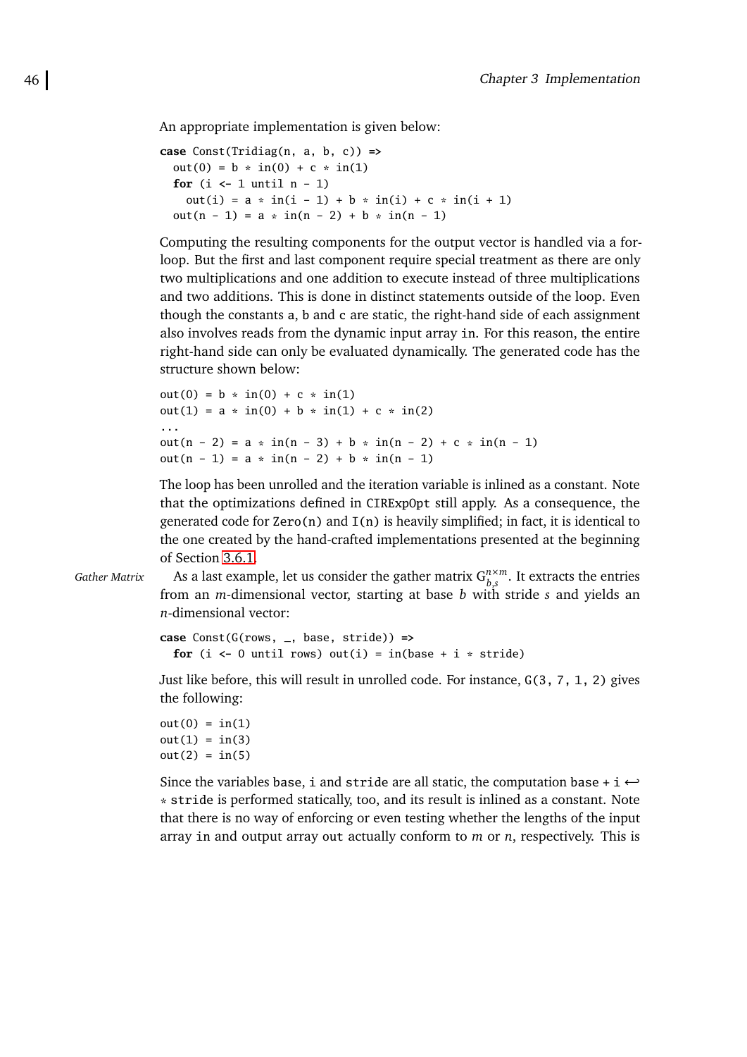An appropriate implementation is given below:

```
case Const(Tridiag(n, a, b, c)) =>
  out(0) = b * in(0) + c * in(1)
  for (i <- 1 until n - 1)
    out(i) = a * in(i - 1) + b * in(i) + c * in(i + 1)
  out(n - 1) = a * in(n - 2) + b * in(n - 1)
```

Computing the resulting components for the output vector is handled via a for-loop. But the first and last component require special treatment as there are only two multiplications and one addition to execute instead of three multiplications and two additions. This is done in distinct statements outside of the loop. Even though the constants a, b and c are static, the right-hand side of each assignment also involves reads from the dynamic input array in. For this reason, the entire right-hand side can only be evaluated dynamically. The generated code has the structure shown below:

```
out(0) = b * in(0) + c * in(1)
out(1) = a * in(0) + b * in(1) + c * in(2)
...
out(n - 2) = a * in(n - 3) + b * in(n - 2) + c * in(n - 1)
out(n - 1) = a * in(n - 2) + b * in(n - 1)
```

The loop has been unrolled and the iteration variable is inlined as a constant. Note that the optimizations defined in CIRExpOpt still apply. As a consequence, the generated code for Zero(n) and I(n) is heavily simplified; in fact, it is identical to the one created by the hand-crafted implementations presented at the beginning of Section 3.6.1.

*Gather Matrix*

As a last example, let us consider the gather matrix $G_{b,s}^{n \times m}$. It extracts the entries from an $m$-dimensional vector, starting at base $b$ with stride $s$ and yields an $n$-dimensional vector:

```
case Const(G(rows, _, base, stride)) =>
  for (i <- 0 until rows) out(i) = in(base + i * stride)
```

Just like before, this will result in unrolled code. For instance, G(3, 7, 1, 2) gives the following:

```
out(0) = in(1)
out(1) = in(3)
out(2) = in(5)
```

Since the variables base, i and stride are all static, the computation base + i * stride is performed statically, too, and its result is inlined as a constant. Note that there is no way of enforcing or even testing whether the lengths of the input array in and output array out actually conform to $m$ or $n$, respectively. This is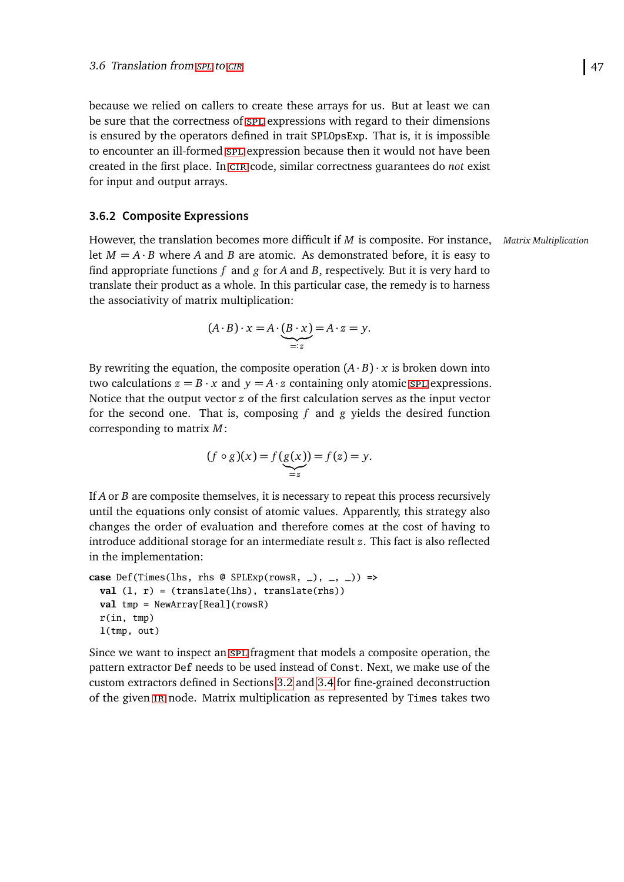because we relied on callers to create these arrays for us. But at least we can be sure that the correctness of SPL expressions with regard to their dimensions is ensured by the operators defined in trait SPLOpsExp. That is, it is impossible to encounter an ill-formed SPL expression because then it would not have been created in the first place. In CIR code, similar correctness guarantees do *not* exist for input and output arrays.

### 3.6.2 Composite Expressions

*Matrix Multiplication*

However, the translation becomes more difficult if $M$ is composite. For instance, let $M = A \cdot B$ where $A$ and $B$ are atomic. As demonstrated before, it is easy to find appropriate functions $f$ and $g$ for $A$ and $B$, respectively. But it is very hard to translate their product as a whole. In this particular case, the remedy is to harness the associativity of matrix multiplication:

$$(A \cdot B) \cdot x = A \cdot \underbrace{(B \cdot x)}_{=: z} = A \cdot z = y.$$

By rewriting the equation, the composite operation $(A \cdot B) \cdot x$ is broken down into two calculations $z = B \cdot x$ and $y = A \cdot z$ containing only atomic SPL expressions. Notice that the output vector $z$ of the first calculation serves as the input vector for the second one. That is, composing $f$ and $g$ yields the desired function corresponding to matrix $M$:

$$(f \circ g)(x) = f(\underbrace{g(x)}_{= z}) = f(z) = y.$$

If $A$ or $B$ are composite themselves, it is necessary to repeat this process recursively until the equations only consist of atomic values. Apparently, this strategy also changes the order of evaluation and therefore comes at the cost of having to introduce additional storage for an intermediate result $z$. This fact is also reflected in the implementation:

```
case Def(Times(lhs, rhs @ SPLExp(rowsR, _), _, _)) =>
  val (l, r) = (translate(lhs), translate(rhs))
  val tmp = NewArray[Real](rowsR)
  r(in, tmp)
  l(tmp, out)
```

Since we want to inspect an SPL fragment that models a composite operation, the pattern extractor Def needs to be used instead of Const. Next, we make use of the custom extractors defined in Sections 3.2 and 3.4 for fine-grained deconstruction of the given IR node. Matrix multiplication as represented by Times takes two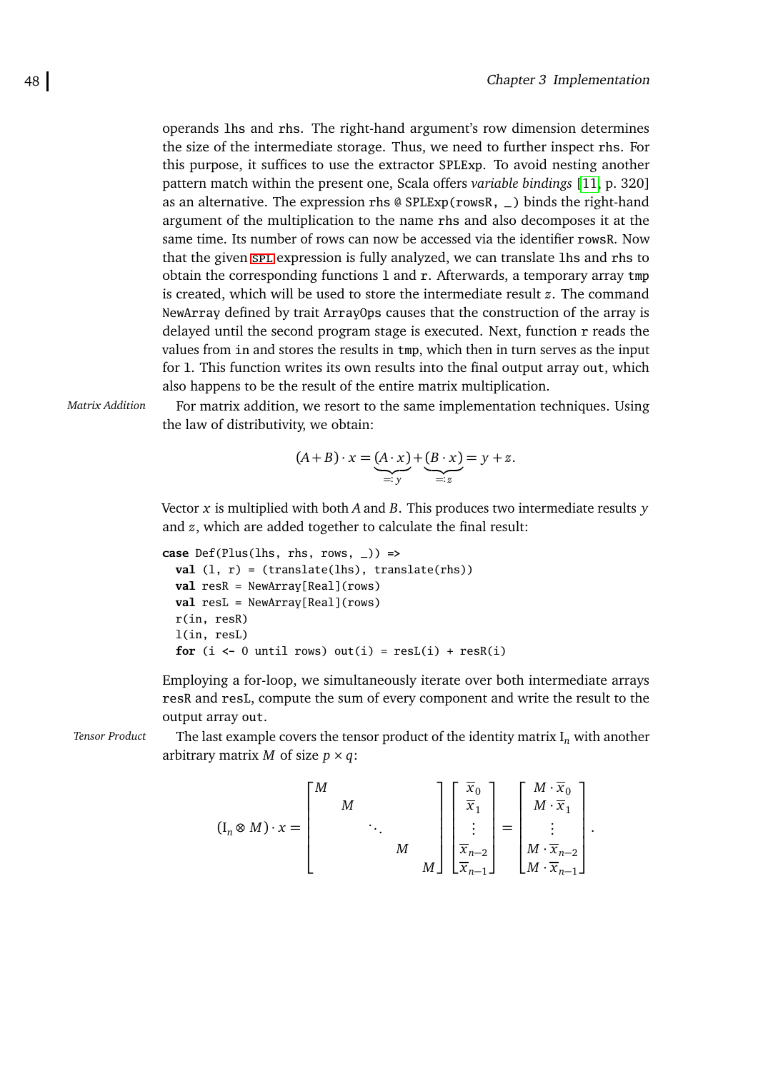operands lhs and rhs. The right-hand argument's row dimension determines the size of the intermediate storage. Thus, we need to further inspect rhs. For this purpose, it suffices to use the extractor SPLExp. To avoid nesting another pattern match within the present one, Scala offers *variable bindings* [11, p. 320] as an alternative. The expression rhs @ SPLExp(rowsR, _) binds the right-hand argument of the multiplication to the name rhs and also decomposes it at the same time. Its number of rows can now be accessed via the identifier rowsR. Now that the given SPL expression is fully analyzed, we can translate lhs and rhs to obtain the corresponding functions l and r. Afterwards, a temporary array tmp is created, which will be used to store the intermediate result $z$. The command NewArray defined by trait ArrayOps causes that the construction of the array is delayed until the second program stage is executed. Next, function r reads the values from in and stores the results in tmp, which then in turn serves as the input for l. This function writes its own results into the final output array out, which also happens to be the result of the entire matrix multiplication.

*Matrix Addition*

For matrix addition, we resort to the same implementation techniques. Using the law of distributivity, we obtain:

$$(A+B)\cdot x = \underbrace{(A\cdot x)}_{=:\,y} + \underbrace{(B\cdot x)}_{=:\,z} = y + z.$$

Vector $x$ is multiplied with both $A$ and $B$. This produces two intermediate results $y$ and $z$, which are added together to calculate the final result:

```
case Def(Plus(lhs, rhs, rows, _)) =>
  val (l, r) = (translate(lhs), translate(rhs))
  val resR = NewArray[Real](rows)
  val resL = NewArray[Real](rows)
  r(in, resR)
  l(in, resL)
  for (i <- 0 until rows) out(i) = resL(i) + resR(i)
```

Employing a for-loop, we simultaneously iterate over both intermediate arrays resR and resL, compute the sum of every component and write the result to the output array out.

*Tensor Product*

The last example covers the tensor product of the identity matrix $\mathrm{I}_n$ with another arbitrary matrix $M$ of size $p \times q$:

$$(\mathrm{I}_n \otimes M)\cdot x = \begin{bmatrix} M & & & & \\ & M & & & \\ & & \ddots & & \\ & & & M & \\ & & & & M \end{bmatrix} \begin{bmatrix} \overline{x}_0 \\ \overline{x}_1 \\ \vdots \\ \overline{x}_{n-2} \\ \overline{x}_{n-1} \end{bmatrix} = \begin{bmatrix} M\cdot\overline{x}_0 \\ M\cdot\overline{x}_1 \\ \vdots \\ M\cdot\overline{x}_{n-2} \\ M\cdot\overline{x}_{n-1} \end{bmatrix}.$$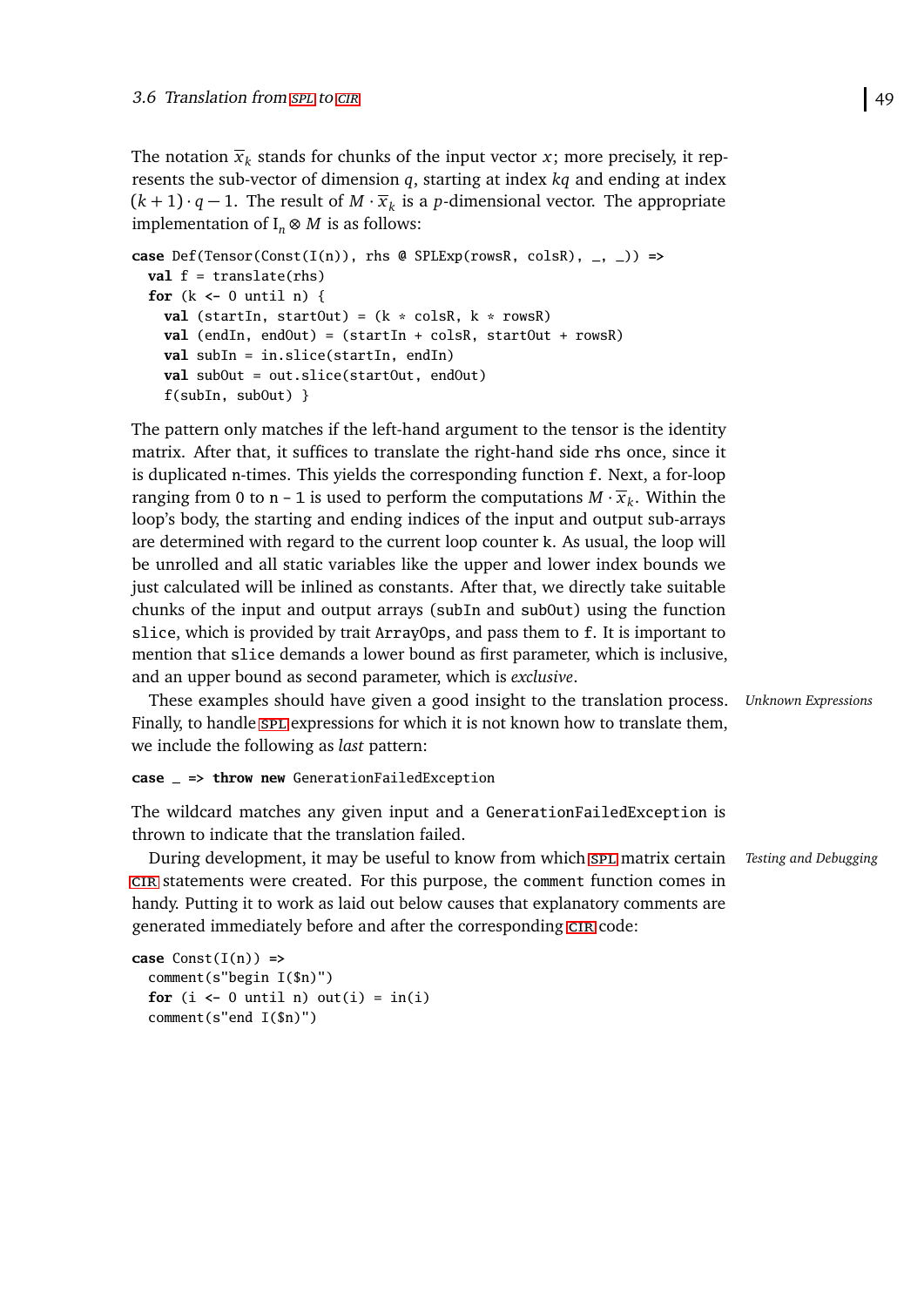The notation $\overline{x}_k$ stands for chunks of the input vector $x$; more precisely, it represents the sub-vector of dimension $q$, starting at index $kq$ and ending at index $(k+1)\cdot q - 1$. The appropriate implementation of $I_n \otimes M$ is as follows: The result of $M \cdot \overline{x}_k$ is a $p$-dimensional vector.

```
case Def(Tensor(Const(I(n)), rhs @ SPLExp(rowsR, colsR), _, _)) =>
  val f = translate(rhs)
  for (k <- 0 until n) {
    val (startIn, startOut) = (k * colsR, k * rowsR)
    val (endIn, endOut) = (startIn + colsR, startOut + rowsR)
    val subIn = in.slice(startIn, endIn)
    val subOut = out.slice(startOut, endOut)
    f(subIn, subOut) }
```

The pattern only matches if the left-hand argument to the tensor is the identity matrix. After that, it suffices to translate the right-hand side `rhs` once, since it is duplicated `n`-times. This yields the corresponding function `f`. Next, a for-loop ranging from `0` to `n - 1` is used to perform the computations $M \cdot \overline{x}_k$. Within the loop's body, the starting and ending indices of the input and output sub-arrays are determined with regard to the current loop counter `k`. As usual, the loop will be unrolled and all static variables like the upper and lower index bounds we just calculated will be inlined as constants. After that, we directly take suitable chunks of the input and output arrays (`subIn` and `subOut`) using the function `slice`, which is provided by trait `ArrayOps`, and pass them to `f`. It is important to mention that `slice` demands a lower bound as first parameter, which is inclusive, and an upper bound as second parameter, which is *exclusive*.

*Unknown Expressions*

These examples should have given a good insight to the translation process. Finally, to handle SPL expressions for which it is not known how to translate them, we include the following as *last* pattern:

```
case _ => throw new GenerationFailedException
```

The wildcard matches any given input and a `GenerationFailedException` is thrown to indicate that the translation failed.

*Testing and Debugging*

During development, it may be useful to know from which SPL matrix certain CIR statements were created. For this purpose, the `comment` function comes in handy. Putting it to work as laid out below causes that explanatory comments are generated immediately before and after the corresponding CIR code:

```
case Const(I(n)) =>
  comment(s"begin I($n)")
  for (i <- 0 until n) out(i) = in(i)
  comment(s"end I($n)")
```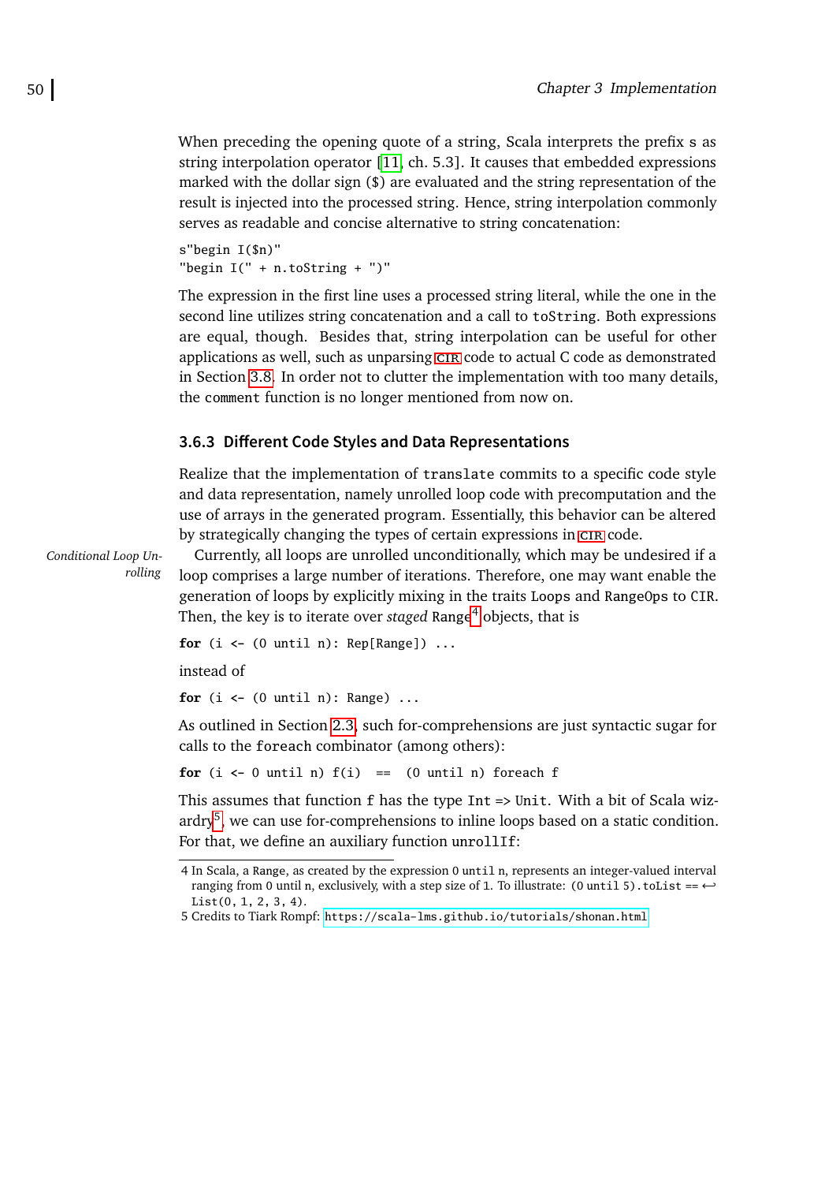When preceding the opening quote of a string, Scala interprets the prefix `s` as string interpolation operator [11, ch. 5.3]. It causes that embedded expressions marked with the dollar sign (`$`) are evaluated and the string representation of the result is injected into the processed string. Hence, string interpolation commonly serves as readable and concise alternative to string concatenation:

```
s"begin I($n)"
"begin I(" + n.toString + ")"
```

The expression in the first line uses a processed string literal, while the one in the second line utilizes string concatenation and a call to `toString`. Both expressions are equal, though. Besides that, string interpolation can be useful for other applications as well, such as unparsing CIR code to actual C code as demonstrated in Section 3.8. In order not to clutter the implementation with too many details, the `comment` function is no longer mentioned from now on.

### 3.6.3 Different Code Styles and Data Representations

Realize that the implementation of `translate` commits to a specific code style and data representation, namely unrolled loop code with precomputation and the use of arrays in the generated program. Essentially, this behavior can be altered by strategically changing the types of certain expressions in CIR code.

*Conditional Loop Unrolling*

Currently, all loops are unrolled unconditionally, which may be undesired if a loop comprises a large number of iterations. Therefore, one may want enable the generation of loops by explicitly mixing in the traits `Loops` and `RangeOps` to `CIR`. Then, the key is to iterate over *staged* `Range`[4] objects, that is

```
for (i <- (0 until n): Rep[Range]) ...
```

instead of

```
for (i <- (0 until n): Range) ...
```

As outlined in Section 2.3, such for-comprehensions are just syntactic sugar for calls to the `foreach` combinator (among others):

```
for (i <- 0 until n) f(i)  ==  (0 until n) foreach f
```

This assumes that function `f` has the type `Int => Unit`. With a bit of Scala wizardry[5], we can use for-comprehensions to inline loops based on a static condition. For that, we define an auxiliary function `unrollIf`:

---

4 In Scala, a `Range`, as created by the expression `0 until n`, represents an integer-valued interval ranging from 0 until n, exclusively, with a step size of 1. To illustrate: `(0 until 5).toList == List(0, 1, 2, 3, 4)`.

5 Credits to Tiark Rompf: https://scala-lms.github.io/tutorials/shonan.html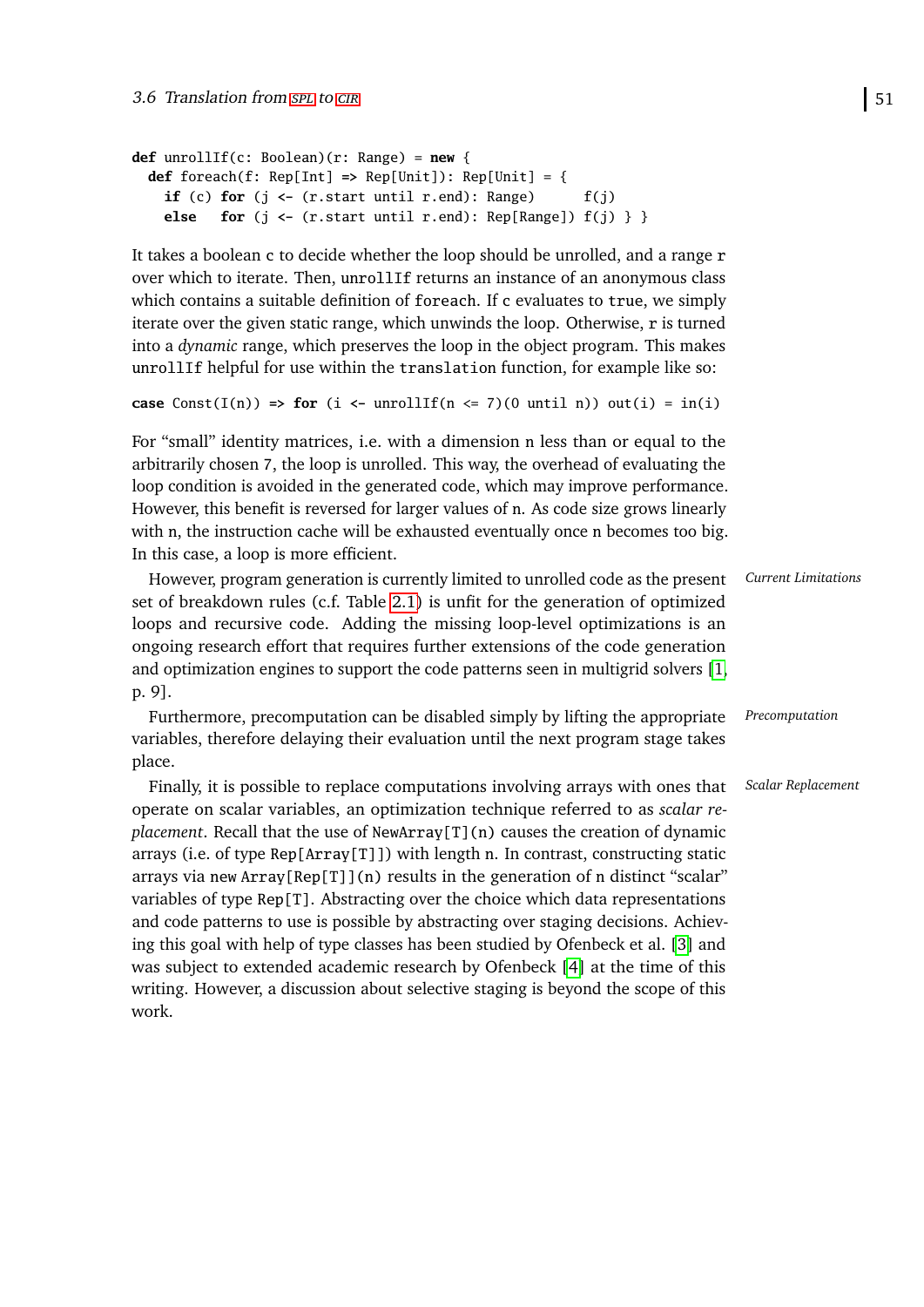```scala
def unrollIf(c: Boolean)(r: Range) = new {
  def foreach(f: Rep[Int] => Rep[Unit]): Rep[Unit] = {
    if (c) for (j <- (r.start until r.end): Range)      f(j)
    else   for (j <- (r.start until r.end): Rep[Range]) f(j) } }
```

It takes a boolean c to decide whether the loop should be unrolled, and a range r over which to iterate. Then, unrollIf returns an instance of an anonymous class which contains a suitable definition of foreach. If c evaluates to true, we simply iterate over the given static range, which unwinds the loop. Otherwise, r is turned into a *dynamic* range, which preserves the loop in the object program. This makes unrollIf helpful for use within the translation function, for example like so:

```scala
case Const(I(n)) => for (i <- unrollIf(n <= 7)(0 until n)) out(i) = in(i)
```

For "small" identity matrices, i.e. with a dimension n less than or equal to the arbitrarily chosen 7, the loop is unrolled. This way, the overhead of evaluating the loop condition is avoided in the generated code, which may improve performance. However, this benefit is reversed for larger values of n. As code size grows linearly with n, the instruction cache will be exhausted eventually once n becomes too big. In this case, a loop is more efficient.

*Current Limitations*

However, program generation is currently limited to unrolled code as the present set of breakdown rules (c.f. Table 2.1) is unfit for the generation of optimized loops and recursive code. Adding the missing loop-level optimizations is an ongoing research effort that requires further extensions of the code generation and optimization engines to support the code patterns seen in multigrid solvers [1, p. 9].

*Precomputation*

Furthermore, precomputation can be disabled simply by lifting the appropriate variables, therefore delaying their evaluation until the next program stage takes place.

*Scalar Replacement*

Finally, it is possible to replace computations involving arrays with ones that operate on scalar variables, an optimization technique referred to as *scalar replacement*. Recall that the use of NewArray[T](n) causes the creation of dynamic arrays (i.e. of type Rep[Array[T]]) with length n. In contrast, constructing static arrays via new Array[Rep[T]](n) results in the generation of n distinct "scalar" variables of type Rep[T]. Abstracting over the choice which data representations and code patterns to use is possible by abstracting over staging decisions. Achieving this goal with help of type classes has been studied by Ofenbeck et al. [3] and was subject to extended academic research by Ofenbeck [4] at the time of this writing. However, a discussion about selective staging is beyond the scope of this work.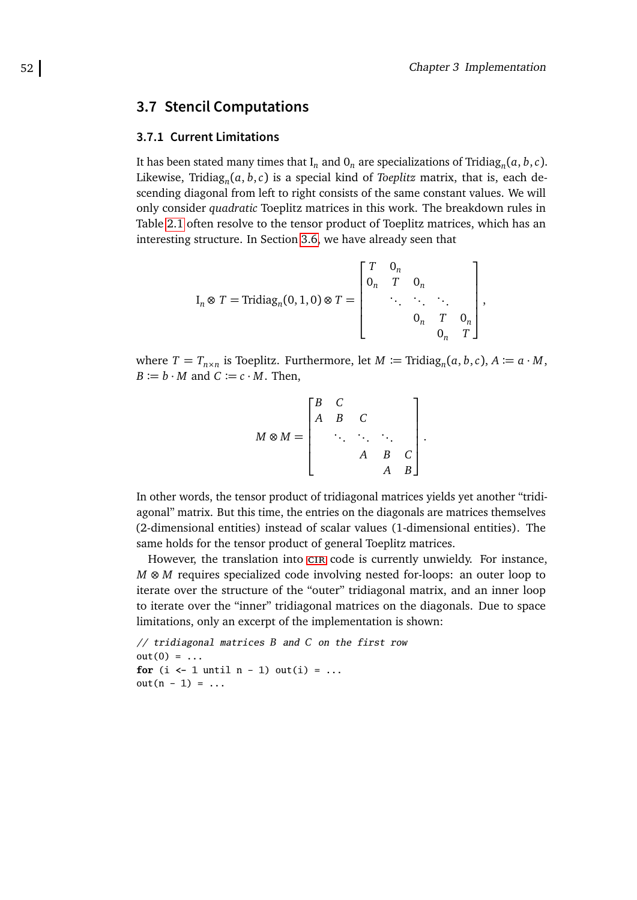## 3.7 Stencil Computations

### 3.7.1 Current Limitations

It has been stated many times that $\mathrm{I}_n$ and $0_n$ are specializations of $\mathrm{Tridiag}_n(a, b, c)$. Likewise, $\mathrm{Tridiag}_n(a, b, c)$ is a special kind of *Toeplitz* matrix, that is, each descending diagonal from left to right consists of the same constant values. We will only consider *quadratic* Toeplitz matrices in this work. The breakdown rules in Table 2.1 often resolve to the tensor product of Toeplitz matrices, which has an interesting structure. In Section 3.6, we have already seen that

$$\mathrm{I}_n \otimes T = \mathrm{Tridiag}_n(0, 1, 0) \otimes T = \begin{bmatrix} T & 0_n & & & \\ 0_n & T & 0_n & & \\ & \ddots & \ddots & \ddots & \\ & & 0_n & T & 0_n \\ & & & 0_n & T \end{bmatrix},$$

where $T = T_{n \times n}$ is Toeplitz. Furthermore, let $M := \mathrm{Tridiag}_n(a, b, c)$, $A := a \cdot M$, $B := b \cdot M$ and $C := c \cdot M$. Then,

$$M \otimes M = \begin{bmatrix} B & C & & & \\ A & B & C & & \\ & \ddots & \ddots & \ddots & \\ & & A & B & C \\ & & & A & B \end{bmatrix}.$$

In other words, the tensor product of tridiagonal matrices yields yet another "tridiagonal" matrix. But this time, the entries on the diagonals are matrices themselves (2-dimensional entities) instead of scalar values (1-dimensional entities). The same holds for the tensor product of general Toeplitz matrices.

However, the translation into CIR code is currently unwieldy. For instance, $M \otimes M$ requires specialized code involving nested for-loops: an outer loop to iterate over the structure of the "outer" tridiagonal matrix, and an inner loop to iterate over the "inner" tridiagonal matrices on the diagonals. Due to space limitations, only an excerpt of the implementation is shown:

```
// tridiagonal matrices B and C on the first row
out(0) = ...
for (i <- 1 until n - 1) out(i) = ...
out(n - 1) = ...
```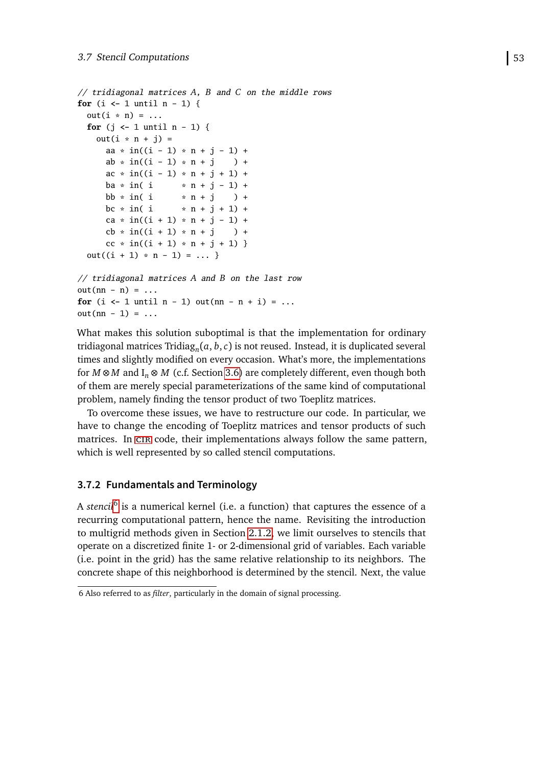```
// tridiagonal matrices A, B and C on the middle rows
for (i <- 1 until n - 1) {
  out(i * n) = ...
  for (j <- 1 until n - 1) {
    out(i * n + j) =
      aa * in((i - 1) * n + j - 1) +
      ab * in((i - 1) * n + j    ) +
      ac * in((i - 1) * n + j + 1) +
      ba * in( i      * n + j - 1) +
      bb * in( i      * n + j    ) +
      bc * in( i      * n + j + 1) +
      ca * in((i + 1) * n + j - 1) +
      cb * in((i + 1) * n + j    ) +
      cc * in((i + 1) * n + j + 1) }
  out((i + 1) * n - 1) = ... }

// tridiagonal matrices A and B on the last row
out(nn - n) = ...
for (i <- 1 until n - 1) out(nn - n + i) = ...
out(nn - 1) = ...
```

What makes this solution suboptimal is that the implementation for ordinary tridiagonal matrices $\text{Tridiag}_n(a, b, c)$ is not reused. Instead, it is duplicated several times and slightly modified on every occasion. What's more, the implementations for $M \otimes M$ and $\text{I}_n \otimes M$ (c.f. Section 3.6) are completely different, even though both of them are merely special parameterizations of the same kind of computational problem, namely finding the tensor product of two Toeplitz matrices.

To overcome these issues, we have to restructure our code. In particular, we have to change the encoding of Toeplitz matrices and tensor products of such matrices. In CIR code, their implementations always follow the same pattern, which is well represented by so called stencil computations.

### 3.7.2 Fundamentals and Terminology

A *stencil*[6] is a numerical kernel (i.e. a function) that captures the essence of a recurring computational pattern, hence the name. Revisiting the introduction to multigrid methods given in Section 2.1.2, we limit ourselves to stencils that operate on a discretized finite 1- or 2-dimensional grid of variables. Each variable (i.e. point in the grid) has the same relative relationship to its neighbors. The concrete shape of this neighborhood is determined by the stencil. Next, the value

6 Also referred to as *filter*, particularly in the domain of signal processing.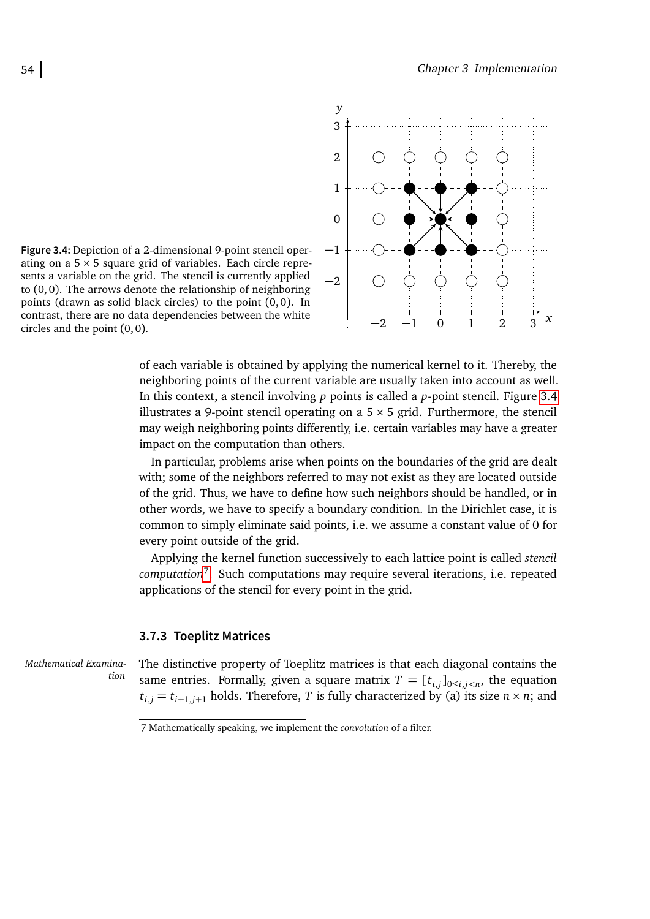**Figure 3.4:** Depiction of a 2-dimensional 9-point stencil operating on a $5 \times 5$ square grid of variables. Each circle represents a variable on the grid. The stencil is currently applied to $(0, 0)$. The arrows denote the relationship of neighboring points (drawn as solid black circles) to the point $(0, 0)$. In contrast, there are no data dependencies between the white circles and the point $(0, 0)$.

of each variable is obtained by applying the numerical kernel to it. Thereby, the neighboring points of the current variable are usually taken into account as well. In this context, a stencil involving $p$ points is called a $p$-point stencil. Figure 3.4 illustrates a 9-point stencil operating on a $5 \times 5$ grid. Furthermore, the stencil may weigh neighboring points differently, i.e. certain variables may have a greater impact on the computation than others.

In particular, problems arise when points on the boundaries of the grid are dealt with; some of the neighbors referred to may not exist as they are located outside of the grid. Thus, we have to define how such neighbors should be handled, or in other words, we have to specify a boundary condition. In the Dirichlet case, it is common to simply eliminate said points, i.e. we assume a constant value of 0 for every point outside of the grid.

Applying the kernel function successively to each lattice point is called *stencil computation*[7]. Such computations may require several iterations, i.e. repeated applications of the stencil for every point in the grid.

### 3.7.3 Toeplitz Matrices

*Mathematical Examination*

The distinctive property of Toeplitz matrices is that each diagonal contains the same entries. Formally, given a square matrix $T = [t_{i,j}]_{0 \leq i,j < n}$, the equation $t_{i,j} = t_{i+1,j+1}$ holds. Therefore, $T$ is fully characterized by (a) its size $n \times n$; and

7 Mathematically speaking, we implement the *convolution* of a filter.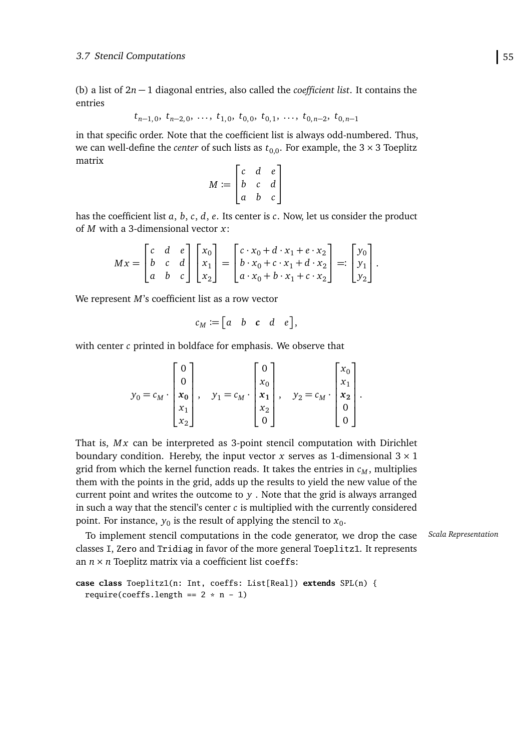(b) a list of $2n-1$ diagonal entries, also called the *coefficient list*. It contains the entries

$$t_{n-1,0},\ t_{n-2,0},\ \ldots,\ t_{1,0},\ t_{0,0},\ t_{0,1},\ \ldots,\ t_{0,n-2},\ t_{0,n-1}$$

in that specific order. Note that the coefficient list is always odd-numbered. Thus, we can well-define the *center* of such lists as $t_{0,0}$. For example, the $3 \times 3$ Toeplitz matrix

$$M := \begin{bmatrix} c & d & e \\ b & c & d \\ a & b & c \end{bmatrix}$$

has the coefficient list $a$, $b$, $c$, $d$, $e$. Its center is $c$. Now, let us consider the product of $M$ with a 3-dimensional vector $x$:

$$Mx = \begin{bmatrix} c & d & e \\ b & c & d \\ a & b & c \end{bmatrix} \begin{bmatrix} x_0 \\ x_1 \\ x_2 \end{bmatrix} = \begin{bmatrix} c \cdot x_0 + d \cdot x_1 + e \cdot x_2 \\ b \cdot x_0 + c \cdot x_1 + d \cdot x_2 \\ a \cdot x_0 + b \cdot x_1 + c \cdot x_2 \end{bmatrix} =: \begin{bmatrix} y_0 \\ y_1 \\ y_2 \end{bmatrix}.$$

We represent $M$'s coefficient list as a row vector

$$c_M := \begin{bmatrix} a & b & \boldsymbol{c} & d & e \end{bmatrix},$$

with center $c$ printed in boldface for emphasis. We observe that

$$y_0 = c_M \cdot \begin{bmatrix} 0 \\ 0 \\ \boldsymbol{x_0} \\ x_1 \\ x_2 \end{bmatrix}, \quad y_1 = c_M \cdot \begin{bmatrix} 0 \\ x_0 \\ \boldsymbol{x_1} \\ x_2 \\ 0 \end{bmatrix}, \quad y_2 = c_M \cdot \begin{bmatrix} x_0 \\ x_1 \\ \boldsymbol{x_2} \\ 0 \\ 0 \end{bmatrix}.$$

That is, $Mx$ can be interpreted as 3-point stencil computation with Dirichlet boundary condition. Hereby, the input vector $x$ serves as 1-dimensional $3 \times 1$ grid from which the kernel function reads. It takes the entries in $c_M$, multiplies them with the points in the grid, adds up the results to yield the new value of the current point and writes the outcome to $y$ . Note that the grid is always arranged in such a way that the stencil's center $c$ is multiplied with the currently considered point. For instance, $y_0$ is the result of applying the stencil to $x_0$.

*Scala Representation*

To implement stencil computations in the code generator, we drop the case classes `I`, `Zero` and `Tridiag` in favor of the more general `Toeplitz1`. It represents an $n \times n$ Toeplitz matrix via a coefficient list `coeffs`:

```
case class Toeplitz1(n: Int, coeffs: List[Real]) extends SPL(n) {
  require(coeffs.length == 2 * n - 1)
```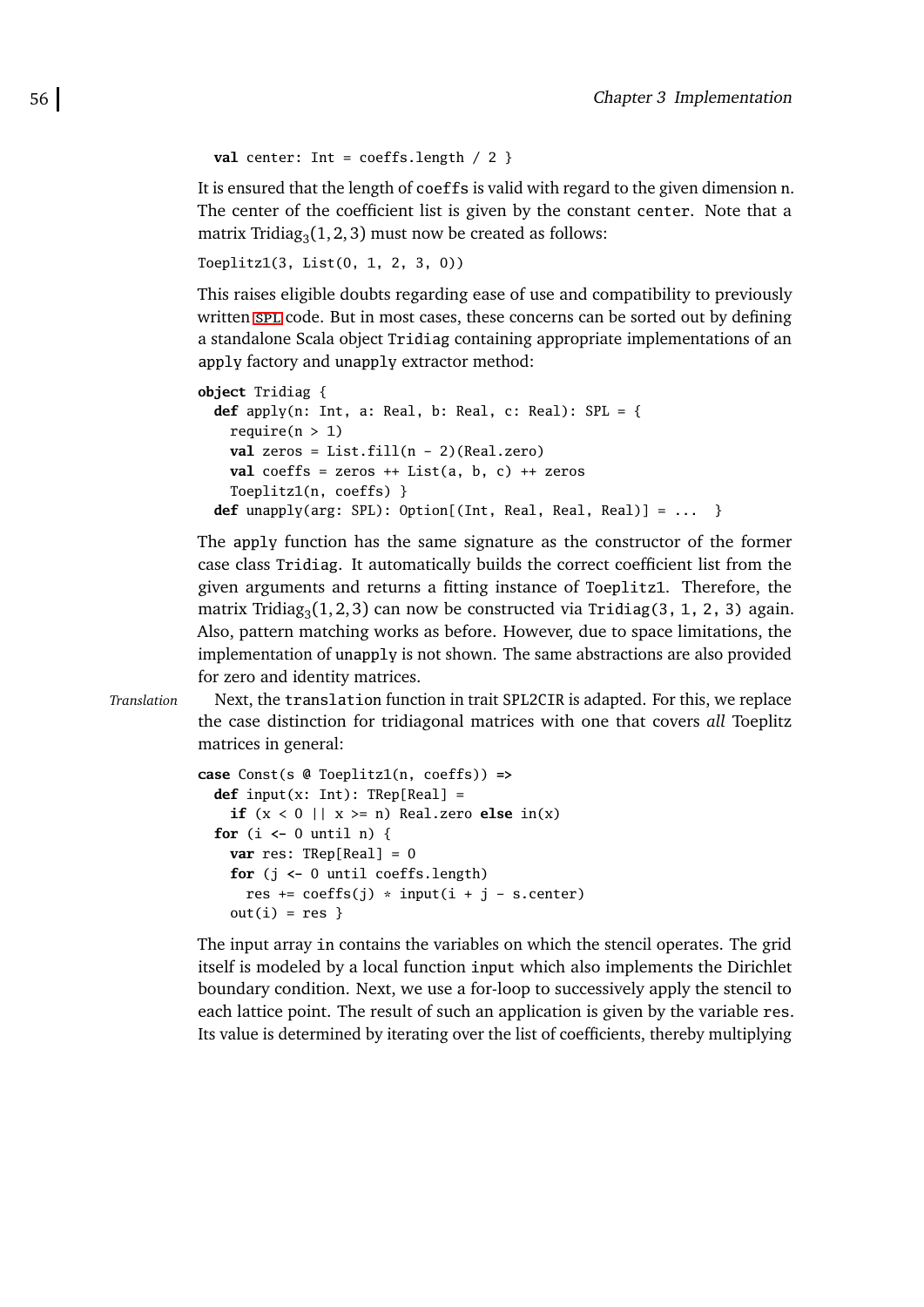```
  val center: Int = coeffs.length / 2 }
```

It is ensured that the length of coeffs is valid with regard to the given dimension n. The center of the coefficient list is given by the constant center. Note that a matrix $\text{Tridiag}_3(1, 2, 3)$ must now be created as follows:

```
Toeplitz1(3, List(0, 1, 2, 3, 0))
```

This raises eligible doubts regarding ease of use and compatibility to previously written SPL code. But in most cases, these concerns can be sorted out by defining a standalone Scala object Tridiag containing appropriate implementations of an apply factory and unapply extractor method:

```
object Tridiag {
  def apply(n: Int, a: Real, b: Real, c: Real): SPL = {
    require(n > 1)
    val zeros = List.fill(n - 2)(Real.zero)
    val coeffs = zeros ++ List(a, b, c) ++ zeros
    Toeplitz1(n, coeffs) }
  def unapply(arg: SPL): Option[(Int, Real, Real, Real)] = ...  }
```

The apply function has the same signature as the constructor of the former case class Tridiag. It automatically builds the correct coefficient list from the given arguments and returns a fitting instance of Toeplitz1. Therefore, the matrix $\text{Tridiag}_3(1, 2, 3)$ can now be constructed via Tridiag(3, 1, 2, 3) again. Also, pattern matching works as before. However, due to space limitations, the implementation of unapply is not shown. The same abstractions are also provided for zero and identity matrices.

*Translation* Next, the translation function in trait SPL2CIR is adapted. For this, we replace the case distinction for tridiagonal matrices with one that covers *all* Toeplitz matrices in general:

```
case Const(s @ Toeplitz1(n, coeffs)) =>
  def input(x: Int): TRep[Real] =
    if (x < 0 || x >= n) Real.zero else in(x)
  for (i <- 0 until n) {
    var res: TRep[Real] = 0
    for (j <- 0 until coeffs.length)
      res += coeffs(j) * input(i + j - s.center)
    out(i) = res }
```

The input array in contains the variables on which the stencil operates. The grid itself is modeled by a local function input which also implements the Dirichlet boundary condition. Next, we use a for-loop to successively apply the stencil to each lattice point. The result of such an application is given by the variable res. Its value is determined by iterating over the list of coefficients, thereby multiplying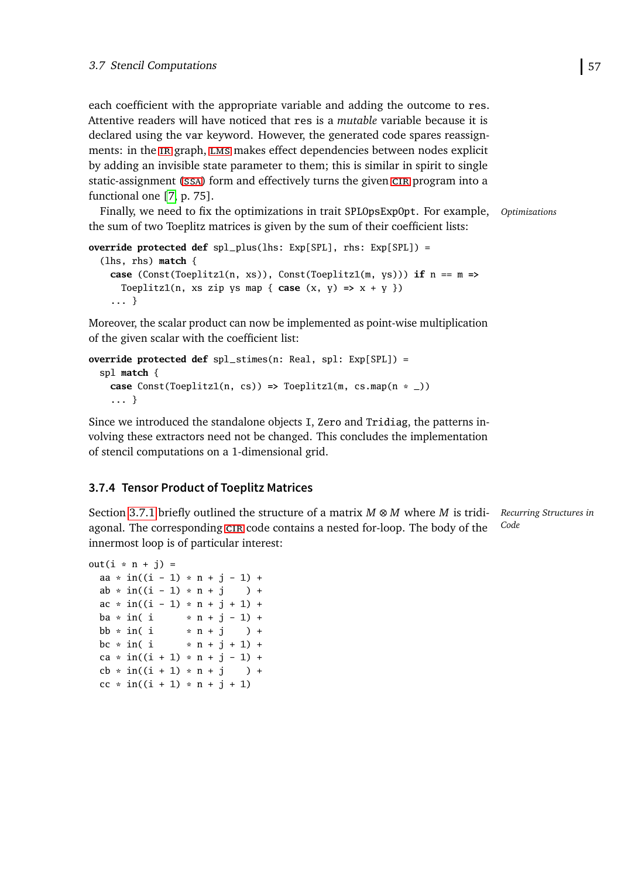each coefficient with the appropriate variable and adding the outcome to res. Attentive readers will have noticed that res is a *mutable* variable because it is declared using the var keyword. However, the generated code spares reassignments: in the IR graph, LMS makes effect dependencies between nodes explicit by adding an invisible state parameter to them; this is similar in spirit to single static-assignment (SSA) form and effectively turns the given CIR program into a functional one [7, p. 75].

*Optimizations*

Finally, we need to fix the optimizations in trait SPLOpsExpOpt. For example, the sum of two Toeplitz matrices is given by the sum of their coefficient lists:

```
override protected def spl_plus(lhs: Exp[SPL], rhs: Exp[SPL]) =
  (lhs, rhs) match {
    case (Const(Toeplitz1(n, xs)), Const(Toeplitz1(m, ys))) if n == m =>
      Toeplitz1(n, xs zip ys map { case (x, y) => x + y })
    ... }
```

Moreover, the scalar product can now be implemented as point-wise multiplication of the given scalar with the coefficient list:

```
override protected def spl_stimes(n: Real, spl: Exp[SPL]) =
  spl match {
    case Const(Toeplitz1(n, cs)) => Toeplitz1(m, cs.map(n * _))
    ... }
```

Since we introduced the standalone objects I, Zero and Tridiag, the patterns involving these extractors need not be changed. This concludes the implementation of stencil computations on a 1-dimensional grid.

### 3.7.4 Tensor Product of Toeplitz Matrices

*Recurring Structures in Code*

Section 3.7.1 briefly outlined the structure of a matrix $M \otimes M$ where $M$ is tridiagonal. The corresponding CIR code contains a nested for-loop. The body of the innermost loop is of particular interest:

```
out(i * n + j) =
  aa * in((i - 1) * n + j - 1) +
  ab * in((i - 1) * n + j    ) +
  ac * in((i - 1) * n + j + 1) +
  ba * in( i      * n + j - 1) +
  bb * in( i      * n + j    ) +
  bc * in( i      * n + j + 1) +
  ca * in((i + 1) * n + j - 1) +
  cb * in((i + 1) * n + j    ) +
  cc * in((i + 1) * n + j + 1)
```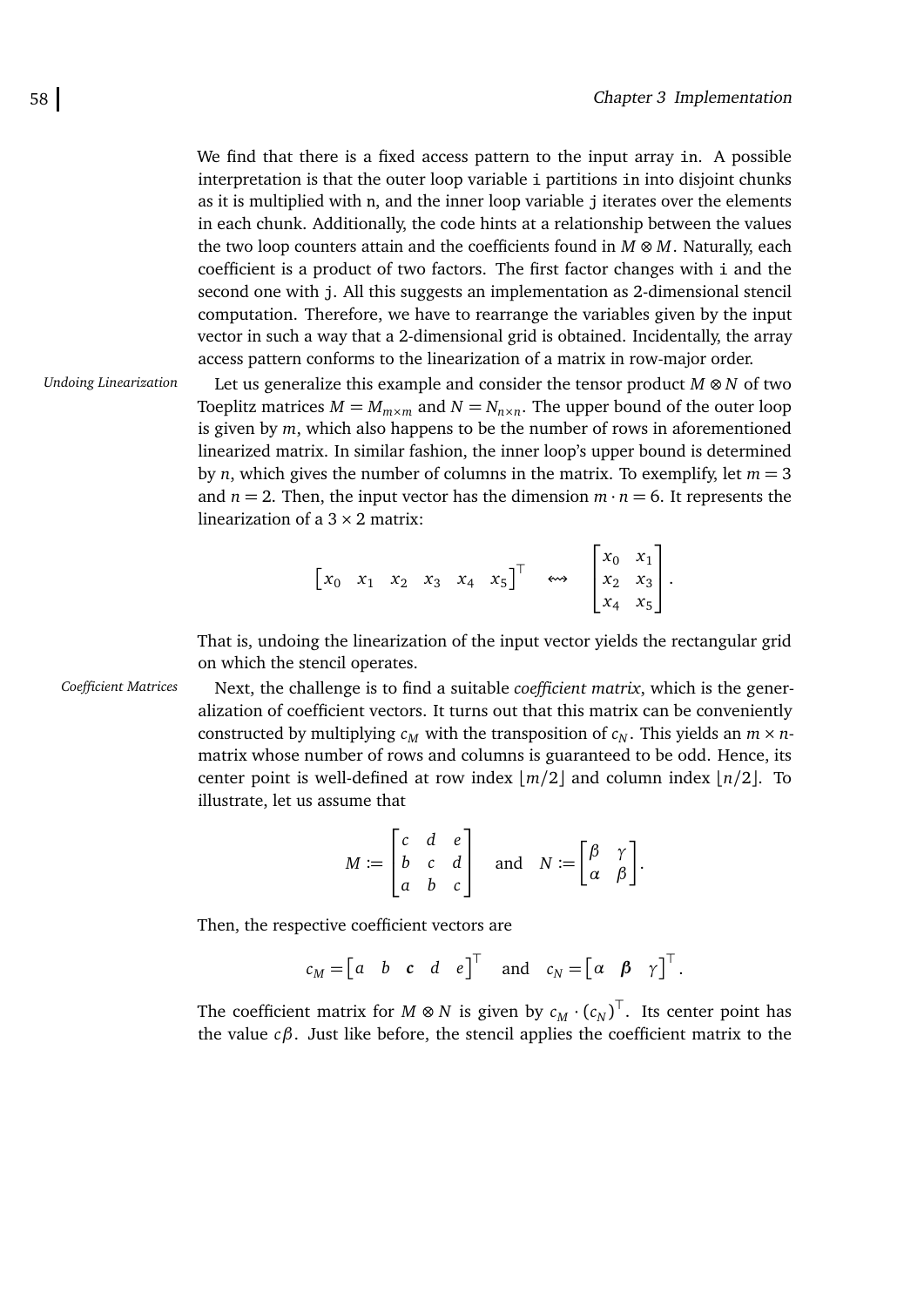We find that there is a fixed access pattern to the input array `in`. A possible interpretation is that the outer loop variable `i` partitions `in` into disjoint chunks as it is multiplied with `n`, and the inner loop variable `j` iterates over the elements in each chunk. Additionally, the code hints at a relationship between the values the two loop counters attain and the coefficients found in $M \otimes M$. Naturally, each coefficient is a product of two factors. The first factor changes with `i` and the second one with `j`. All this suggests an implementation as 2-dimensional stencil computation. Therefore, we have to rearrange the variables given by the input vector in such a way that a 2-dimensional grid is obtained. Incidentally, the array access pattern conforms to the linearization of a matrix in row-major order.

*Undoing Linearization* Let us generalize this example and consider the tensor product $M \otimes N$ of two Toeplitz matrices $M = M_{m \times m}$ and $N = N_{n \times n}$. The upper bound of the outer loop is given by $m$, which also happens to be the number of rows in aforementioned linearized matrix. In similar fashion, the inner loop's upper bound is determined by $n$, which gives the number of columns in the matrix. To exemplify, let $m = 3$ and $n = 2$. Then, the input vector has the dimension $m \cdot n = 6$. It represents the linearization of a $3 \times 2$ matrix:

$$\begin{bmatrix} x_0 & x_1 & x_2 & x_3 & x_4 & x_5 \end{bmatrix}^\top \quad \leftrightsquigarrow \quad \begin{bmatrix} x_0 & x_1 \\ x_2 & x_3 \\ x_4 & x_5 \end{bmatrix}.$$

That is, undoing the linearization of the input vector yields the rectangular grid on which the stencil operates.

*Coefficient Matrices* Next, the challenge is to find a suitable *coefficient matrix*, which is the generalization of coefficient vectors. It turns out that this matrix can be conveniently constructed by multiplying $c_M$ with the transposition of $c_N$. This yields an $m \times n$-matrix whose number of rows and columns is guaranteed to be odd. Hence, its center point is well-defined at row index $\lfloor m/2 \rfloor$ and column index $\lfloor n/2 \rfloor$. To illustrate, let us assume that

$$M := \begin{bmatrix} c & d & e \\ b & c & d \\ a & b & c \end{bmatrix} \quad \text{and} \quad N := \begin{bmatrix} \beta & \gamma \\ \alpha & \beta \end{bmatrix}.$$

Then, the respective coefficient vectors are

$$c_M = \begin{bmatrix} a & b & \mathbf{c} & d & e \end{bmatrix}^\top \quad \text{and} \quad c_N = \begin{bmatrix} \alpha & \boldsymbol{\beta} & \gamma \end{bmatrix}^\top.$$

The coefficient matrix for $M \otimes N$ is given by $c_M \cdot (c_N)^\top$. Its center point has the value $c\beta$. Just like before, the stencil applies the coefficient matrix to the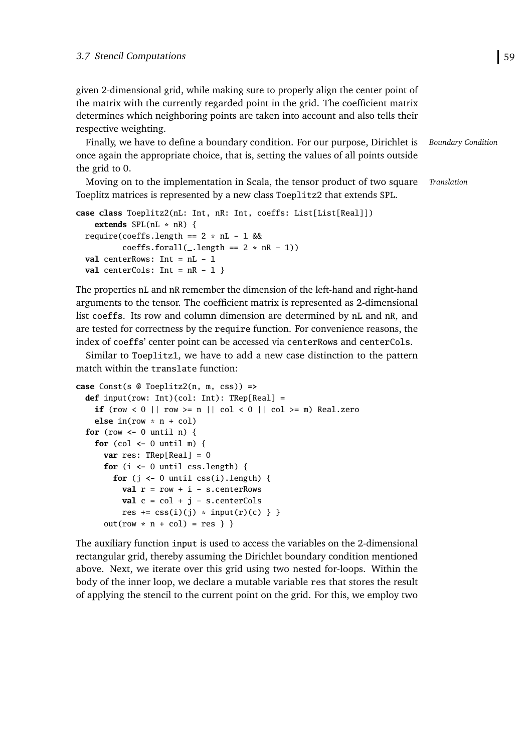given 2-dimensional grid, while making sure to properly align the center point of the matrix with the currently regarded point in the grid. The coefficient matrix determines which neighboring points are taken into account and also tells their respective weighting.

*Boundary Condition*

Finally, we have to define a boundary condition. For our purpose, Dirichlet is once again the appropriate choice, that is, setting the values of all points outside the grid to 0.

*Translation*

Moving on to the implementation in Scala, the tensor product of two square Toeplitz matrices is represented by a new class `Toeplitz2` that extends `SPL`.

```
case class Toeplitz2(nL: Int, nR: Int, coeffs: List[List[Real]])
    extends SPL(nL * nR) {
  require(coeffs.length == 2 * nL - 1 &&
          coeffs.forall(_.length == 2 * nR - 1))
  val centerRows: Int = nL - 1
  val centerCols: Int = nR - 1 }
```

The properties `nL` and `nR` remember the dimension of the left-hand and right-hand arguments to the tensor. The coefficient matrix is represented as 2-dimensional list `coeffs`. Its row and column dimension are determined by `nL` and `nR`, and are tested for correctness by the `require` function. For convenience reasons, the index of `coeffs`' center point can be accessed via `centerRows` and `centerCols`.

Similar to `Toeplitz1`, we have to add a new case distinction to the pattern match within the `translate` function:

```
case Const(s @ Toeplitz2(n, m, css)) =>
  def input(row: Int)(col: Int): TRep[Real] =
    if (row < 0 || row >= n || col < 0 || col >= m) Real.zero
    else in(row * n + col)
  for (row <- 0 until n) {
    for (col <- 0 until m) {
      var res: TRep[Real] = 0
      for (i <- 0 until css.length) {
        for (j <- 0 until css(i).length) {
          val r = row + i - s.centerRows
          val c = col + j - s.centerCols
          res += css(i)(j) * input(r)(c) } }
      out(row * n + col) = res } }
```

The auxiliary function `input` is used to access the variables on the 2-dimensional rectangular grid, thereby assuming the Dirichlet boundary condition mentioned above. Next, we iterate over this grid using two nested for-loops. Within the body of the inner loop, we declare a mutable variable `res` that stores the result of applying the stencil to the current point on the grid. For this, we employ two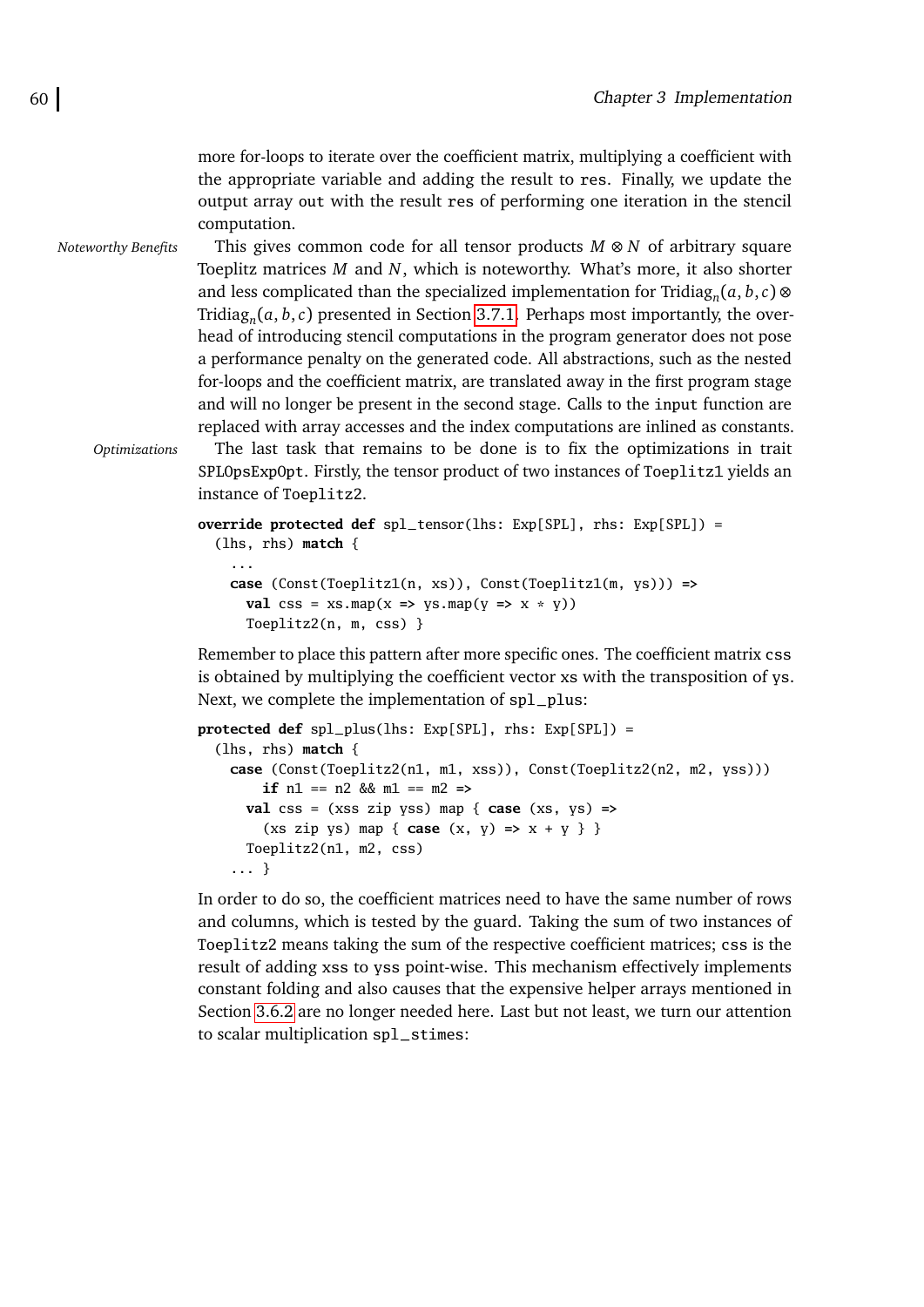more for-loops to iterate over the coefficient matrix, multiplying a coefficient with the appropriate variable and adding the result to res. Finally, we update the output array out with the result res of performing one iteration in the stencil computation.

*Noteworthy Benefits* This gives common code for all tensor products $M \otimes N$ of arbitrary square Toeplitz matrices $M$ and $N$, which is noteworthy. What's more, it also shorter and less complicated than the specialized implementation for $\text{Tridiag}_n(a, b, c) \otimes \text{Tridiag}_n(a, b, c)$ presented in Section 3.7.1. Perhaps most importantly, the overhead of introducing stencil computations in the program generator does not pose a performance penalty on the generated code. All abstractions, such as the nested for-loops and the coefficient matrix, are translated away in the first program stage and will no longer be present in the second stage. Calls to the input function are replaced with array accesses and the index computations are inlined as constants.

*Optimizations* The last task that remains to be done is to fix the optimizations in trait SPLOpsExpOpt. Firstly, the tensor product of two instances of Toeplitz1 yields an instance of Toeplitz2.

```
override protected def spl_tensor(lhs: Exp[SPL], rhs: Exp[SPL]) =
  (lhs, rhs) match {
    ...
    case (Const(Toeplitz1(n, xs)), Const(Toeplitz1(m, ys))) =>
      val css = xs.map(x => ys.map(y => x * y))
      Toeplitz2(n, m, css) }
```

Remember to place this pattern after more specific ones. The coefficient matrix css is obtained by multiplying the coefficient vector xs with the transposition of ys. Next, we complete the implementation of spl_plus:

```
protected def spl_plus(lhs: Exp[SPL], rhs: Exp[SPL]) =
  (lhs, rhs) match {
    case (Const(Toeplitz2(n1, m1, xss)), Const(Toeplitz2(n2, m2, yss)))
        if n1 == n2 && m1 == m2 =>
      val css = (xss zip yss) map { case (xs, ys) =>
        (xs zip ys) map { case (x, y) => x + y } }
      Toeplitz2(n1, m2, css)
    ... }
```

In order to do so, the coefficient matrices need to have the same number of rows and columns, which is tested by the guard. Taking the sum of two instances of Toeplitz2 means taking the sum of the respective coefficient matrices; css is the result of adding xss to yss point-wise. This mechanism effectively implements constant folding and also causes that the expensive helper arrays mentioned in Section 3.6.2 are no longer needed here. Last but not least, we turn our attention to scalar multiplication spl_stimes: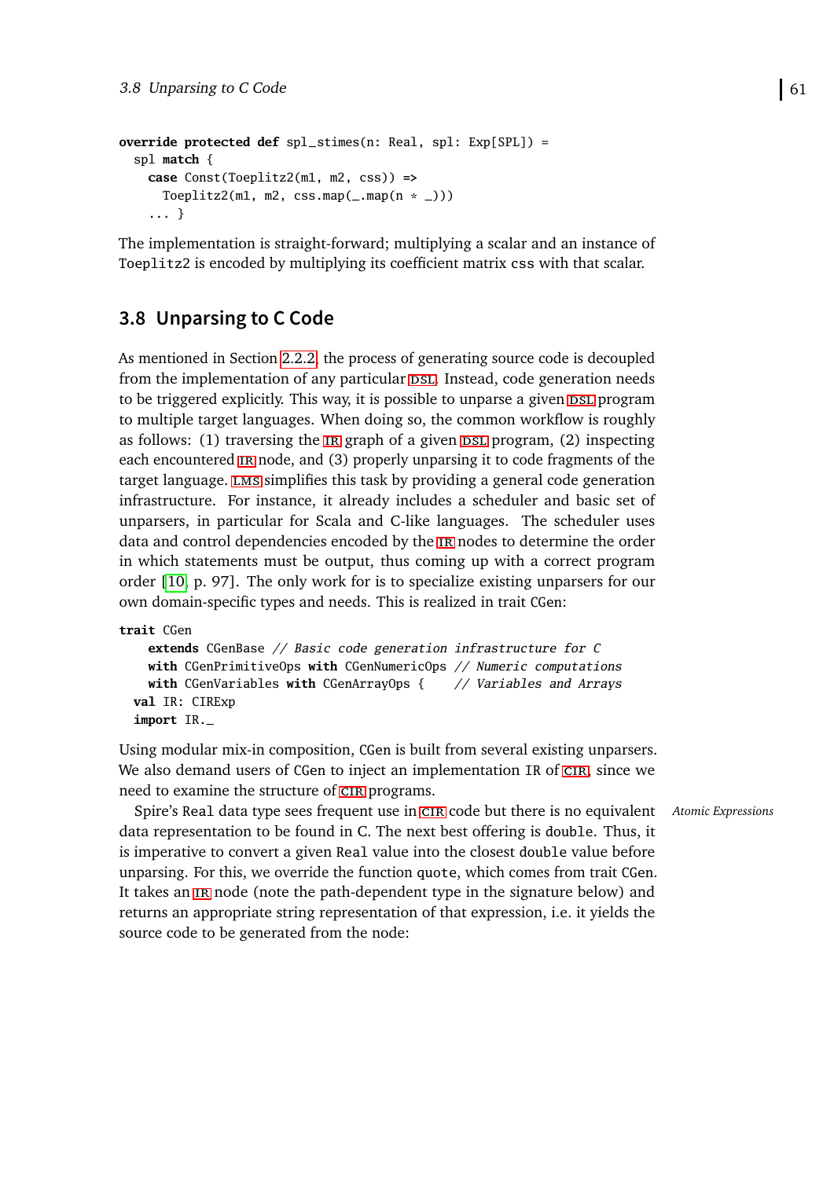```
override protected def spl_stimes(n: Real, spl: Exp[SPL]) =
  spl match {
    case Const(Toeplitz2(m1, m2, css)) =>
      Toeplitz2(m1, m2, css.map(_.map(n * _)))
    ... }
```

The implementation is straight-forward; multiplying a scalar and an instance of Toeplitz2 is encoded by multiplying its coefficient matrix css with that scalar.

## 3.8 Unparsing to C Code

As mentioned in Section 2.2.2, the process of generating source code is decoupled from the implementation of any particular DSL. Instead, code generation needs to be triggered explicitly. This way, it is possible to unparse a given DSL program to multiple target languages. When doing so, the common workflow is roughly as follows: (1) traversing the IR graph of a given DSL program, (2) inspecting each encountered IR node, and (3) properly unparsing it to code fragments of the target language. LMS simplifies this task by providing a general code generation infrastructure. For instance, it already includes a scheduler and basic set of unparsers, in particular for Scala and C-like languages. The scheduler uses data and control dependencies encoded by the IR nodes to determine the order in which statements must be output, thus coming up with a correct program order [10, p. 97]. The only work for is to specialize existing unparsers for our own domain-specific types and needs. This is realized in trait CGen:

```
trait CGen
    extends CGenBase // Basic code generation infrastructure for C
    with CGenPrimitiveOps with CGenNumericOps // Numeric computations
    with CGenVariables with CGenArrayOps {    // Variables and Arrays
  val IR: CIRExp
  import IR._
```

Using modular mix-in composition, CGen is built from several existing unparsers. We also demand users of CGen to inject an implementation IR of CIR, since we need to examine the structure of CIR programs.

*Atomic Expressions*

Spire's Real data type sees frequent use in CIR code but there is no equivalent data representation to be found in C. The next best offering is double. Thus, it is imperative to convert a given Real value into the closest double value before unparsing. For this, we override the function quote, which comes from trait CGen. It takes an IR node (note the path-dependent type in the signature below) and returns an appropriate string representation of that expression, i.e. it yields the source code to be generated from the node: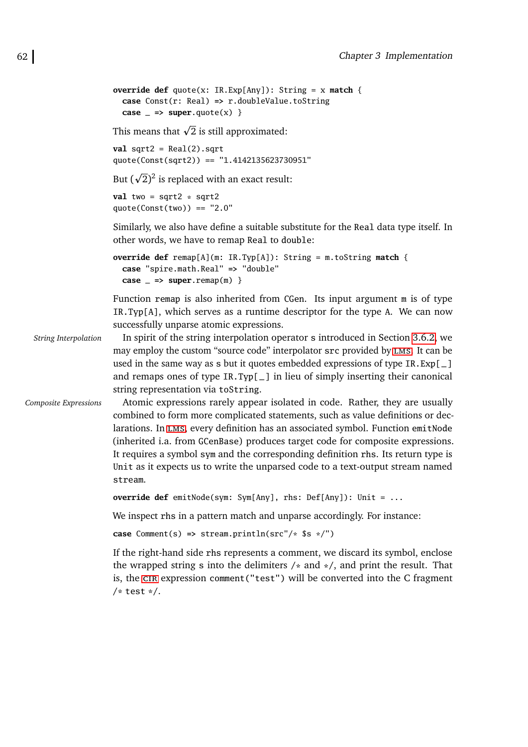```
override def quote(x: IR.Exp[Any]): String = x match {
  case Const(r: Real) => r.doubleValue.toString
  case _ => super.quote(x) }
```

This means that $\sqrt{2}$ is still approximated:

```
val sqrt2 = Real(2).sqrt
quote(Const(sqrt2)) == "1.4142135623730951"
```

But $(\sqrt{2})^2$ is replaced with an exact result:

```
val two = sqrt2 * sqrt2
quote(Const(two)) == "2.0"
```

Similarly, we also have define a suitable substitute for the `Real` data type itself. In other words, we have to remap `Real` to `double`:

```
override def remap[A](m: IR.Typ[A]): String = m.toString match {
  case "spire.math.Real" => "double"
  case _ => super.remap(m) }
```

Function `remap` is also inherited from `CGen`. Its input argument `m` is of type `IR.Typ[A]`, which serves as a runtime descriptor for the type `A`. We can now successfully unparse atomic expressions.

*String Interpolation*

In spirit of the string interpolation operator `s` introduced in Section 3.6.2, we may employ the custom "source code" interpolator `src` provided by LMS. It can be used in the same way as `s` but it quotes embedded expressions of type `IR.Exp[_]` and remaps ones of type `IR.Typ[_]` in lieu of simply inserting their canonical string representation via `toString`.

*Composite Expressions*

Atomic expressions rarely appear isolated in code. Rather, they are usually combined to form more complicated statements, such as value definitions or declarations. In LMS, every definition has an associated symbol. Function `emitNode` (inherited i.a. from `GCenBase`) produces target code for composite expressions. It requires a symbol `sym` and the corresponding definition `rhs`. Its return type is `Unit` as it expects us to write the unparsed code to a text-output stream named `stream`.

```
override def emitNode(sym: Sym[Any], rhs: Def[Any]): Unit = ...
```

We inspect `rhs` in a pattern match and unparse accordingly. For instance:

```
case Comment(s) => stream.println(src"/* $s */")
```

If the right-hand side `rhs` represents a comment, we discard its symbol, enclose the wrapped string `s` into the delimiters `/*` and `*/`, and print the result. That is, the CIR expression `comment("test")` will be converted into the C fragment `/* test */`.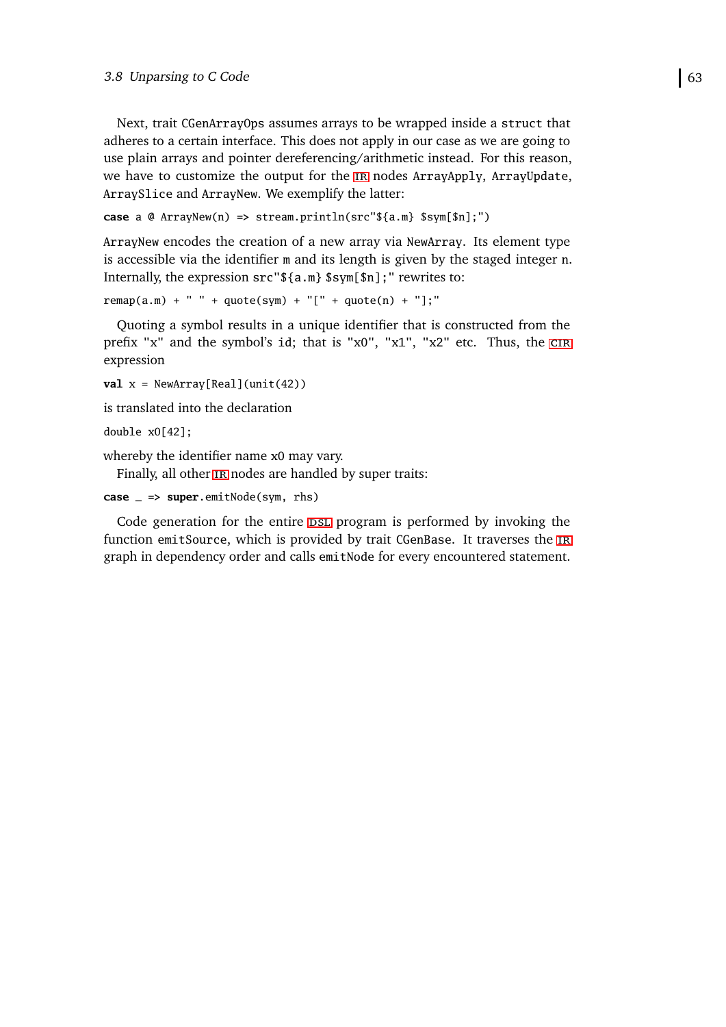Next, trait `CGenArrayOps` assumes arrays to be wrapped inside a `struct` that adheres to a certain interface. This does not apply in our case as we are going to use plain arrays and pointer dereferencing/arithmetic instead. For this reason, we have to customize the output for the IR nodes `ArrayApply`, `ArrayUpdate`, `ArraySlice` and `ArrayNew`. We exemplify the latter:

```
case a @ ArrayNew(n) => stream.println(src"${a.m} $sym[$n];")
```

`ArrayNew` encodes the creation of a new array via `NewArray`. Its element type is accessible via the identifier `m` and its length is given by the staged integer `n`. Internally, the expression `src"${a.m} $sym[$n];"` rewrites to:

```
remap(a.m) + " " + quote(sym) + "[" + quote(n) + "];"
```

Quoting a symbol results in a unique identifier that is constructed from the prefix "x" and the symbol's `id`; that is "x0", "x1", "x2" etc. Thus, the CIR expression

```
val x = NewArray[Real](unit(42))
```

is translated into the declaration

```
double x0[42];
```

whereby the identifier name x0 may vary.

Finally, all other IR nodes are handled by super traits:

```
case _ => super.emitNode(sym, rhs)
```

Code generation for the entire DSL program is performed by invoking the function `emitSource`, which is provided by trait `CGenBase`. It traverses the IR graph in dependency order and calls `emitNode` for every encountered statement.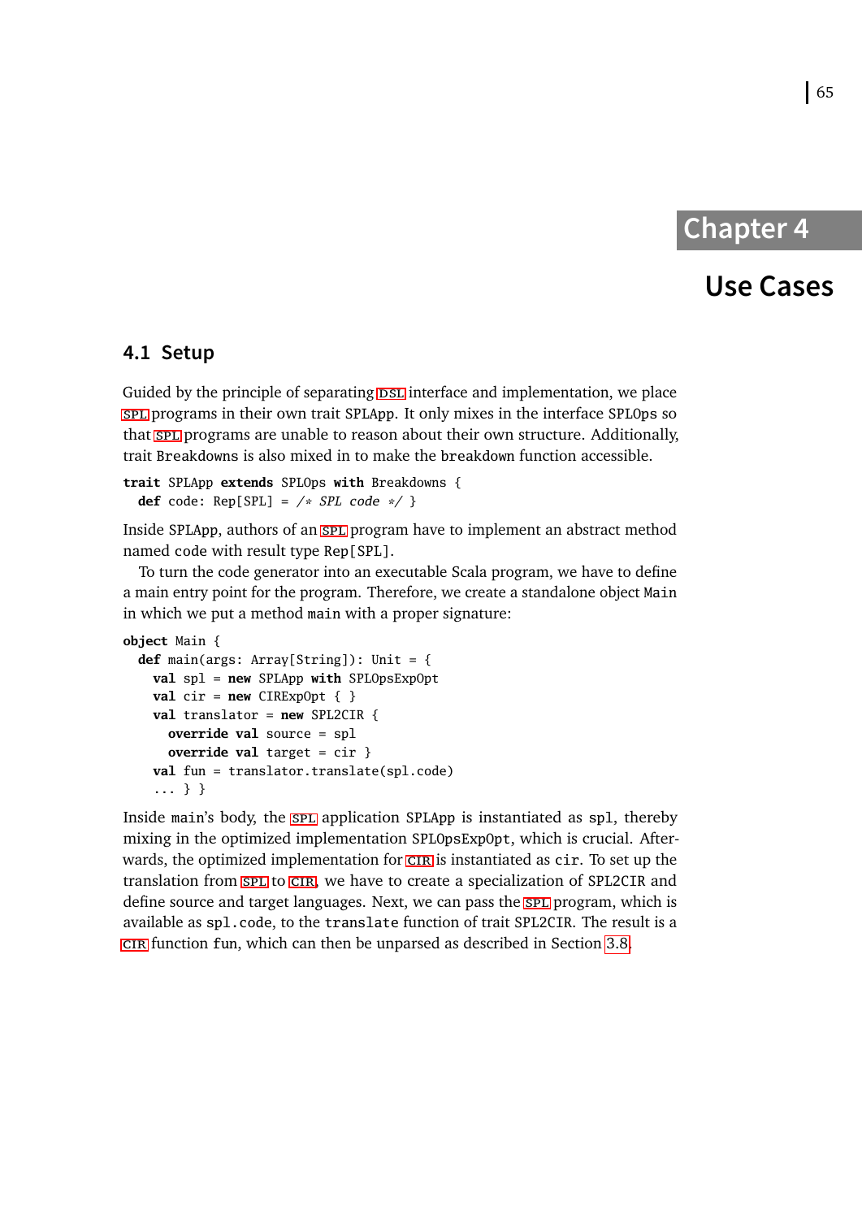# Chapter 4

# Use Cases

## 4.1 Setup

Guided by the principle of separating DSL interface and implementation, we place SPL programs in their own trait SPLApp. It only mixes in the interface SPLOps so that SPL programs are unable to reason about their own structure. Additionally, trait Breakdowns is also mixed in to make the breakdown function accessible.

```
trait SPLApp extends SPLOps with Breakdowns {
  def code: Rep[SPL] = /* SPL code */ }
```

Inside SPLApp, authors of an SPL program have to implement an abstract method named code with result type Rep[SPL].

To turn the code generator into an executable Scala program, we have to define a main entry point for the program. Therefore, we create a standalone object Main in which we put a method main with a proper signature:

```
object Main {
  def main(args: Array[String]): Unit = {
    val spl = new SPLApp with SPLOpsExpOpt
    val cir = new CIRExpOpt { }
    val translator = new SPL2CIR {
      override val source = spl
      override val target = cir }
    val fun = translator.translate(spl.code)
    ... } }
```

Inside main's body, the SPL application SPLApp is instantiated as spl, thereby mixing in the optimized implementation SPLOpsExpOpt, which is crucial. Afterwards, the optimized implementation for CIR is instantiated as cir. To set up the translation from SPL to CIR, we have to create a specialization of SPL2CIR and define source and target languages. Next, we can pass the SPL program, which is available as spl.code, to the translate function of trait SPL2CIR. The result is a CIR function fun, which can then be unparsed as described in Section 3.8.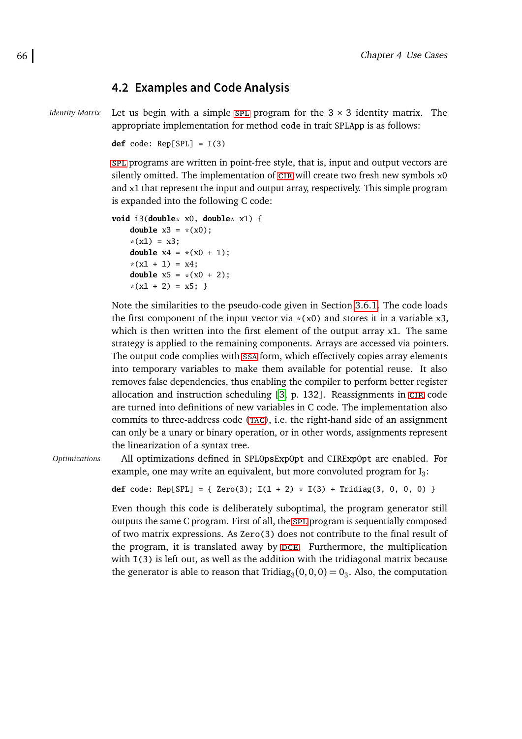## 4.2 Examples and Code Analysis

*Identity Matrix*

Let us begin with a simple SPL program for the $3 \times 3$ identity matrix. The appropriate implementation for method code in trait SPLApp is as follows:

```
def code: Rep[SPL] = I(3)
```

SPL programs are written in point-free style, that is, input and output vectors are silently omitted. The implementation of CIR will create two fresh new symbols x0 and x1 that represent the input and output array, respectively. This simple program is expanded into the following C code:

```
void i3(double* x0, double* x1) {
    double x3 = *(x0);
    *(x1) = x3;
    double x4 = *(x0 + 1);
    *(x1 + 1) = x4;
    double x5 = *(x0 + 2);
    *(x1 + 2) = x5; }
```

Note the similarities to the pseudo-code given in Section 3.6.1. The code loads the first component of the input vector via *(x0) and stores it in a variable x3, which is then written into the first element of the output array x1. The same strategy is applied to the remaining components. Arrays are accessed via pointers. The output code complies with SSA form, which effectively copies array elements into temporary variables to make them available for potential reuse. It also removes false dependencies, thus enabling the compiler to perform better register allocation and instruction scheduling [3, p. 132]. Reassignments in CIR code are turned into definitions of new variables in C code. The implementation also commits to three-address code (TAC), i.e. the right-hand side of an assignment can only be a unary or binary operation, or in other words, assignments represent the linearization of a syntax tree.

*Optimizations*

All optimizations defined in SPLOpsExpOpt and CIRExpOpt are enabled. For example, one may write an equivalent, but more convoluted program for $I_3$:

```
def code: Rep[SPL] = { Zero(3); I(1 + 2) * I(3) + Tridiag(3, 0, 0, 0) }
```

Even though this code is deliberately suboptimal, the program generator still outputs the same C program. First of all, the SPL program is sequentially composed of two matrix expressions. As Zero(3) does not contribute to the final result of the program, it is translated away by DCE. Furthermore, the multiplication with I(3) is left out, as well as the addition with the tridiagonal matrix because the generator is able to reason that $\text{Tridiag}_3(0, 0, 0) = 0_3$. Also, the computation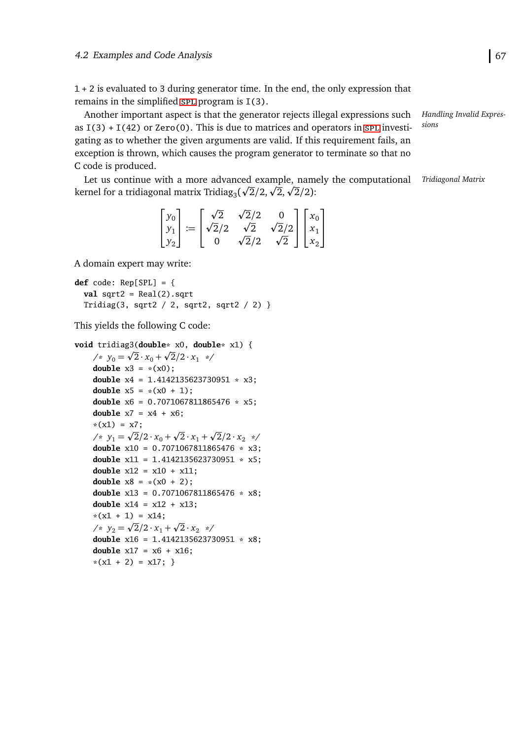1 + 2 is evaluated to 3 during generator time. In the end, the only expression that remains in the simplified SPL program is `I(3)`.

*Handling Invalid Expressions*

Another important aspect is that the generator rejects illegal expressions such as `I(3) + I(42)` or `Zero(0)`. This is due to matrices and operators in SPL investigating as to whether the given arguments are valid. If this requirement fails, an exception is thrown, which causes the program generator to terminate so that no C code is produced.

*Tridiagonal Matrix*

Let us continue with a more advanced example, namely the computational kernel for a tridiagonal matrix $\text{Tridiag}_3(\sqrt{2}/2, \sqrt{2}, \sqrt{2}/2)$:

$$\begin{bmatrix} y_0 \\ y_1 \\ y_2 \end{bmatrix} := \begin{bmatrix} \sqrt{2} & \sqrt{2}/2 & 0 \\ \sqrt{2}/2 & \sqrt{2} & \sqrt{2}/2 \\ 0 & \sqrt{2}/2 & \sqrt{2} \end{bmatrix} \begin{bmatrix} x_0 \\ x_1 \\ x_2 \end{bmatrix}$$

A domain expert may write:

```
def code: Rep[SPL] = {
  val sqrt2 = Real(2).sqrt
  Tridiag(3, sqrt2 / 2, sqrt2, sqrt2 / 2) }
```

This yields the following C code:

```
void tridiag3(double* x0, double* x1) {
    /* y_0 = √2·x_0 + √2/2·x_1 */
    double x3 = *(x0);
    double x4 = 1.4142135623730951 * x3;
    double x5 = *(x0 + 1);
    double x6 = 0.7071067811865476 * x5;
    double x7 = x4 + x6;
    *(x1) = x7;
    /* y_1 = √2/2·x_0 + √2·x_1 + √2/2·x_2 */
    double x10 = 0.7071067811865476 * x3;
    double x11 = 1.4142135623730951 * x5;
    double x12 = x10 + x11;
    double x8 = *(x0 + 2);
    double x13 = 0.7071067811865476 * x8;
    double x14 = x12 + x13;
    *(x1 + 1) = x14;
    /* y_2 = √2/2·x_1 + √2·x_2 */
    double x16 = 1.4142135623730951 * x8;
    double x17 = x6 + x16;
    *(x1 + 2) = x17; }
```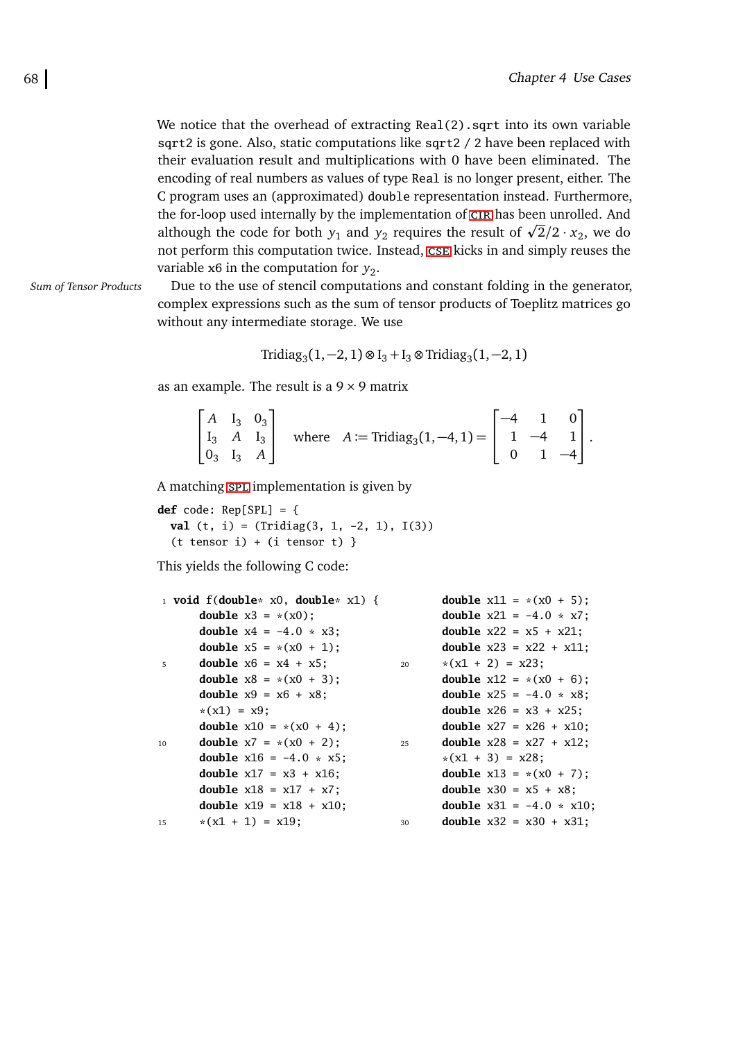We notice that the overhead of extracting `Real(2).sqrt` into its own variable `sqrt2` is gone. Also, static computations like `sqrt2 / 2` have been replaced with their evaluation result and multiplications with 0 have been eliminated. The encoding of real numbers as values of type `Real` is no longer present, either. The C program uses an (approximated) `double` representation instead. Furthermore, the for-loop used internally by the implementation of CIR has been unrolled. And although the code for both $y_1$ and $y_2$ requires the result of $\sqrt{2}/2 \cdot x_2$, we do not perform this computation twice. Instead, CSE kicks in and simply reuses the variable `x6` in the computation for $y_2$.

*Sum of Tensor Products*

Due to the use of stencil computations and constant folding in the generator, complex expressions such as the sum of tensor products of Toeplitz matrices go without any intermediate storage. We use

$$\text{Tridiag}_3(1,-2,1) \otimes \text{I}_3 + \text{I}_3 \otimes \text{Tridiag}_3(1,-2,1)$$

as an example. The result is a $9 \times 9$ matrix

$$\begin{bmatrix} A & \text{I}_3 & 0_3 \\ \text{I}_3 & A & \text{I}_3 \\ 0_3 & \text{I}_3 & A \end{bmatrix} \quad \text{where} \quad A := \text{Tridiag}_3(1,-4,1) = \begin{bmatrix} -4 & 1 & 0 \\ 1 & -4 & 1 \\ 0 & 1 & -4 \end{bmatrix}.$$

A matching SPL implementation is given by

```
def code: Rep[SPL] = {
  val (t, i) = (Tridiag(3, 1, -2, 1), I(3))
  (t tensor i) + (i tensor t) }
```

This yields the following C code:

```
1  void f(double* x0, double* x1) {
     double x3 = *(x0);
     double x4 = -4.0 * x3;
     double x5 = *(x0 + 1);
5    double x6 = x4 + x5;
     double x8 = *(x0 + 3);
     double x9 = x6 + x8;
     *(x1) = x9;
     double x10 = *(x0 + 4);
10   double x7 = *(x0 + 2);
     double x16 = -4.0 * x5;
     double x17 = x3 + x16;
     double x18 = x17 + x7;
     double x19 = x18 + x10;
15   *(x1 + 1) = x19;
     double x11 = *(x0 + 5);
     double x21 = -4.0 * x7;
     double x22 = x5 + x21;
     double x23 = x22 + x11;
20   *(x1 + 2) = x23;
     double x12 = *(x0 + 6);
     double x25 = -4.0 * x8;
     double x26 = x3 + x25;
     double x27 = x26 + x10;
25   double x28 = x27 + x12;
     *(x1 + 3) = x28;
     double x13 = *(x0 + 7);
     double x30 = x5 + x8;
     double x31 = -4.0 * x10;
30   double x32 = x30 + x31;
```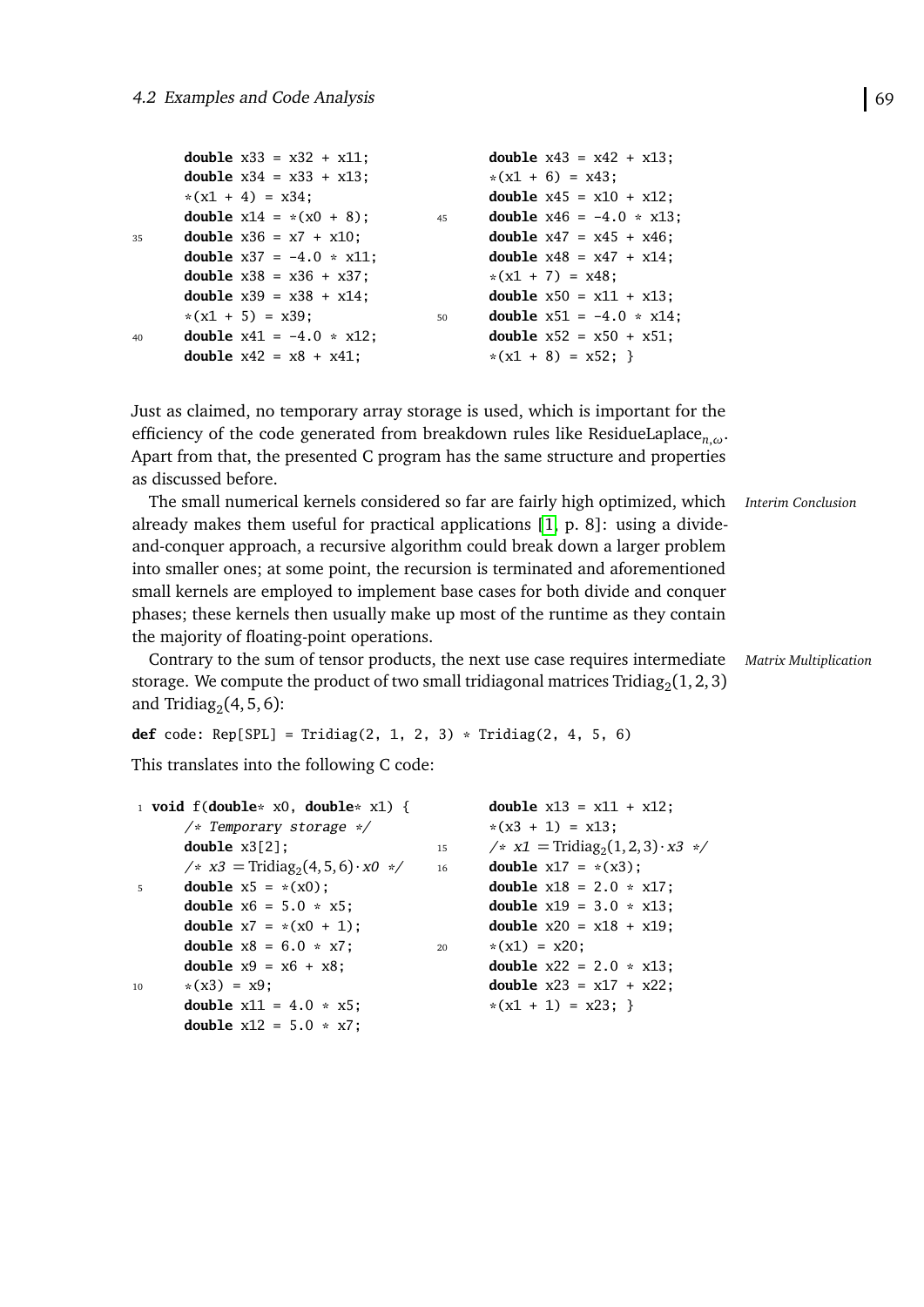```
double x33 = x32 + x11;
double x34 = x33 + x13;
*(x1 + 4) = x34;
double x14 = *(x0 + 8);
double x36 = x7 + x10;
double x37 = -4.0 * x11;
double x38 = x36 + x37;
double x39 = x38 + x14;
*(x1 + 5) = x39;
double x41 = -4.0 * x12;
double x42 = x8 + x41;
double x43 = x42 + x13;
*(x1 + 6) = x43;
double x45 = x10 + x12;
double x46 = -4.0 * x13;
double x47 = x45 + x46;
double x48 = x47 + x14;
*(x1 + 7) = x48;
double x50 = x11 + x13;
double x51 = -4.0 * x14;
double x52 = x50 + x51;
*(x1 + 8) = x52; }
```

Just as claimed, no temporary array storage is used, which is important for the efficiency of the code generated from breakdown rules like $\text{ResidueLaplace}_{n,\omega}$. Apart from that, the presented C program has the same structure and properties as discussed before.

*Interim Conclusion* The small numerical kernels considered so far are fairly high optimized, which already makes them useful for practical applications [1, p. 8]: using a divide-and-conquer approach, a recursive algorithm could break down a larger problem into smaller ones; at some point, the recursion is terminated and aforementioned small kernels are employed to implement base cases for both divide and conquer phases; these kernels then usually make up most of the runtime as they contain the majority of floating-point operations.

*Matrix Multiplication* Contrary to the sum of tensor products, the next use case requires intermediate storage. We compute the product of two small tridiagonal matrices $\text{Tridiag}_2(1, 2, 3)$ and $\text{Tridiag}_2(4, 5, 6)$:

```
def code: Rep[SPL] = Tridiag(2, 1, 2, 3) * Tridiag(2, 4, 5, 6)
```

This translates into the following C code:

```
void f(double* x0, double* x1) {
  /* Temporary storage */
  double x3[2];
  /* x3 = Tridiag_2(4,5,6)·x0 */
  double x5 = *(x0);
  double x6 = 5.0 * x5;
  double x7 = *(x0 + 1);
  double x8 = 6.0 * x7;
  double x9 = x6 + x8;
  *(x3) = x9;
  double x11 = 4.0 * x5;
  double x12 = 5.0 * x7;
  double x13 = x11 + x12;
  *(x3 + 1) = x13;
  /* x1 = Tridiag_2(1,2,3)·x3 */
  double x17 = *(x3);
  double x18 = 2.0 * x17;
  double x19 = 3.0 * x13;
  double x20 = x18 + x19;
  *(x1) = x20;
  double x22 = 2.0 * x13;
  double x23 = x17 + x22;
  *(x1 + 1) = x23; }
```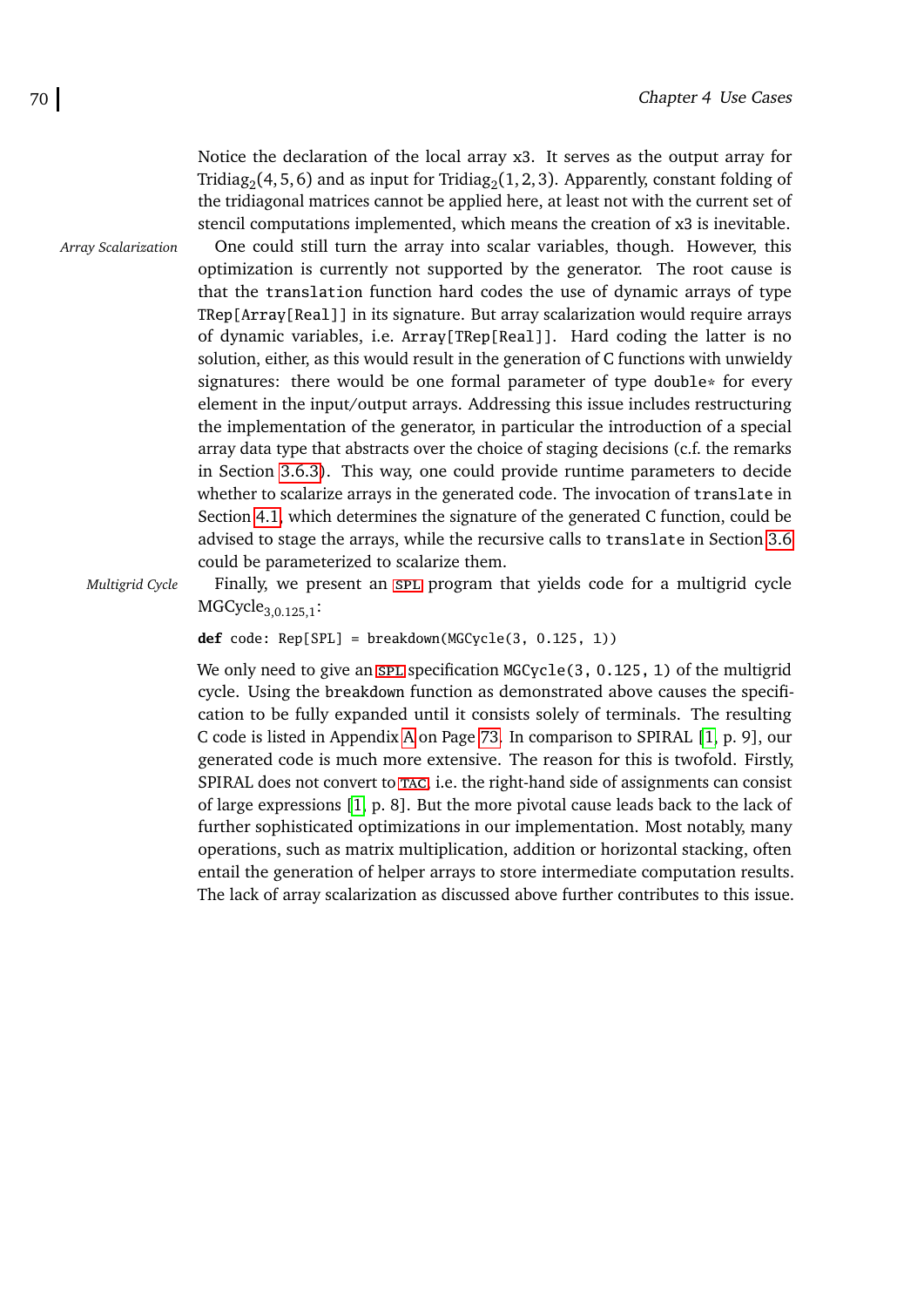Notice the declaration of the local array x3. It serves as the output array for $\text{Tridiag}_2(4,5,6)$ and as input for $\text{Tridiag}_2(1,2,3)$. Apparently, constant folding of the tridiagonal matrices cannot be applied here, at least not with the current set of stencil computations implemented, which means the creation of x3 is inevitable.

*Array Scalarization*

One could still turn the array into scalar variables, though. However, this optimization is currently not supported by the generator. The root cause is that the `translation` function hard codes the use of dynamic arrays of type `TRep[Array[Real]]` in its signature. But array scalarization would require arrays of dynamic variables, i.e. `Array[TRep[Real]]`. Hard coding the latter is no solution, either, as this would result in the generation of C functions with unwieldy signatures: there would be one formal parameter of type `double*` for every element in the input/output arrays. Addressing this issue includes restructuring the implementation of the generator, in particular the introduction of a special array data type that abstracts over the choice of staging decisions (c.f. the remarks in Section 3.6.3). This way, one could provide runtime parameters to decide whether to scalarize arrays in the generated code. The invocation of `translate` in Section 4.1, which determines the signature of the generated C function, could be advised to stage the arrays, while the recursive calls to `translate` in Section 3.6 could be parameterized to scalarize them.

*Multigrid Cycle*

Finally, we present an SPL program that yields code for a multigrid cycle $\text{MGCycle}_{3,0.125,1}$:

```
def code: Rep[SPL] = breakdown(MGCycle(3, 0.125, 1))
```

We only need to give an SPL specification `MGCycle(3, 0.125, 1)` of the multigrid cycle. Using the `breakdown` function as demonstrated above causes the specification to be fully expanded until it consists solely of terminals. The resulting C code is listed in Appendix A on Page 73. In comparison to SPIRAL [1, p. 9], our generated code is much more extensive. The reason for this is twofold. Firstly, SPIRAL does not convert to TAC, i.e. the right-hand side of assignments can consist of large expressions [1, p. 8]. But the more pivotal cause leads back to the lack of further sophisticated optimizations in our implementation. Most notably, many operations, such as matrix multiplication, addition or horizontal stacking, often entail the generation of helper arrays to store intermediate computation results. The lack of array scalarization as discussed above further contributes to this issue.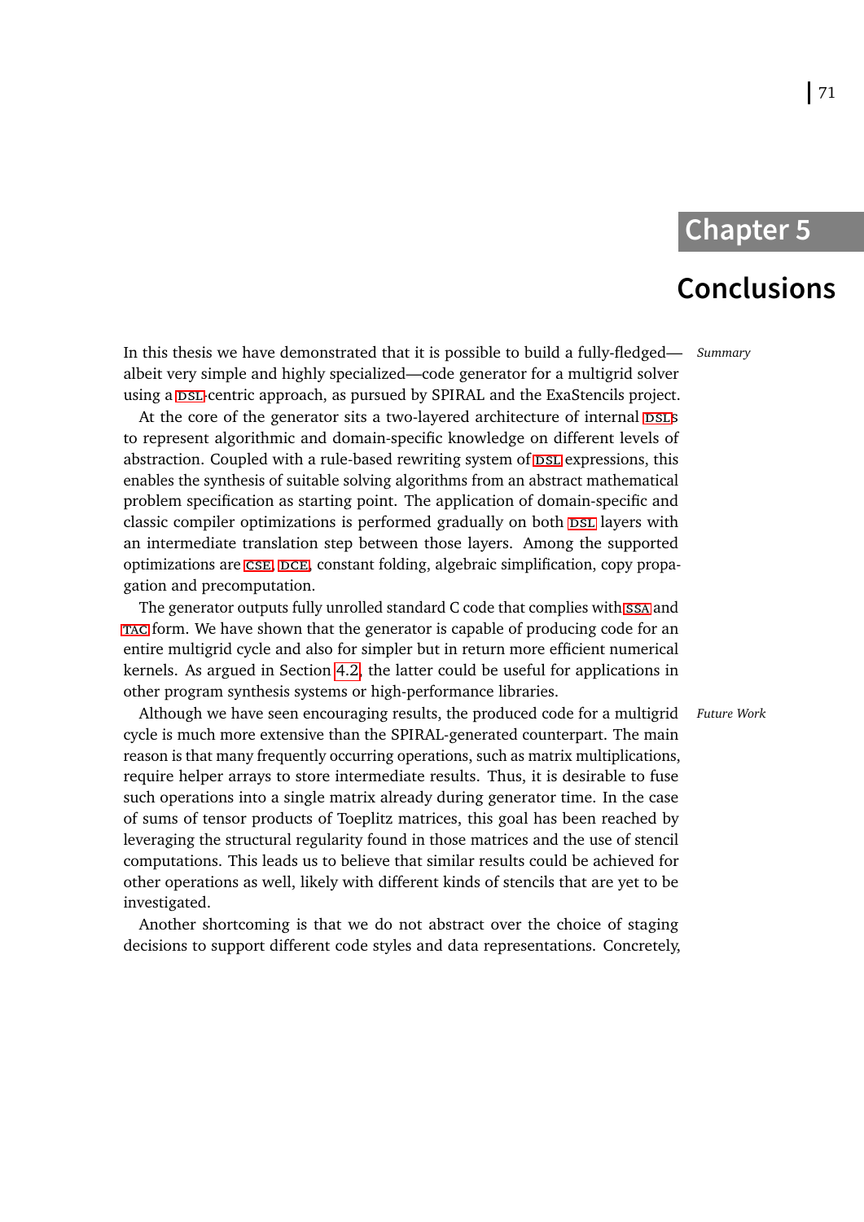# Chapter 5

# Conclusions

*Summary*

In this thesis we have demonstrated that it is possible to build a fully-fledged—albeit very simple and highly specialized—code generator for a multigrid solver using a DSL-centric approach, as pursued by SPIRAL and the ExaStencils project.

At the core of the generator sits a two-layered architecture of internal DSLs to represent algorithmic and domain-specific knowledge on different levels of abstraction. Coupled with a rule-based rewriting system of DSL expressions, this enables the synthesis of suitable solving algorithms from an abstract mathematical problem specification as starting point. The application of domain-specific and classic compiler optimizations is performed gradually on both DSL layers with an intermediate translation step between those layers. Among the supported optimizations are CSE, DCE, constant folding, algebraic simplification, copy propagation and precomputation.

The generator outputs fully unrolled standard C code that complies with SSA and TAC form. We have shown that the generator is capable of producing code for an entire multigrid cycle and also for simpler but in return more efficient numerical kernels. As argued in Section 4.2, the latter could be useful for applications in other program synthesis systems or high-performance libraries.

*Future Work*

Although we have seen encouraging results, the produced code for a multigrid cycle is much more extensive than the SPIRAL-generated counterpart. The main reason is that many frequently occurring operations, such as matrix multiplications, require helper arrays to store intermediate results. Thus, it is desirable to fuse such operations into a single matrix already during generator time. In the case of sums of tensor products of Toeplitz matrices, this goal has been reached by leveraging the structural regularity found in those matrices and the use of stencil computations. This leads us to believe that similar results could be achieved for other operations as well, likely with different kinds of stencils that are yet to be investigated.

Another shortcoming is that we do not abstract over the choice of staging decisions to support different code styles and data representations. Concretely,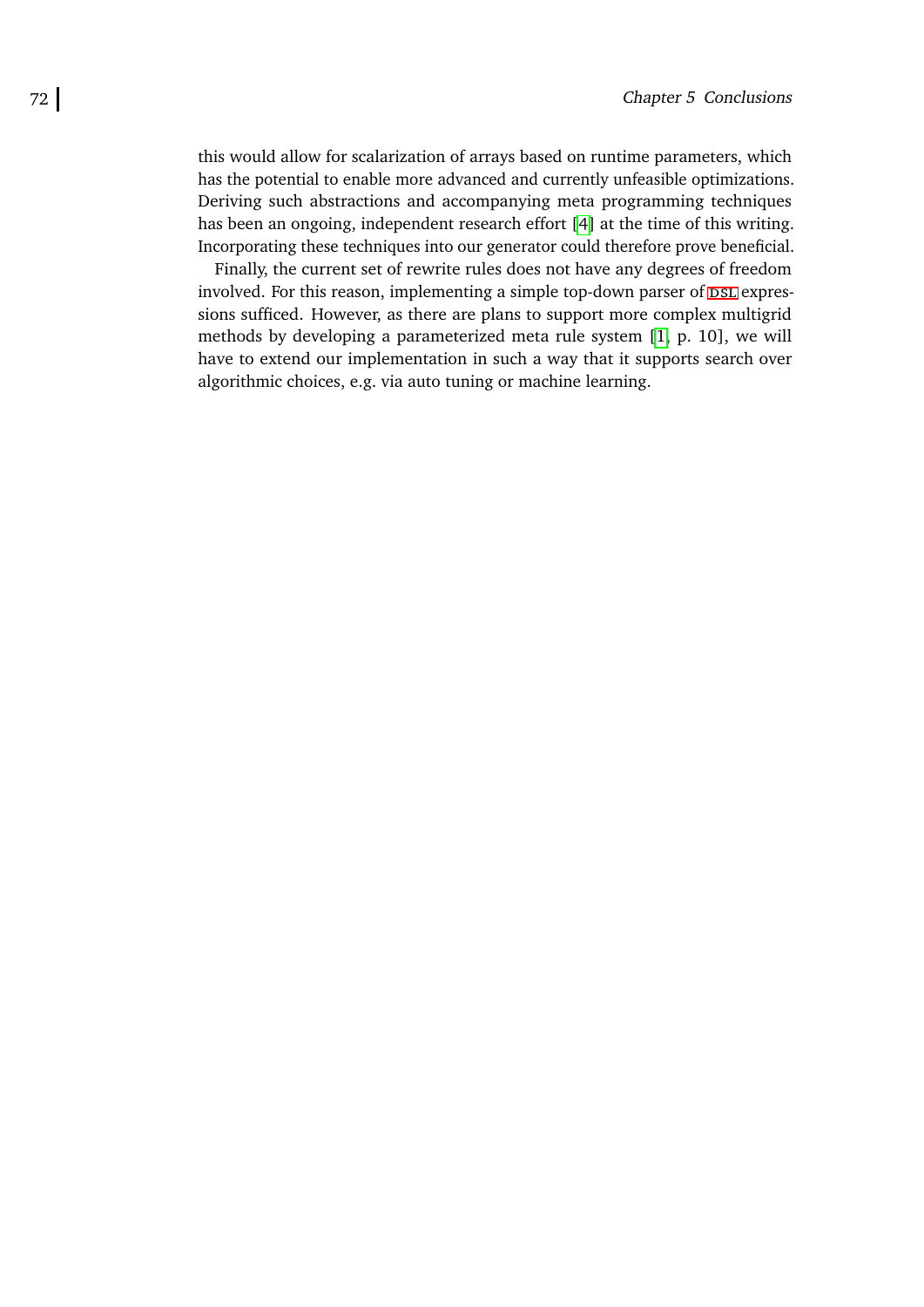this would allow for scalarization of arrays based on runtime parameters, which has the potential to enable more advanced and currently unfeasible optimizations. Deriving such abstractions and accompanying meta programming techniques has been an ongoing, independent research effort [4] at the time of this writing. Incorporating these techniques into our generator could therefore prove beneficial.

Finally, the current set of rewrite rules does not have any degrees of freedom involved. For this reason, implementing a simple top-down parser of DSL expressions sufficed. However, as there are plans to support more complex multigrid methods by developing a parameterized meta rule system [1, p. 10], we will have to extend our implementation in such a way that it supports search over algorithmic choices, e.g. via auto tuning or machine learning.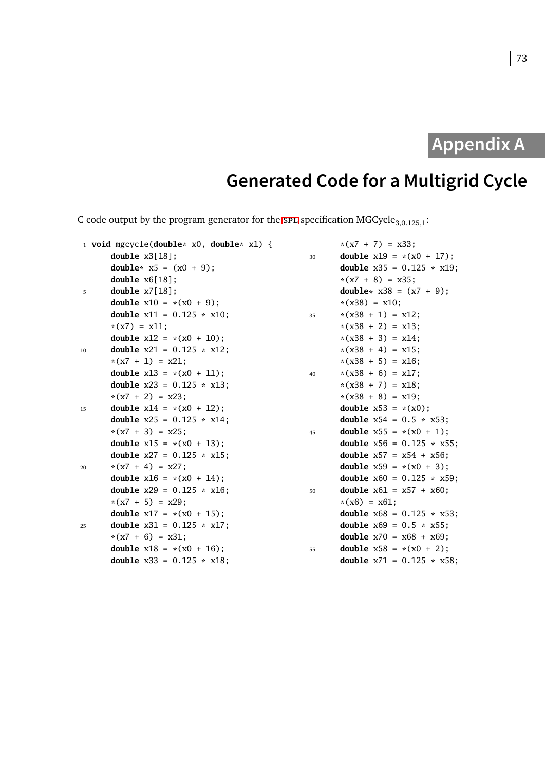# Appendix A

# Generated Code for a Multigrid Cycle

C code output by the program generator for the SPL specification $\text{MGCycle}_{3,0.125,1}$:

```c
void mgcycle(double* x0, double* x1) {
    double x3[18];
    double* x5 = (x0 + 9);
    double x6[18];
    double x7[18];
    double x10 = *(x0 + 9);
    double x11 = 0.125 * x10;
    *(x7) = x11;
    double x12 = *(x0 + 10);
    double x21 = 0.125 * x12;
    *(x7 + 1) = x21;
    double x13 = *(x0 + 11);
    double x23 = 0.125 * x13;
    *(x7 + 2) = x23;
    double x14 = *(x0 + 12);
    double x25 = 0.125 * x14;
    *(x7 + 3) = x25;
    double x15 = *(x0 + 13);
    double x27 = 0.125 * x15;
    *(x7 + 4) = x27;
    double x16 = *(x0 + 14);
    double x29 = 0.125 * x16;
    *(x7 + 5) = x29;
    double x17 = *(x0 + 15);
    double x31 = 0.125 * x17;
    *(x7 + 6) = x31;
    double x18 = *(x0 + 16);
    double x33 = 0.125 * x18;
    *(x7 + 7) = x33;
    double x19 = *(x0 + 17);
    double x35 = 0.125 * x19;
    *(x7 + 8) = x35;
    double* x38 = (x7 + 9);
    *(x38) = x10;
    *(x38 + 1) = x12;
    *(x38 + 2) = x13;
    *(x38 + 3) = x14;
    *(x38 + 4) = x15;
    *(x38 + 5) = x16;
    *(x38 + 6) = x17;
    *(x38 + 7) = x18;
    *(x38 + 8) = x19;
    double x53 = *(x0);
    double x54 = 0.5 * x53;
    double x55 = *(x0 + 1);
    double x56 = 0.125 * x55;
    double x57 = x54 + x56;
    double x59 = *(x0 + 3);
    double x60 = 0.125 * x59;
    double x61 = x57 + x60;
    *(x6) = x61;
    double x68 = 0.125 * x53;
    double x69 = 0.5 * x55;
    double x70 = x68 + x69;
    double x58 = *(x0 + 2);
    double x71 = 0.125 * x58;
```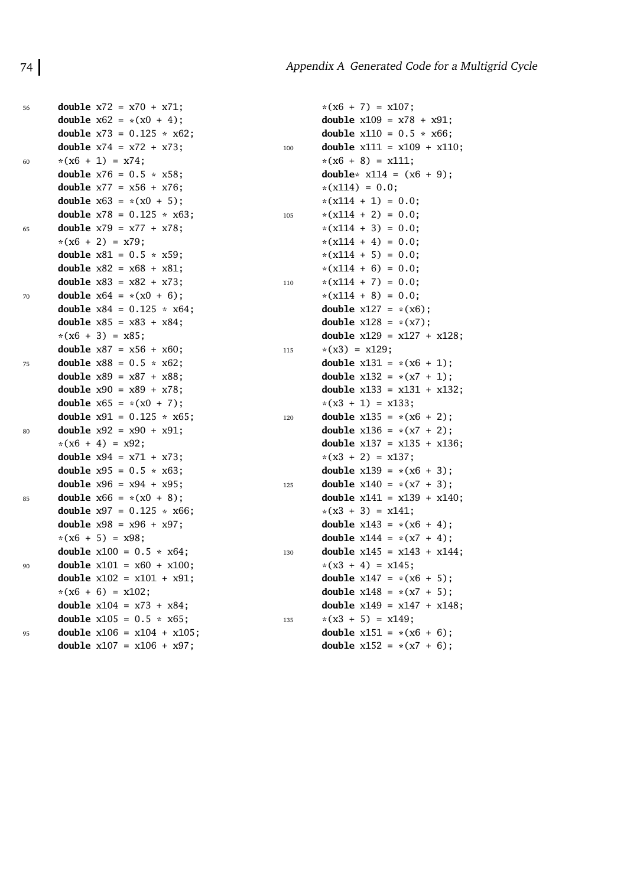```c
double x72 = x70 + x71;
double x62 = *(x0 + 4);
double x73 = 0.125 * x62;
double x74 = x72 + x73;
*(x6 + 1) = x74;
double x76 = 0.5 * x58;
double x77 = x56 + x76;
double x63 = *(x0 + 5);
double x78 = 0.125 * x63;
double x79 = x77 + x78;
*(x6 + 2) = x79;
double x81 = 0.5 * x59;
double x82 = x68 + x81;
double x83 = x82 + x73;
double x64 = *(x0 + 6);
double x84 = 0.125 * x64;
double x85 = x83 + x84;
*(x6 + 3) = x85;
double x87 = x56 + x60;
double x88 = 0.5 * x62;
double x89 = x87 + x88;
double x90 = x89 + x78;
double x65 = *(x0 + 7);
double x91 = 0.125 * x65;
double x92 = x90 + x91;
*(x6 + 4) = x92;
double x94 = x71 + x73;
double x95 = 0.5 * x63;
double x96 = x94 + x95;
double x66 = *(x0 + 8);
double x97 = 0.125 * x66;
double x98 = x96 + x97;
*(x6 + 5) = x98;
double x100 = 0.5 * x64;
double x101 = x60 + x100;
double x102 = x101 + x91;
*(x6 + 6) = x102;
double x104 = x73 + x84;
double x105 = 0.5 * x65;
double x106 = x104 + x105;
double x107 = x106 + x97;
*(x6 + 7) = x107;
double x109 = x78 + x91;
double x110 = 0.5 * x66;
double x111 = x109 + x110;
*(x6 + 8) = x111;
double* x114 = (x6 + 9);
*(x114) = 0.0;
*(x114 + 1) = 0.0;
*(x114 + 2) = 0.0;
*(x114 + 3) = 0.0;
*(x114 + 4) = 0.0;
*(x114 + 5) = 0.0;
*(x114 + 6) = 0.0;
*(x114 + 7) = 0.0;
*(x114 + 8) = 0.0;
double x127 = *(x6);
double x128 = *(x7);
double x129 = x127 + x128;
*(x3) = x129;
double x131 = *(x6 + 1);
double x132 = *(x7 + 1);
double x133 = x131 + x132;
*(x3 + 1) = x133;
double x135 = *(x6 + 2);
double x136 = *(x7 + 2);
double x137 = x135 + x136;
*(x3 + 2) = x137;
double x139 = *(x6 + 3);
double x140 = *(x7 + 3);
double x141 = x139 + x140;
*(x3 + 3) = x141;
double x143 = *(x6 + 4);
double x144 = *(x7 + 4);
double x145 = x143 + x144;
*(x3 + 4) = x145;
double x147 = *(x6 + 5);
double x148 = *(x7 + 5);
double x149 = x147 + x148;
*(x3 + 5) = x149;
double x151 = *(x6 + 6);
double x152 = *(x7 + 6);
```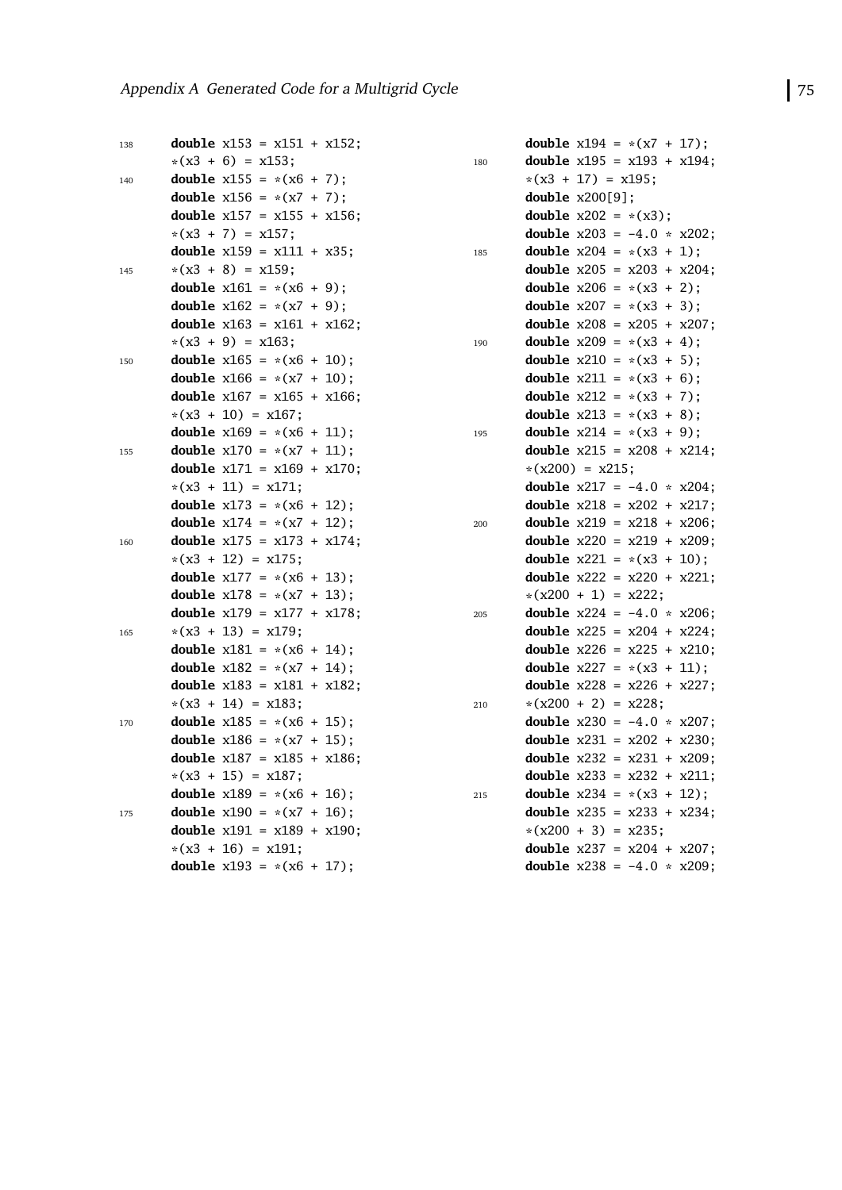```
double x153 = x151 + x152;
*(x3 + 6) = x153;
double x155 = *(x6 + 7);
double x156 = *(x7 + 7);
double x157 = x155 + x156;
*(x3 + 7) = x157;
double x159 = x111 + x35;
*(x3 + 8) = x159;
double x161 = *(x6 + 9);
double x162 = *(x7 + 9);
double x163 = x161 + x162;
*(x3 + 9) = x163;
double x165 = *(x6 + 10);
double x166 = *(x7 + 10);
double x167 = x165 + x166;
*(x3 + 10) = x167;
double x169 = *(x6 + 11);
double x170 = *(x7 + 11);
double x171 = x169 + x170;
*(x3 + 11) = x171;
double x173 = *(x6 + 12);
double x174 = *(x7 + 12);
double x175 = x173 + x174;
*(x3 + 12) = x175;
double x177 = *(x6 + 13);
double x178 = *(x7 + 13);
double x179 = x177 + x178;
*(x3 + 13) = x179;
double x181 = *(x6 + 14);
double x182 = *(x7 + 14);
double x183 = x181 + x182;
*(x3 + 14) = x183;
double x185 = *(x6 + 15);
double x186 = *(x7 + 15);
double x187 = x185 + x186;
*(x3 + 15) = x187;
double x189 = *(x6 + 16);
double x190 = *(x7 + 16);
double x191 = x189 + x190;
*(x3 + 16) = x191;
double x193 = *(x6 + 17);
double x194 = *(x7 + 17);
double x195 = x193 + x194;
*(x3 + 17) = x195;
double x200[9];
double x202 = *(x3);
double x203 = -4.0 * x202;
double x204 = *(x3 + 1);
double x205 = x203 + x204;
double x206 = *(x3 + 2);
double x207 = *(x3 + 3);
double x208 = x205 + x207;
double x209 = *(x3 + 4);
double x210 = *(x3 + 5);
double x211 = *(x3 + 6);
double x212 = *(x3 + 7);
double x213 = *(x3 + 8);
double x214 = *(x3 + 9);
double x215 = x208 + x214;
*(x200) = x215;
double x217 = -4.0 * x204;
double x218 = x202 + x217;
double x219 = x218 + x206;
double x220 = x219 + x209;
double x221 = *(x3 + 10);
double x222 = x220 + x221;
*(x200 + 1) = x222;
double x224 = -4.0 * x206;
double x225 = x204 + x224;
double x226 = x225 + x210;
double x227 = *(x3 + 11);
double x228 = x226 + x227;
*(x200 + 2) = x228;
double x230 = -4.0 * x207;
double x231 = x202 + x230;
double x232 = x231 + x209;
double x233 = x232 + x211;
double x234 = *(x3 + 12);
double x235 = x233 + x234;
*(x200 + 3) = x235;
double x237 = x204 + x207;
double x238 = -4.0 * x209;
```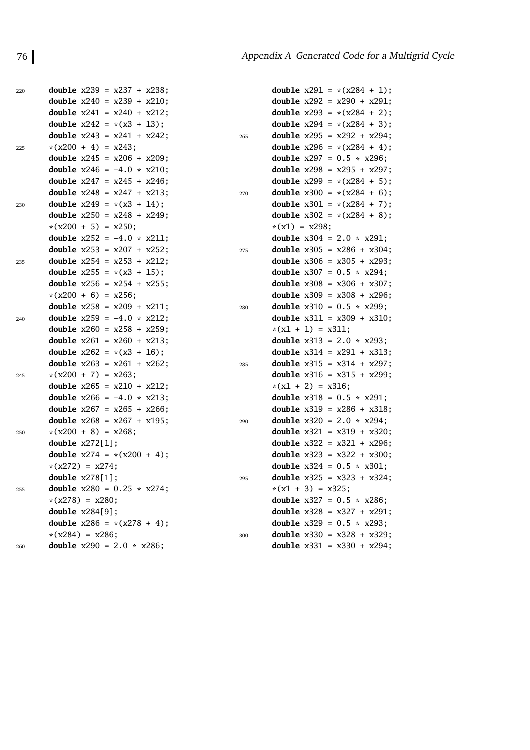```
double x239 = x237 + x238;
double x240 = x239 + x210;
double x241 = x240 + x212;
double x242 = *(x3 + 13);
double x243 = x241 + x242;
*(x200 + 4) = x243;
double x245 = x206 + x209;
double x246 = -4.0 * x210;
double x247 = x245 + x246;
double x248 = x247 + x213;
double x249 = *(x3 + 14);
double x250 = x248 + x249;
*(x200 + 5) = x250;
double x252 = -4.0 * x211;
double x253 = x207 + x252;
double x254 = x253 + x212;
double x255 = *(x3 + 15);
double x256 = x254 + x255;
*(x200 + 6) = x256;
double x258 = x209 + x211;
double x259 = -4.0 * x212;
double x260 = x258 + x259;
double x261 = x260 + x213;
double x262 = *(x3 + 16);
double x263 = x261 + x262;
*(x200 + 7) = x263;
double x265 = x210 + x212;
double x266 = -4.0 * x213;
double x267 = x265 + x266;
double x268 = x267 + x195;
*(x200 + 8) = x268;
double x272[1];
double x274 = *(x200 + 4);
*(x272) = x274;
double x278[1];
double x280 = 0.25 * x274;
*(x278) = x280;
double x284[9];
double x286 = *(x278 + 4);
*(x284) = x286;
double x290 = 2.0 * x286;
double x291 = *(x284 + 1);
double x292 = x290 + x291;
double x293 = *(x284 + 2);
double x294 = *(x284 + 3);
double x295 = x292 + x294;
double x296 = *(x284 + 4);
double x297 = 0.5 * x296;
double x298 = x295 + x297;
double x299 = *(x284 + 5);
double x300 = *(x284 + 6);
double x301 = *(x284 + 7);
double x302 = *(x284 + 8);
*(x1) = x298;
double x304 = 2.0 * x291;
double x305 = x286 + x304;
double x306 = x305 + x293;
double x307 = 0.5 * x294;
double x308 = x306 + x307;
double x309 = x308 + x296;
double x310 = 0.5 * x299;
double x311 = x309 + x310;
*(x1 + 1) = x311;
double x313 = 2.0 * x293;
double x314 = x291 + x313;
double x315 = x314 + x297;
double x316 = x315 + x299;
*(x1 + 2) = x316;
double x318 = 0.5 * x291;
double x319 = x286 + x318;
double x320 = 2.0 * x294;
double x321 = x319 + x320;
double x322 = x321 + x296;
double x323 = x322 + x300;
double x324 = 0.5 * x301;
double x325 = x323 + x324;
*(x1 + 3) = x325;
double x327 = 0.5 * x286;
double x328 = x327 + x291;
double x329 = 0.5 * x293;
double x330 = x328 + x329;
double x331 = x330 + x294;
```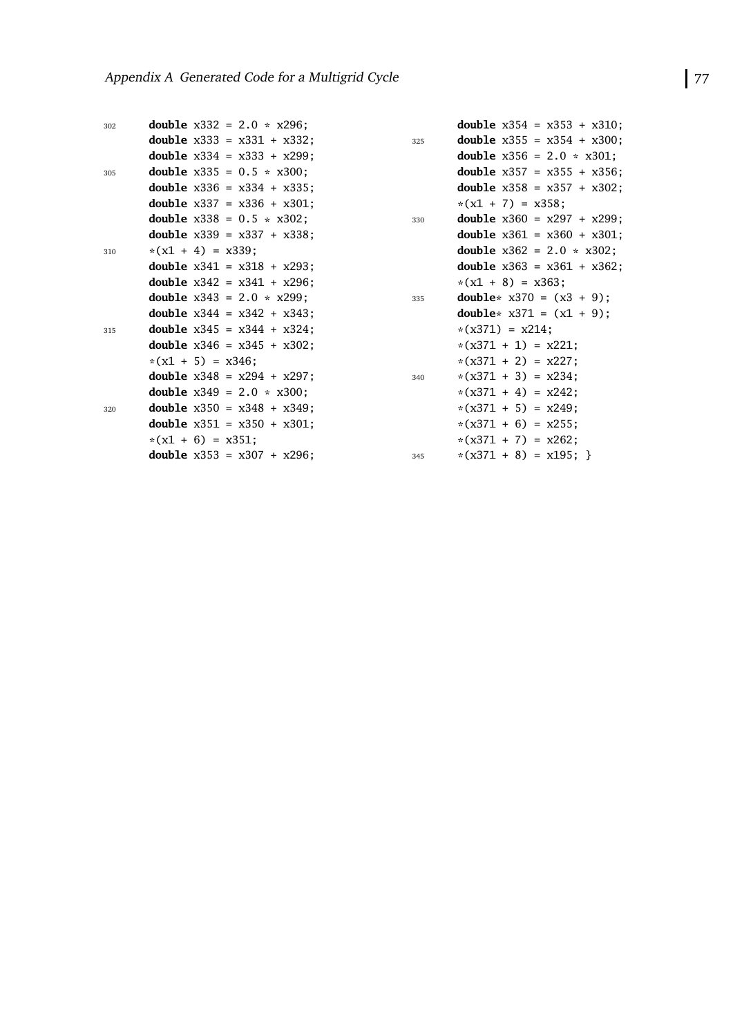```c
double x332 = 2.0 * x296;
double x333 = x331 + x332;
double x334 = x333 + x299;
double x335 = 0.5 * x300;
double x336 = x334 + x335;
double x337 = x336 + x301;
double x338 = 0.5 * x302;
double x339 = x337 + x338;
*(x1 + 4) = x339;
double x341 = x318 + x293;
double x342 = x341 + x296;
double x343 = 2.0 * x299;
double x344 = x342 + x343;
double x345 = x344 + x324;
double x346 = x345 + x302;
*(x1 + 5) = x346;
double x348 = x294 + x297;
double x349 = 2.0 * x300;
double x350 = x348 + x349;
double x351 = x350 + x301;
*(x1 + 6) = x351;
double x353 = x307 + x296;
double x354 = x353 + x310;
double x355 = x354 + x300;
double x356 = 2.0 * x301;
double x357 = x355 + x356;
double x358 = x357 + x302;
*(x1 + 7) = x358;
double x360 = x297 + x299;
double x361 = x360 + x301;
double x362 = 2.0 * x302;
double x363 = x361 + x362;
*(x1 + 8) = x363;
double* x370 = (x3 + 9);
double* x371 = (x1 + 9);
*(x371) = x214;
*(x371 + 1) = x221;
*(x371 + 2) = x227;
*(x371 + 3) = x234;
*(x371 + 4) = x242;
*(x371 + 5) = x249;
*(x371 + 6) = x255;
*(x371 + 7) = x262;
*(x371 + 8) = x195; }
```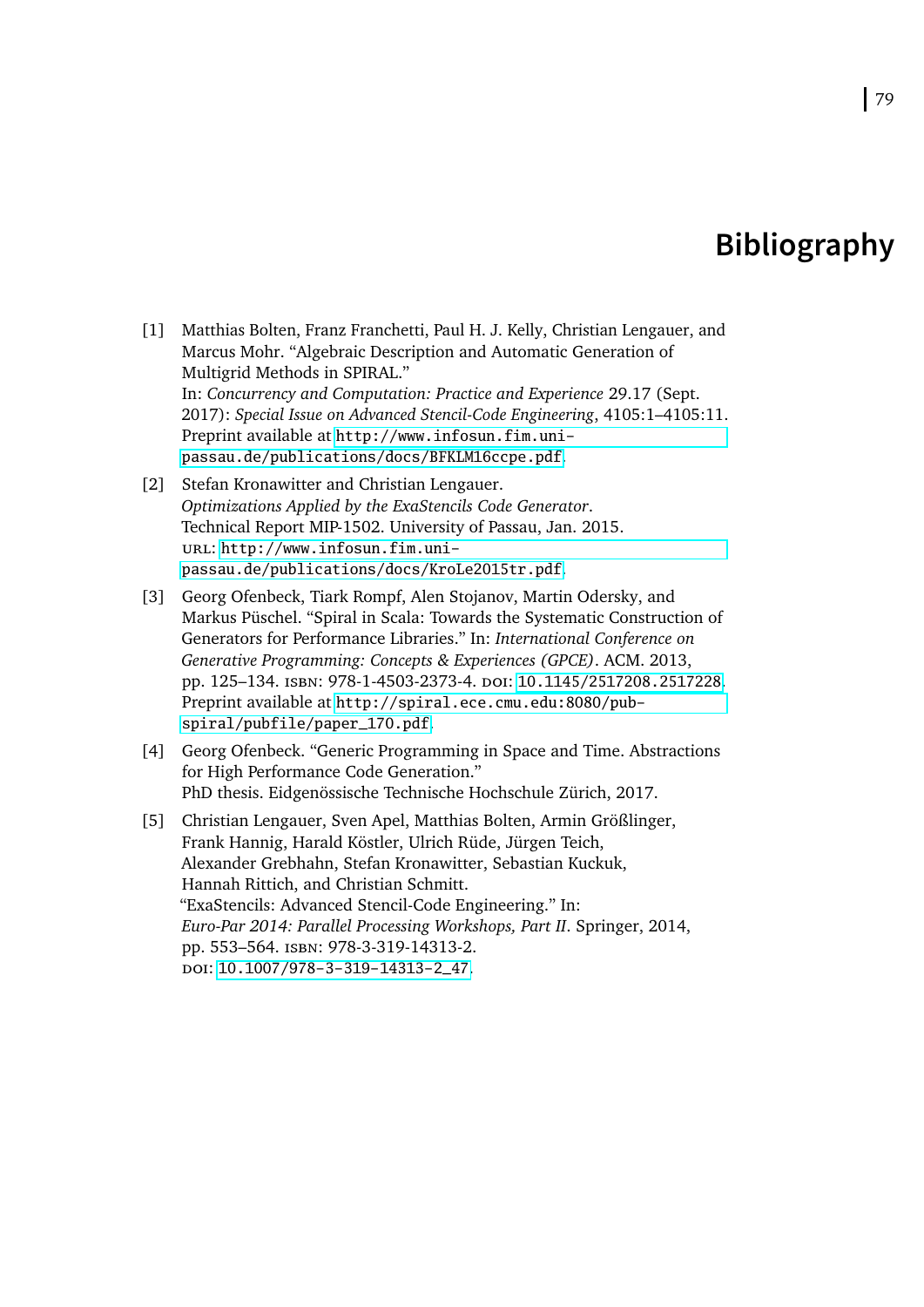# Bibliography

[1] Matthias Bolten, Franz Franchetti, Paul H. J. Kelly, Christian Lengauer, and Marcus Mohr. "Algebraic Description and Automatic Generation of Multigrid Methods in SPIRAL."
In: *Concurrency and Computation: Practice and Experience* 29.17 (Sept. 2017): *Special Issue on Advanced Stencil-Code Engineering*, 4105:1–4105:11. Preprint available at http://www.infosun.fim.uni-passau.de/publications/docs/BFKLM16ccpe.pdf.

[2] Stefan Kronawitter and Christian Lengauer.
*Optimizations Applied by the ExaStencils Code Generator*.
Technical Report MIP-1502. University of Passau, Jan. 2015.
URL: http://www.infosun.fim.uni-passau.de/publications/docs/KroLe2015tr.pdf.

[3] Georg Ofenbeck, Tiark Rompf, Alen Stojanov, Martin Odersky, and Markus Püschel. "Spiral in Scala: Towards the Systematic Construction of Generators for Performance Libraries." In: *International Conference on Generative Programming: Concepts & Experiences (GPCE)*. ACM. 2013, pp. 125–134. ISBN: 978-1-4503-2373-4. DOI: 10.1145/2517208.2517228. Preprint available at http://spiral.ece.cmu.edu:8080/pub-spiral/pubfile/paper_170.pdf.

[4] Georg Ofenbeck. "Generic Programming in Space and Time. Abstractions for High Performance Code Generation."
PhD thesis. Eidgenössische Technische Hochschule Zürich, 2017.

[5] Christian Lengauer, Sven Apel, Matthias Bolten, Armin Größlinger, Frank Hannig, Harald Köstler, Ulrich Rüde, Jürgen Teich, Alexander Grebhahn, Stefan Kronawitter, Sebastian Kuckuk, Hannah Rittich, and Christian Schmitt.
"ExaStencils: Advanced Stencil-Code Engineering." In:
*Euro-Par 2014: Parallel Processing Workshops, Part II*. Springer, 2014, pp. 553–564. ISBN: 978-3-319-14313-2.
DOI: 10.1007/978-3-319-14313-2_47.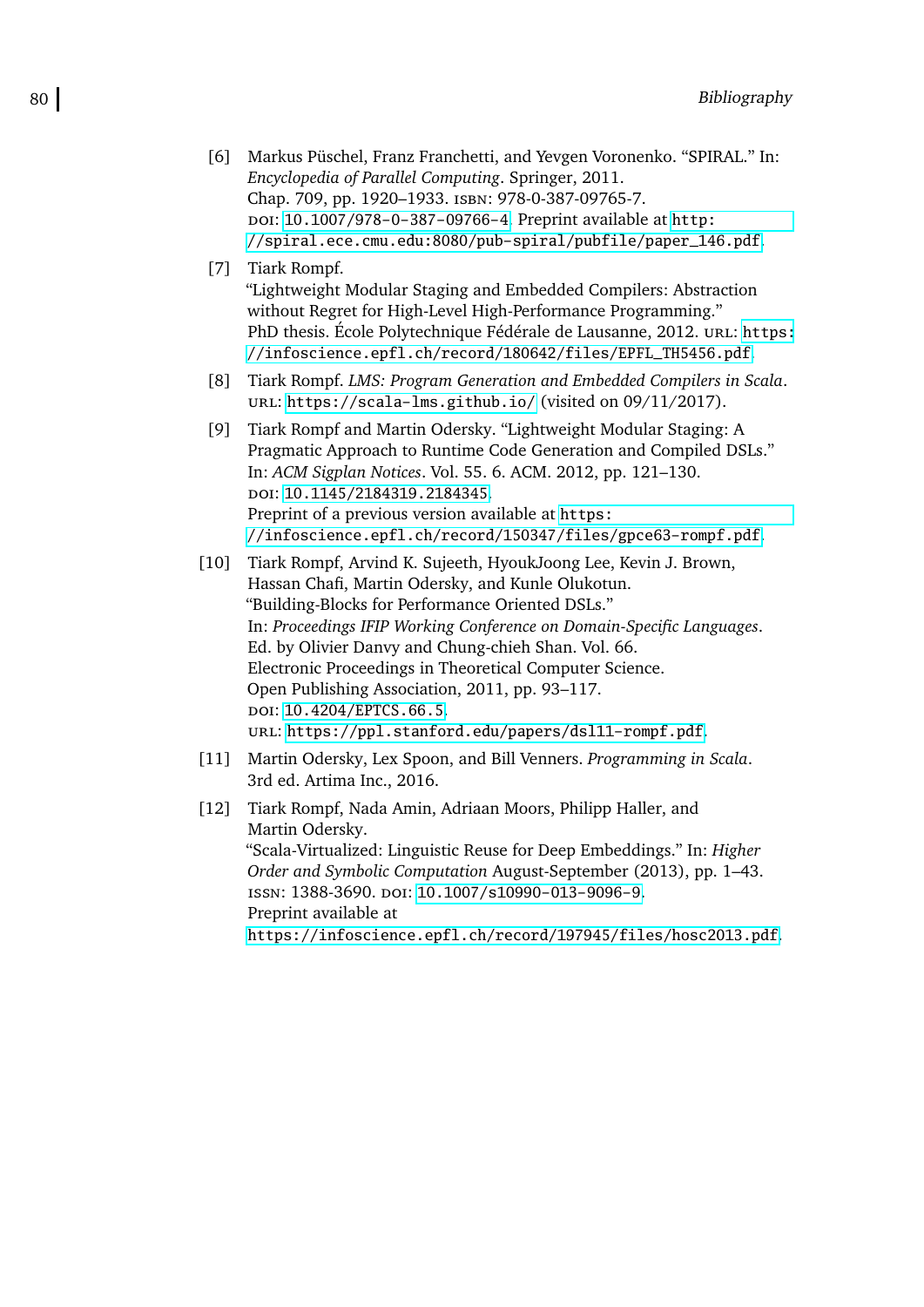[6] Markus Püschel, Franz Franchetti, and Yevgen Voronenko. “SPIRAL.” In: *Encyclopedia of Parallel Computing*. Springer, 2011. Chap. 709, pp. 1920–1933. ISBN: 978-0-387-09765-7. DOI: 10.1007/978-0-387-09766-4. Preprint available at `http://spiral.ece.cmu.edu:8080/pub-spiral/pubfile/paper_146.pdf`.

[7] Tiark Rompf. “Lightweight Modular Staging and Embedded Compilers: Abstraction without Regret for High-Level High-Performance Programming.” PhD thesis. École Polytechnique Fédérale de Lausanne, 2012. URL: `https://infoscience.epfl.ch/record/180642/files/EPFL_TH5456.pdf`.

[8] Tiark Rompf. *LMS: Program Generation and Embedded Compilers in Scala*. URL: `https://scala-lms.github.io/` (visited on 09/11/2017).

[9] Tiark Rompf and Martin Odersky. “Lightweight Modular Staging: A Pragmatic Approach to Runtime Code Generation and Compiled DSLs.” In: *ACM Sigplan Notices*. Vol. 55. 6. ACM. 2012, pp. 121–130. DOI: 10.1145/2184319.2184345. Preprint of a previous version available at `https://infoscience.epfl.ch/record/150347/files/gpce63-rompf.pdf`.

[10] Tiark Rompf, Arvind K. Sujeeth, HyoukJoong Lee, Kevin J. Brown, Hassan Chafi, Martin Odersky, and Kunle Olukotun. “Building-Blocks for Performance Oriented DSLs.” In: *Proceedings IFIP Working Conference on Domain-Specific Languages*. Ed. by Olivier Danvy and Chung-chieh Shan. Vol. 66. Electronic Proceedings in Theoretical Computer Science. Open Publishing Association, 2011, pp. 93–117. DOI: 10.4204/EPTCS.66.5. URL: `https://ppl.stanford.edu/papers/dsl11-rompf.pdf`.

[11] Martin Odersky, Lex Spoon, and Bill Venners. *Programming in Scala*. 3rd ed. Artima Inc., 2016.

[12] Tiark Rompf, Nada Amin, Adriaan Moors, Philipp Haller, and Martin Odersky. “Scala-Virtualized: Linguistic Reuse for Deep Embeddings.” In: *Higher Order and Symbolic Computation* August-September (2013), pp. 1–43. ISSN: 1388-3690. DOI: 10.1007/s10990-013-9096-9. Preprint available at `https://infoscience.epfl.ch/record/197945/files/hosc2013.pdf`.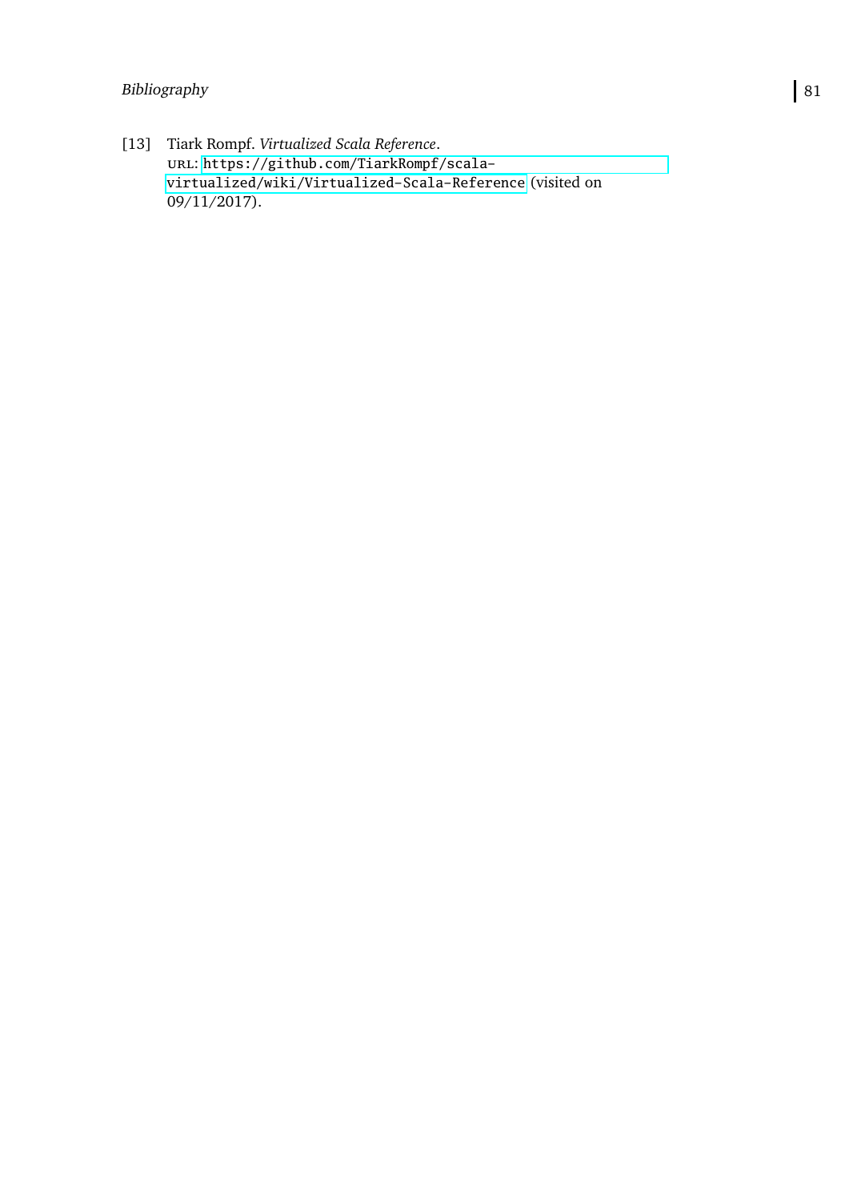[13] Tiark Rompf. *Virtualized Scala Reference*. URL: https://github.com/TiarkRompf/scala-virtualized/wiki/Virtualized-Scala-Reference (visited on 09/11/2017).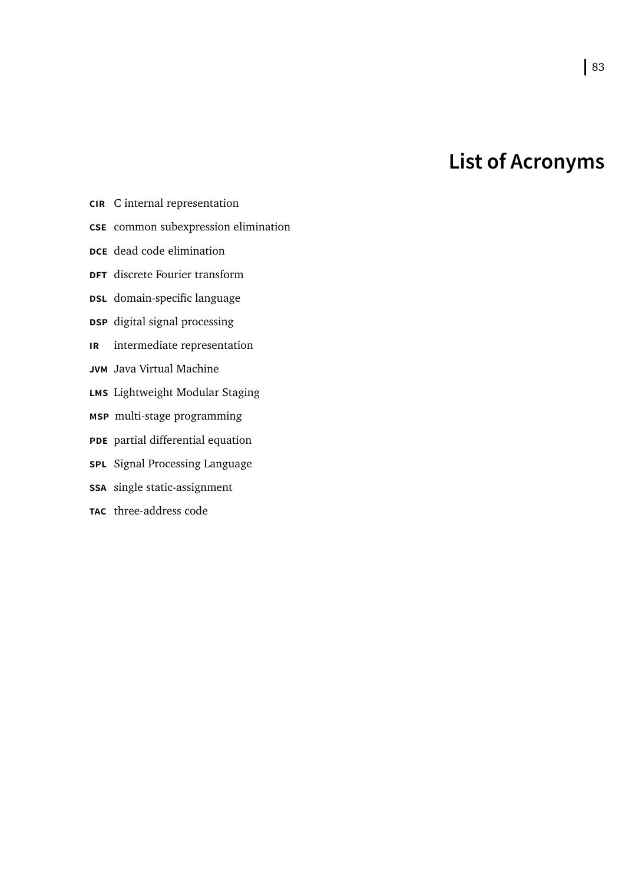# List of Acronyms

**CIR** C internal representation

**CSE** common subexpression elimination

**DCE** dead code elimination

**DFT** discrete Fourier transform

**DSL** domain-specific language

**DSP** digital signal processing

**IR** intermediate representation

**JVM** Java Virtual Machine

**LMS** Lightweight Modular Staging

**MSP** multi-stage programming

**PDE** partial differential equation

**SPL** Signal Processing Language

**SSA** single static-assignment

**TAC** three-address code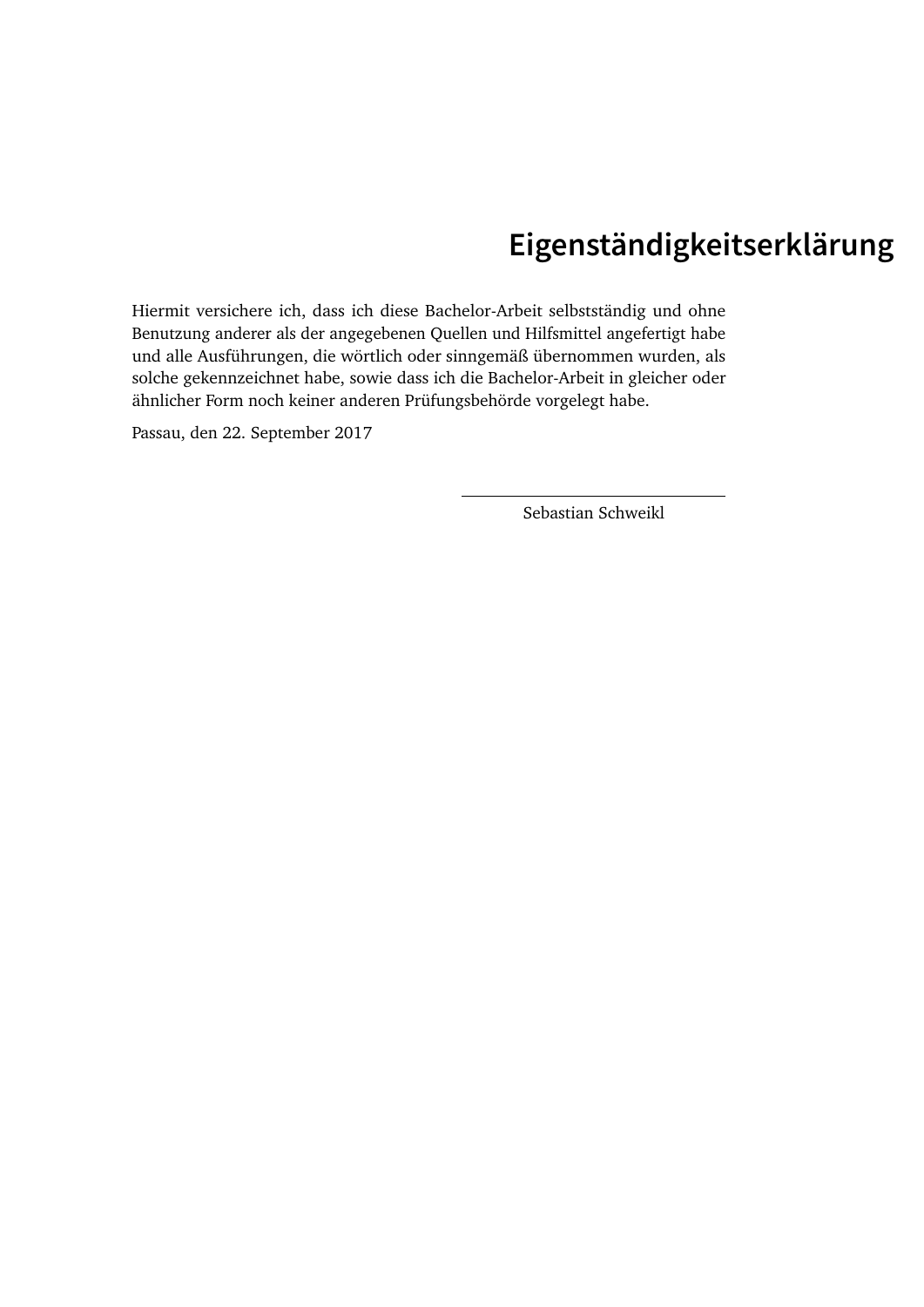# Eigenständigkeitserklärung

Hiermit versichere ich, dass ich diese Bachelor-Arbeit selbstständig und ohne Benutzung anderer als der angegebenen Quellen und Hilfsmittel angefertigt habe und alle Ausführungen, die wörtlich oder sinngemäß übernommen wurden, als solche gekennzeichnet habe, sowie dass ich die Bachelor-Arbeit in gleicher oder ähnlicher Form noch keiner anderen Prüfungsbehörde vorgelegt habe.

Passau, den 22. September 2017

Sebastian Schweikl